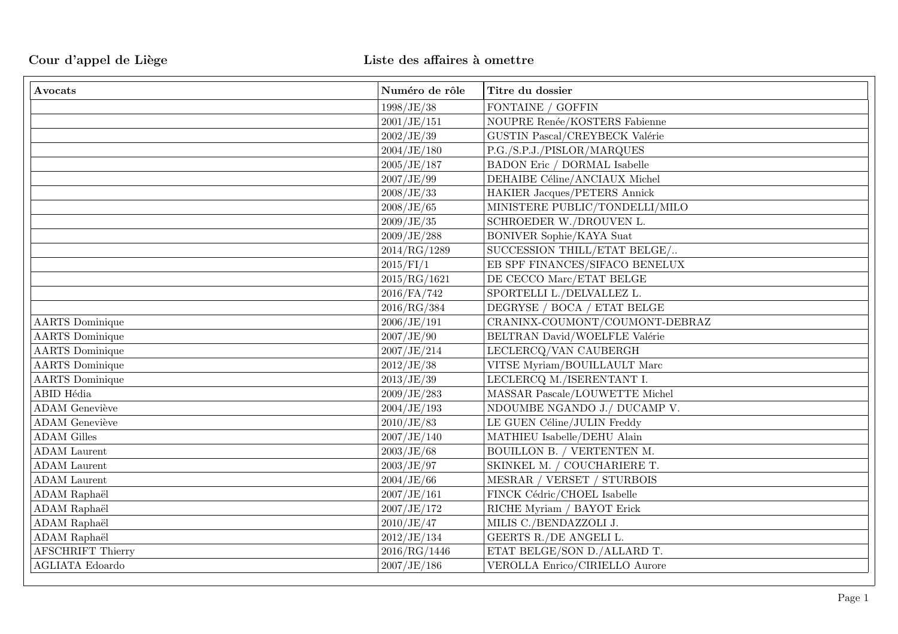**Cour d'appel de Liège** **Liste des affaires à omettre**

| Avocats | Numéro de rôle | Titre du dossier |
|---|---|---|
| | 1998/JE/38 | FONTAINE / GOFFIN |
| | 2001/JE/151 | NOUPRE Renée/KOSTERS Fabienne |
| | 2002/JE/39 | GUSTIN Pascal/CREYBECK Valérie |
| | 2004/JE/180 | P.G./S.P.J./PISLOR/MARQUES |
| | 2005/JE/187 | BADON Eric / DORMAL Isabelle |
| | 2007/JE/99 | DEHAIBE Céline/ANCIAUX Michel |
| | 2008/JE/33 | HAKIER Jacques/PETERS Annick |
| | 2008/JE/65 | MINISTERE PUBLIC/TONDELLI/MILO |
| | 2009/JE/35 | SCHROEDER W./DROUVEN L. |
| | 2009/JE/288 | BONIVER Sophie/KAYA Suat |
| | 2014/RG/1289 | SUCCESSION THILL/ETAT BELGE/.. |
| | 2015/FI/1 | EB SPF FINANCES/SIFACO BENELUX |
| | 2015/RG/1621 | DE CECCO Marc/ETAT BELGE |
| | 2016/FA/742 | SPORTELLI L./DELVALLEZ L. |
| | 2016/RG/384 | DEGRYSE / BOCA / ETAT BELGE |
| AARTS Dominique | 2006/JE/191 | CRANINX-COUMONT/COUMONT-DEBRAZ |
| AARTS Dominique | 2007/JE/90 | BELTRAN David/WOELFLE Valérie |
| AARTS Dominique | 2007/JE/214 | LECLERCQ/VAN CAUBERGH |
| AARTS Dominique | 2012/JE/38 | VITSE Myriam/BOUILLAULT Marc |
| AARTS Dominique | 2013/JE/39 | LECLERCQ M./ISERENTANT I. |
| ABID Hédia | 2009/JE/283 | MASSAR Pascale/LOUWETTE Michel |
| ADAM Geneviève | 2004/JE/193 | NDOUMBE NGANDO J./ DUCAMP V. |
| ADAM Geneviève | 2010/JE/83 | LE GUEN Céline/JULIN Freddy |
| ADAM Gilles | 2007/JE/140 | MATHIEU Isabelle/DEHU Alain |
| ADAM Laurent | 2003/JE/68 | BOUILLON B. / VERTENTEN M. |
| ADAM Laurent | 2003/JE/97 | SKINKEL M. / COUCHARIERE T. |
| ADAM Laurent | 2004/JE/66 | MESRAR / VERSET / STURBOIS |
| ADAM Raphaël | 2007/JE/161 | FINCK Cédric/CHOEL Isabelle |
| ADAM Raphaël | 2007/JE/172 | RICHE Myriam / BAYOT Erick |
| ADAM Raphaël | 2010/JE/47 | MILIS C./BENDAZZOLI J. |
| ADAM Raphaël | 2012/JE/134 | GEERTS R./DE ANGELI L. |
| AFSCHRIFT Thierry | 2016/RG/1446 | ETAT BELGE/SON D./ALLARD T. |
| AGLIATA Edoardo | 2007/JE/186 | VEROLLA Enrico/CIRIELLO Aurore |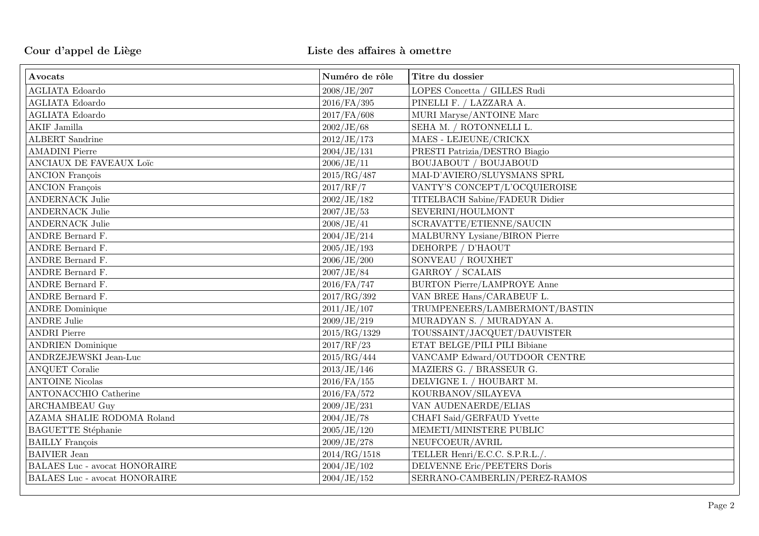**Cour d'appel de Liège** **Liste des affaires à omettre**

| Avocats | Numéro de rôle | Titre du dossier |
|---|---|---|
| AGLIATA Edoardo | 2008/JE/207 | LOPES Concetta / GILLES Rudi |
| AGLIATA Edoardo | 2016/FA/395 | PINELLI F. / LAZZARA A. |
| AGLIATA Edoardo | 2017/FA/608 | MURI Maryse/ANTOINE Marc |
| AKIF Jamilla | 2002/JE/68 | SEHA M. / ROTONNELLI L. |
| ALBERT Sandrine | 2012/JE/173 | MAES - LEJEUNE/CRICKX |
| AMADINI Pierre | 2004/JE/131 | PRESTI Patrizia/DESTRO Biagio |
| ANCIAUX DE FAVEAUX Loïc | 2006/JE/11 | BOUJABOUT / BOUJABOUD |
| ANCION François | 2015/RG/487 | MAI-D'AVIERO/SLUYSMANS SPRL |
| ANCION François | 2017/RF/7 | VANTY'S CONCEPT/L'OCQUIEROISE |
| ANDERNACK Julie | 2002/JE/182 | TITELBACH Sabine/FADEUR Didier |
| ANDERNACK Julie | 2007/JE/53 | SEVERINI/HOULMONT |
| ANDERNACK Julie | 2008/JE/41 | SCRAVATTE/ETIENNE/SAUCIN |
| ANDRE Bernard F. | 2004/JE/214 | MALBURNY Lysiane/BIRON Pierre |
| ANDRE Bernard F. | 2005/JE/193 | DEHORPE / D'HAOUT |
| ANDRE Bernard F. | 2006/JE/200 | SONVEAU / ROUXHET |
| ANDRE Bernard F. | 2007/JE/84 | GARROY / SCALAIS |
| ANDRE Bernard F. | 2016/FA/747 | BURTON Pierre/LAMPROYE Anne |
| ANDRE Bernard F. | 2017/RG/392 | VAN BREE Hans/CARABEUF L. |
| ANDRE Dominique | 2011/JE/107 | TRUMPENEERS/LAMBERMONT/BASTIN |
| ANDRE Julie | 2009/JE/219 | MURADYAN S. / MURADYAN A. |
| ANDRI Pierre | 2015/RG/1329 | TOUSSAINT/JACQUET/DAUVISTER |
| ANDRIEN Dominique | 2017/RF/23 | ETAT BELGE/PILI PILI Bibiane |
| ANDRZEJEWSKI Jean-Luc | 2015/RG/444 | VANCAMP Edward/OUTDOOR CENTRE |
| ANQUET Coralie | 2013/JE/146 | MAZIERS G. / BRASSEUR G. |
| ANTOINE Nicolas | 2016/FA/155 | DELVIGNE I. / HOUBART M. |
| ANTONACCHIO Catherine | 2016/FA/572 | KOURBANOV/SILAYEVA |
| ARCHAMBEAU Guy | 2009/JE/231 | VAN AUDENAERDE/ELIAS |
| AZAMA SHALIE RODOMA Roland | 2004/JE/78 | CHAFI Said/GERFAUD Yvette |
| BAGUETTE Stéphanie | 2005/JE/120 | MEMETI/MINISTERE PUBLIC |
| BAILLY François | 2009/JE/278 | NEUFCOEUR/AVRIL |
| BAIVIER Jean | 2014/RG/1518 | TELLER Henri/E.C.C. S.P.R.L./. |
| BALAES Luc - avocat HONORAIRE | 2004/JE/102 | DELVENNE Eric/PEETERS Doris |
| BALAES Luc - avocat HONORAIRE | 2004/JE/152 | SERRANO-CAMBERLIN/PEREZ-RAMOS |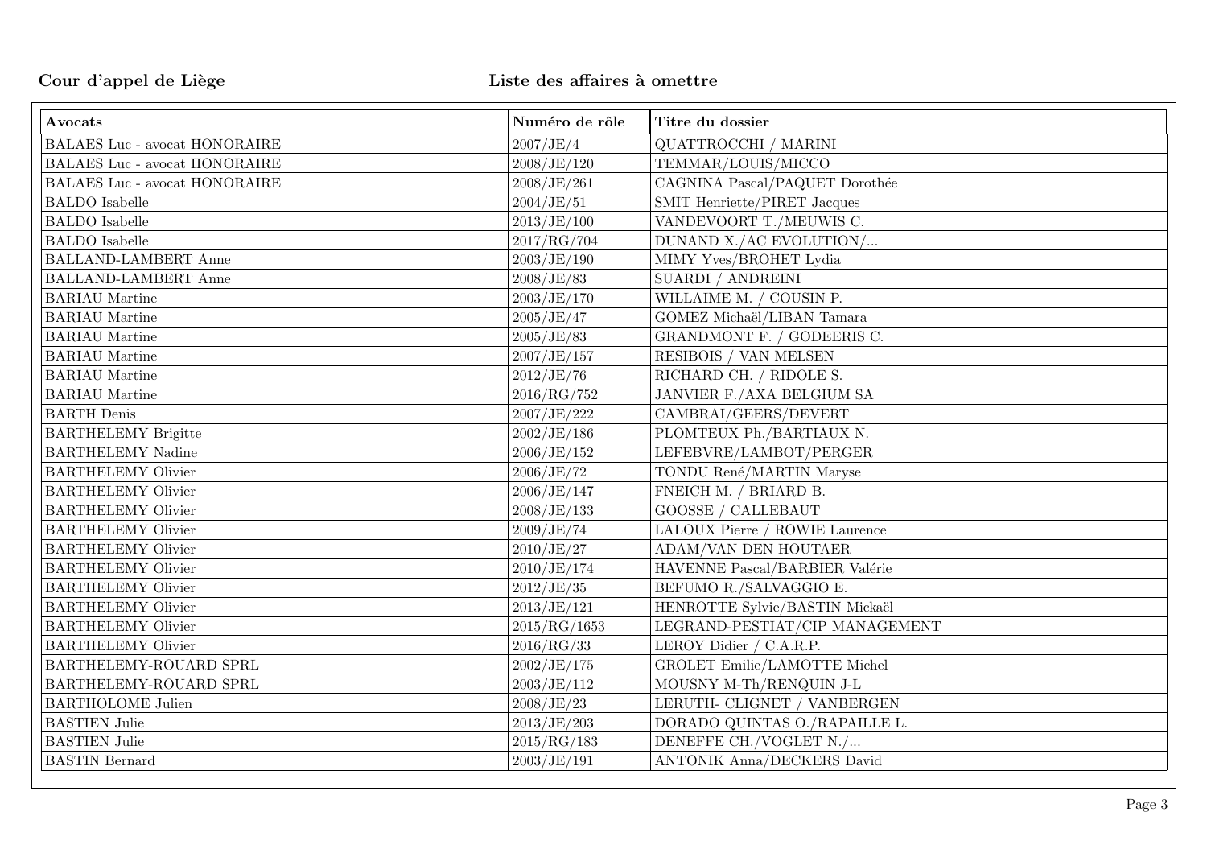**Cour d'appel de Liège** **Liste des affaires à omettre**

| Avocats | Numéro de rôle | Titre du dossier |
|---|---|---|
| BALAES Luc - avocat HONORAIRE | 2007/JE/4 | QUATTROCCHI / MARINI |
| BALAES Luc - avocat HONORAIRE | 2008/JE/120 | TEMMAR/LOUIS/MICCO |
| BALAES Luc - avocat HONORAIRE | 2008/JE/261 | CAGNINA Pascal/PAQUET Dorothée |
| BALDO Isabelle | 2004/JE/51 | SMIT Henriette/PIRET Jacques |
| BALDO Isabelle | 2013/JE/100 | VANDEVOORT T./MEUWIS C. |
| BALDO Isabelle | 2017/RG/704 | DUNAND X./AC EVOLUTION/... |
| BALLAND-LAMBERT Anne | 2003/JE/190 | MIMY Yves/BROHET Lydia |
| BALLAND-LAMBERT Anne | 2008/JE/83 | SUARDI / ANDREINI |
| BARIAU Martine | 2003/JE/170 | WILLAIME M. / COUSIN P. |
| BARIAU Martine | 2005/JE/47 | GOMEZ Michaël/LIBAN Tamara |
| BARIAU Martine | 2005/JE/83 | GRANDMONT F. / GODEERIS C. |
| BARIAU Martine | 2007/JE/157 | RESIBOIS / VAN MELSEN |
| BARIAU Martine | 2012/JE/76 | RICHARD CH. / RIDOLE S. |
| BARIAU Martine | 2016/RG/752 | JANVIER F./AXA BELGIUM SA |
| BARTH Denis | 2007/JE/222 | CAMBRAI/GEERS/DEVERT |
| BARTHELEMY Brigitte | 2002/JE/186 | PLOMTEUX Ph./BARTIAUX N. |
| BARTHELEMY Nadine | 2006/JE/152 | LEFEBVRE/LAMBOT/PERGER |
| BARTHELEMY Olivier | 2006/JE/72 | TONDU René/MARTIN Maryse |
| BARTHELEMY Olivier | 2006/JE/147 | FNEICH M. / BRIARD B. |
| BARTHELEMY Olivier | 2008/JE/133 | GOOSSE / CALLEBAUT |
| BARTHELEMY Olivier | 2009/JE/74 | LALOUX Pierre / ROWIE Laurence |
| BARTHELEMY Olivier | 2010/JE/27 | ADAM/VAN DEN HOUTAER |
| BARTHELEMY Olivier | 2010/JE/174 | HAVENNE Pascal/BARBIER Valérie |
| BARTHELEMY Olivier | 2012/JE/35 | BEFUMO R./SALVAGGIO E. |
| BARTHELEMY Olivier | 2013/JE/121 | HENROTTE Sylvie/BASTIN Mickaël |
| BARTHELEMY Olivier | 2015/RG/1653 | LEGRAND-PESTIAT/CIP MANAGEMENT |
| BARTHELEMY Olivier | 2016/RG/33 | LEROY Didier / C.A.R.P. |
| BARTHELEMY-ROUARD SPRL | 2002/JE/175 | GROLET Emilie/LAMOTTE Michel |
| BARTHELEMY-ROUARD SPRL | 2003/JE/112 | MOUSNY M-Th/RENQUIN J-L |
| BARTHOLOME Julien | 2008/JE/23 | LERUTH- CLIGNET / VANBERGEN |
| BASTIEN Julie | 2013/JE/203 | DORADO QUINTAS O./RAPAILLE L. |
| BASTIEN Julie | 2015/RG/183 | DENEFFE CH./VOGLET N./... |
| BASTIN Bernard | 2003/JE/191 | ANTONIK Anna/DECKERS David |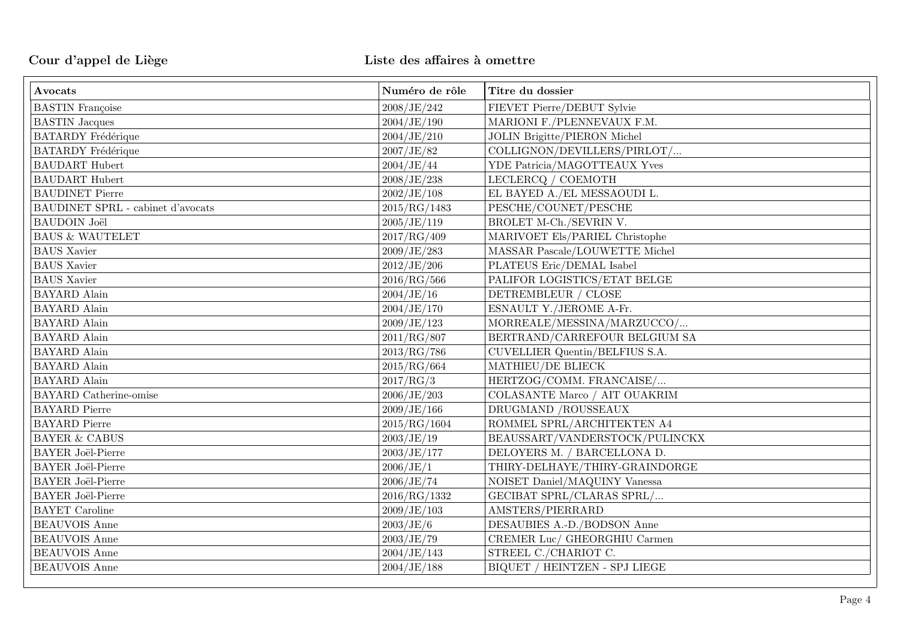**Cour d'appel de Liège** **Liste des affaires à omettre**

| Avocats | Numéro de rôle | Titre du dossier |
|---|---|---|
| BASTIN Françoise | 2008/JE/242 | FIEVET Pierre/DEBUT Sylvie |
| BASTIN Jacques | 2004/JE/190 | MARIONI F./PLENNEVAUX F.M. |
| BATARDY Frédérique | 2004/JE/210 | JOLIN Brigitte/PIERON Michel |
| BATARDY Frédérique | 2007/JE/82 | COLLIGNON/DEVILLERS/PIRLOT/... |
| BAUDART Hubert | 2004/JE/44 | YDE Patricia/MAGOTTEAUX Yves |
| BAUDART Hubert | 2008/JE/238 | LECLERCQ / COEMOTH |
| BAUDINET Pierre | 2002/JE/108 | EL BAYED A./EL MESSAOUDI L. |
| BAUDINET SPRL - cabinet d'avocats | 2015/RG/1483 | PESCHE/COUNET/PESCHE |
| BAUDOIN Joël | 2005/JE/119 | BROLET M-Ch./SEVRIN V. |
| BAUS & WAUTELET | 2017/RG/409 | MARIVOET Els/PARIEL Christophe |
| BAUS Xavier | 2009/JE/283 | MASSAR Pascale/LOUWETTE Michel |
| BAUS Xavier | 2012/JE/206 | PLATEUS Eric/DEMAL Isabel |
| BAUS Xavier | 2016/RG/566 | PALIFOR LOGISTICS/ETAT BELGE |
| BAYARD Alain | 2004/JE/16 | DETREMBLEUR / CLOSE |
| BAYARD Alain | 2004/JE/170 | ESNAULT Y./JEROME A-Fr. |
| BAYARD Alain | 2009/JE/123 | MORREALE/MESSINA/MARZUCCO/... |
| BAYARD Alain | 2011/RG/807 | BERTRAND/CARREFOUR BELGIUM SA |
| BAYARD Alain | 2013/RG/786 | CUVELLIER Quentin/BELFIUS S.A. |
| BAYARD Alain | 2015/RG/664 | MATHIEU/DE BLIECK |
| BAYARD Alain | 2017/RG/3 | HERTZOG/COMM. FRANCAISE/... |
| BAYARD Catherine-omise | 2006/JE/203 | COLASANTE Marco / AIT OUAKRIM |
| BAYARD Pierre | 2009/JE/166 | DRUGMAND /ROUSSEAUX |
| BAYARD Pierre | 2015/RG/1604 | ROMMEL SPRL/ARCHITEKTEN A4 |
| BAYER & CABUS | 2003/JE/19 | BEAUSSART/VANDERSTOCK/PULINCKX |
| BAYER Joël-Pierre | 2003/JE/177 | DELOYERS M. / BARCELLONA D. |
| BAYER Joël-Pierre | 2006/JE/1 | THIRY-DELHAYE/THIRY-GRAINDORGE |
| BAYER Joël-Pierre | 2006/JE/74 | NOISET Daniel/MAQUINY Vanessa |
| BAYER Joël-Pierre | 2016/RG/1332 | GECIBAT SPRL/CLARAS SPRL/... |
| BAYET Caroline | 2009/JE/103 | AMSTERS/PIERRARD |
| BEAUVOIS Anne | 2003/JE/6 | DESAUBIES A.-D./BODSON Anne |
| BEAUVOIS Anne | 2003/JE/79 | CREMER Luc/ GHEORGHIU Carmen |
| BEAUVOIS Anne | 2004/JE/143 | STREEL C./CHARIOT C. |
| BEAUVOIS Anne | 2004/JE/188 | BIQUET / HEINTZEN - SPJ LIEGE |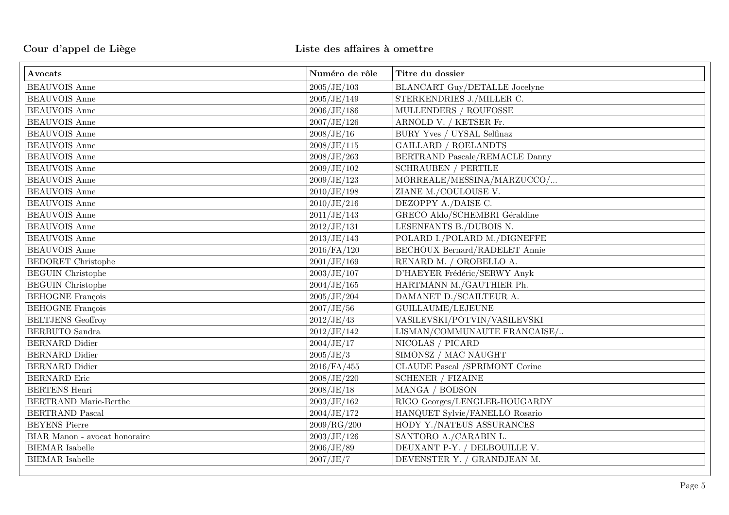**Cour d'appel de Liège** **Liste des affaires à omettre**

| Avocats | Numéro de rôle | Titre du dossier |
|---|---|---|
| BEAUVOIS Anne | 2005/JE/103 | BLANCART Guy/DETALLE Jocelyne |
| BEAUVOIS Anne | 2005/JE/149 | STERKENDRIES J./MILLER C. |
| BEAUVOIS Anne | 2006/JE/186 | MULLENDERS / ROUFOSSE |
| BEAUVOIS Anne | 2007/JE/126 | ARNOLD V. / KETSER Fr. |
| BEAUVOIS Anne | 2008/JE/16 | BURY Yves / UYSAL Selfinaz |
| BEAUVOIS Anne | 2008/JE/115 | GAILLARD / ROELANDTS |
| BEAUVOIS Anne | 2008/JE/263 | BERTRAND Pascale/REMACLE Danny |
| BEAUVOIS Anne | 2009/JE/102 | SCHRAUBEN / PERTILE |
| BEAUVOIS Anne | 2009/JE/123 | MORREALE/MESSINA/MARZUCCO/... |
| BEAUVOIS Anne | 2010/JE/198 | ZIANE M./COULOUSE V. |
| BEAUVOIS Anne | 2010/JE/216 | DEZOPPY A./DAISE C. |
| BEAUVOIS Anne | 2011/JE/143 | GRECO Aldo/SCHEMBRI Géraldine |
| BEAUVOIS Anne | 2012/JE/131 | LESENFANTS B./DUBOIS N. |
| BEAUVOIS Anne | 2013/JE/143 | POLARD I./POLARD M./DIGNEFFE |
| BEAUVOIS Anne | 2016/FA/120 | BECHOUX Bernard/RADELET Annie |
| BEDORET Christophe | 2001/JE/169 | RENARD M. / OROBELLO A. |
| BEGUIN Christophe | 2003/JE/107 | D'HAEYER Frédéric/SERWY Anyk |
| BEGUIN Christophe | 2004/JE/165 | HARTMANN M./GAUTHIER Ph. |
| BEHOGNE François | 2005/JE/204 | DAMANET D./SCAILTEUR A. |
| BEHOGNE François | 2007/JE/56 | GUILLAUME/LEJEUNE |
| BELTJENS Geoffroy | 2012/JE/43 | VASILEVSKI/POTVIN/VASILEVSKI |
| BERBUTO Sandra | 2012/JE/142 | LISMAN/COMMUNAUTE FRANCAISE/.. |
| BERNARD Didier | 2004/JE/17 | NICOLAS / PICARD |
| BERNARD Didier | 2005/JE/3 | SIMONSZ / MAC NAUGHT |
| BERNARD Didier | 2016/FA/455 | CLAUDE Pascal /SPRIMONT Corine |
| BERNARD Eric | 2008/JE/220 | SCHENER / FIZAINE |
| BERTENS Henri | 2008/JE/18 | MANGA / BODSON |
| BERTRAND Marie-Berthe | 2003/JE/162 | RIGO Georges/LENGLER-HOUGARDY |
| BERTRAND Pascal | 2004/JE/172 | HANQUET Sylvie/FANELLO Rosario |
| BEYENS Pierre | 2009/RG/200 | HODY Y./NATEUS ASSURANCES |
| BIAR Manon - avocat honoraire | 2003/JE/126 | SANTORO A./CARABIN L. |
| BIEMAR Isabelle | 2006/JE/89 | DEUXANT P-Y. / DELBOUILLE V. |
| BIEMAR Isabelle | 2007/JE/7 | DEVENSTER Y. / GRANDJEAN M. |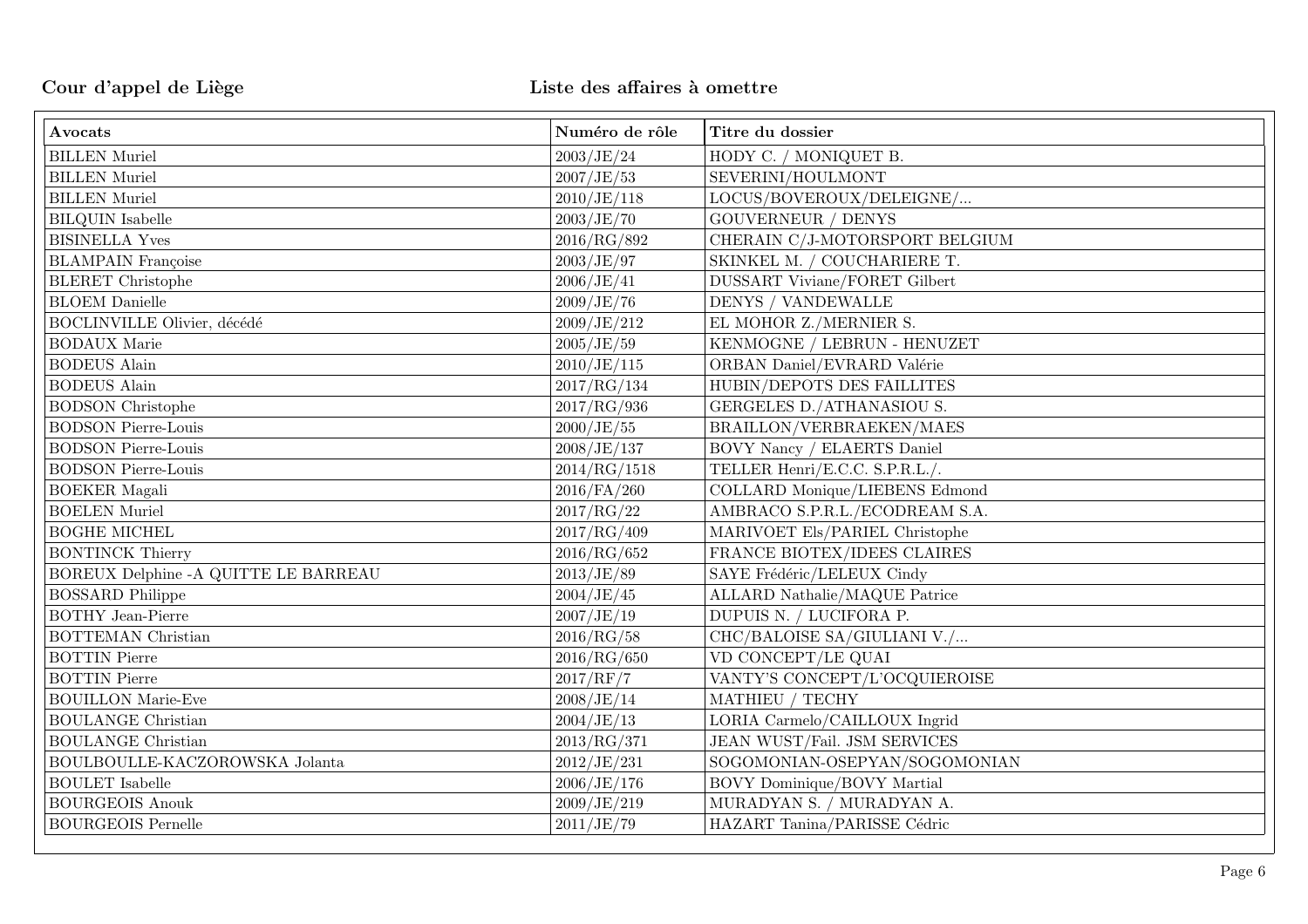**Cour d'appel de Liège** **Liste des affaires à omettre**

| Avocats | Numéro de rôle | Titre du dossier |
|---|---|---|
| BILLEN Muriel | 2003/JE/24 | HODY C. / MONIQUET B. |
| BILLEN Muriel | 2007/JE/53 | SEVERINI/HOULMONT |
| BILLEN Muriel | 2010/JE/118 | LOCUS/BOVEROUX/DELEIGNE/... |
| BILQUIN Isabelle | 2003/JE/70 | GOUVERNEUR / DENYS |
| BISINELLA Yves | 2016/RG/892 | CHERAIN C/J-MOTORSPORT BELGIUM |
| BLAMPAIN Françoise | 2003/JE/97 | SKINKEL M. / COUCHARIERE T. |
| BLERET Christophe | 2006/JE/41 | DUSSART Viviane/FORET Gilbert |
| BLOEM Danielle | 2009/JE/76 | DENYS / VANDEWALLE |
| BOCLINVILLE Olivier, décédé | 2009/JE/212 | EL MOHOR Z./MERNIER S. |
| BODAUX Marie | 2005/JE/59 | KENMOGNE / LEBRUN - HENUZET |
| BODEUS Alain | 2010/JE/115 | ORBAN Daniel/EVRARD Valérie |
| BODEUS Alain | 2017/RG/134 | HUBIN/DEPOTS DES FAILLITES |
| BODSON Christophe | 2017/RG/936 | GERGELES D./ATHANASIOU S. |
| BODSON Pierre-Louis | 2000/JE/55 | BRAILLON/VERBRAEKEN/MAES |
| BODSON Pierre-Louis | 2008/JE/137 | BOVY Nancy / ELAERTS Daniel |
| BODSON Pierre-Louis | 2014/RG/1518 | TELLER Henri/E.C.C. S.P.R.L./. |
| BOEKER Magali | 2016/FA/260 | COLLARD Monique/LIEBENS Edmond |
| BOELEN Muriel | 2017/RG/22 | AMBRACO S.P.R.L./ECODREAM S.A. |
| BOGHE MICHEL | 2017/RG/409 | MARIVOET Els/PARIEL Christophe |
| BONTINCK Thierry | 2016/RG/652 | FRANCE BIOTEX/IDEES CLAIRES |
| BOREUX Delphine -A QUITTE LE BARREAU | 2013/JE/89 | SAYE Frédéric/LELEUX Cindy |
| BOSSARD Philippe | 2004/JE/45 | ALLARD Nathalie/MAQUE Patrice |
| BOTHY Jean-Pierre | 2007/JE/19 | DUPUIS N. / LUCIFORA P. |
| BOTTEMAN Christian | 2016/RG/58 | CHC/BALOISE SA/GIULIANI V./... |
| BOTTIN Pierre | 2016/RG/650 | VD CONCEPT/LE QUAI |
| BOTTIN Pierre | 2017/RF/7 | VANTY'S CONCEPT/L'OCQUIEROISE |
| BOUILLON Marie-Eve | 2008/JE/14 | MATHIEU / TECHY |
| BOULANGE Christian | 2004/JE/13 | LORIA Carmelo/CAILLOUX Ingrid |
| BOULANGE Christian | 2013/RG/371 | JEAN WUST/Fail. JSM SERVICES |
| BOULBOULLE-KACZOROWSKA Jolanta | 2012/JE/231 | SOGOMONIAN-OSEPYAN/SOGOMONIAN |
| BOULET Isabelle | 2006/JE/176 | BOVY Dominique/BOVY Martial |
| BOURGEOIS Anouk | 2009/JE/219 | MURADYAN S. / MURADYAN A. |
| BOURGEOIS Pernelle | 2011/JE/79 | HAZART Tanina/PARISSE Cédric |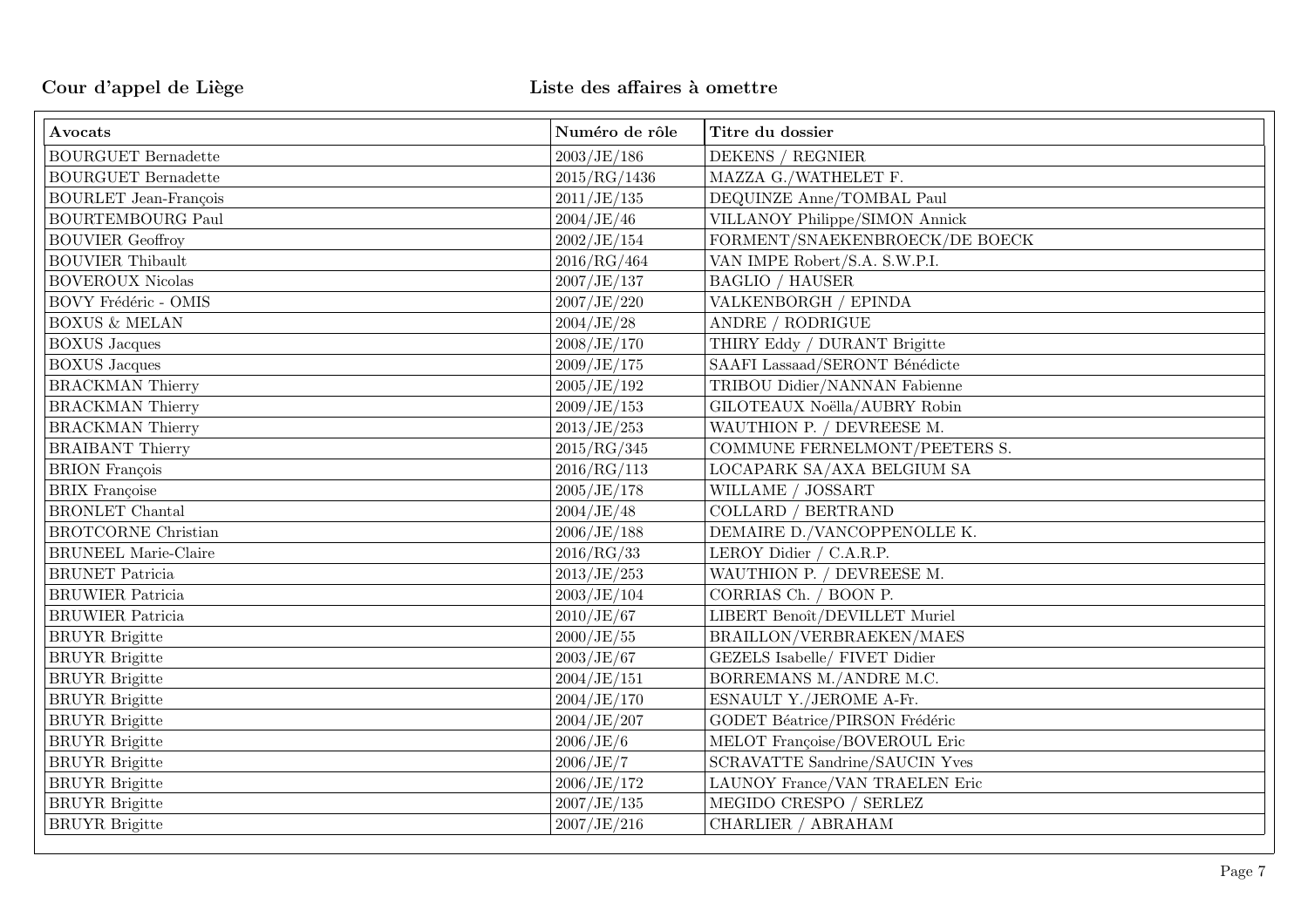**Cour d'appel de Liège** **Liste des affaires à omettre**

| Avocats | Numéro de rôle | Titre du dossier |
|---|---|---|
| BOURGUET Bernadette | 2003/JE/186 | DEKENS / REGNIER |
| BOURGUET Bernadette | 2015/RG/1436 | MAZZA G./WATHELET F. |
| BOURLET Jean-François | 2011/JE/135 | DEQUINZE Anne/TOMBAL Paul |
| BOURTEMBOURG Paul | 2004/JE/46 | VILLANOY Philippe/SIMON Annick |
| BOUVIER Geoffroy | 2002/JE/154 | FORMENT/SNAEKENBROECK/DE BOECK |
| BOUVIER Thibault | 2016/RG/464 | VAN IMPE Robert/S.A. S.W.P.I. |
| BOVEROUX Nicolas | 2007/JE/137 | BAGLIO / HAUSER |
| BOVY Frédéric - OMIS | 2007/JE/220 | VALKENBORGH / EPINDA |
| BOXUS & MELAN | 2004/JE/28 | ANDRE / RODRIGUE |
| BOXUS Jacques | 2008/JE/170 | THIRY Eddy / DURANT Brigitte |
| BOXUS Jacques | 2009/JE/175 | SAAFI Lassaad/SERONT Bénédicte |
| BRACKMAN Thierry | 2005/JE/192 | TRIBOU Didier/NANNAN Fabienne |
| BRACKMAN Thierry | 2009/JE/153 | GILOTEAUX Noëlla/AUBRY Robin |
| BRACKMAN Thierry | 2013/JE/253 | WAUTHION P. / DEVREESE M. |
| BRAIBANT Thierry | 2015/RG/345 | COMMUNE FERNELMONT/PEETERS S. |
| BRION François | 2016/RG/113 | LOCAPARK SA/AXA BELGIUM SA |
| BRIX Françoise | 2005/JE/178 | WILLAME / JOSSART |
| BRONLET Chantal | 2004/JE/48 | COLLARD / BERTRAND |
| BROTCORNE Christian | 2006/JE/188 | DEMAIRE D./VANCOPPENOLLE K. |
| BRUNEEL Marie-Claire | 2016/RG/33 | LEROY Didier / C.A.R.P. |
| BRUNET Patricia | 2013/JE/253 | WAUTHION P. / DEVREESE M. |
| BRUWIER Patricia | 2003/JE/104 | CORRIAS Ch. / BOON P. |
| BRUWIER Patricia | 2010/JE/67 | LIBERT Benoît/DEVILLET Muriel |
| BRUYR Brigitte | 2000/JE/55 | BRAILLON/VERBRAEKEN/MAES |
| BRUYR Brigitte | 2003/JE/67 | GEZELS Isabelle/ FIVET Didier |
| BRUYR Brigitte | 2004/JE/151 | BORREMANS M./ANDRE M.C. |
| BRUYR Brigitte | 2004/JE/170 | ESNAULT Y./JEROME A-Fr. |
| BRUYR Brigitte | 2004/JE/207 | GODET Béatrice/PIRSON Frédéric |
| BRUYR Brigitte | 2006/JE/6 | MELOT Françoise/BOVEROUL Eric |
| BRUYR Brigitte | 2006/JE/7 | SCRAVATTE Sandrine/SAUCIN Yves |
| BRUYR Brigitte | 2006/JE/172 | LAUNOY France/VAN TRAELEN Eric |
| BRUYR Brigitte | 2007/JE/135 | MEGIDO CRESPO / SERLEZ |
| BRUYR Brigitte | 2007/JE/216 | CHARLIER / ABRAHAM |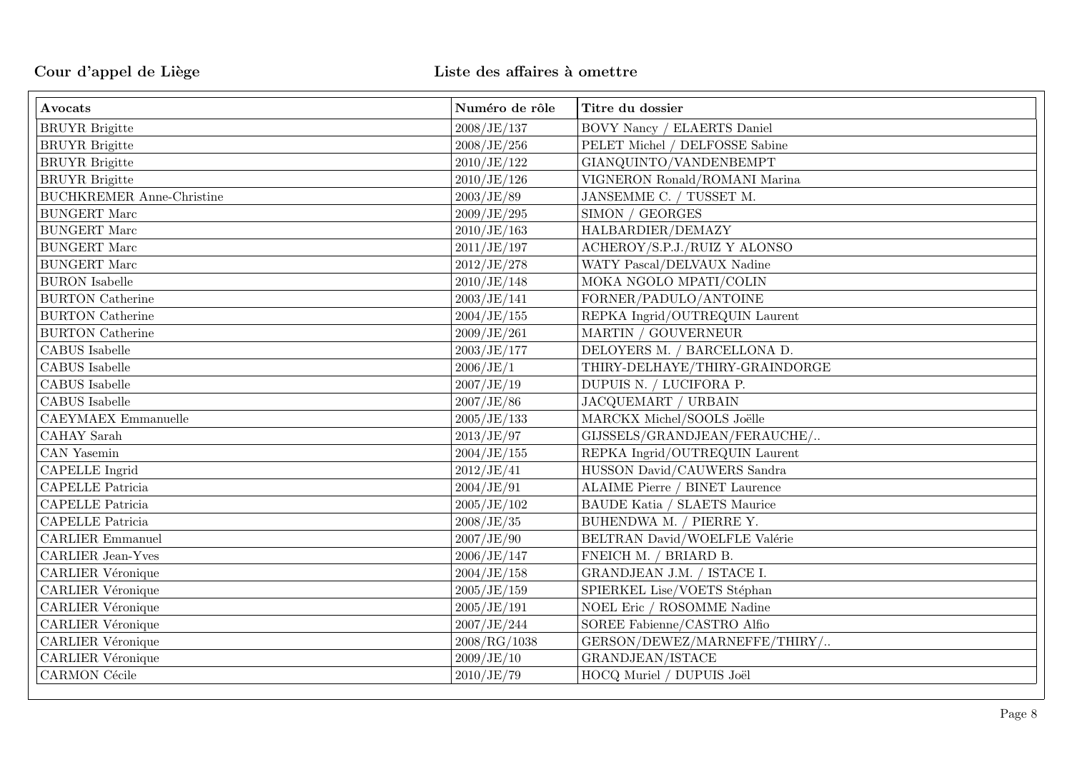**Cour d'appel de Liège** **Liste des affaires à omettre**

| Avocats | Numéro de rôle | Titre du dossier |
|---|---|---|
| BRUYR Brigitte | 2008/JE/137 | BOVY Nancy / ELAERTS Daniel |
| BRUYR Brigitte | 2008/JE/256 | PELET Michel / DELFOSSE Sabine |
| BRUYR Brigitte | 2010/JE/122 | GIANQUINTO/VANDENBEMPT |
| BRUYR Brigitte | 2010/JE/126 | VIGNERON Ronald/ROMANI Marina |
| BUCHKREMER Anne-Christine | 2003/JE/89 | JANSEMME C. / TUSSET M. |
| BUNGERT Marc | 2009/JE/295 | SIMON / GEORGES |
| BUNGERT Marc | 2010/JE/163 | HALBARDIER/DEMAZY |
| BUNGERT Marc | 2011/JE/197 | ACHEROY/S.P.J./RUIZ Y ALONSO |
| BUNGERT Marc | 2012/JE/278 | WATY Pascal/DELVAUX Nadine |
| BURON Isabelle | 2010/JE/148 | MOKA NGOLO MPATI/COLIN |
| BURTON Catherine | 2003/JE/141 | FORNER/PADULO/ANTOINE |
| BURTON Catherine | 2004/JE/155 | REPKA Ingrid/OUTREQUIN Laurent |
| BURTON Catherine | 2009/JE/261 | MARTIN / GOUVERNEUR |
| CABUS Isabelle | 2003/JE/177 | DELOYERS M. / BARCELLONA D. |
| CABUS Isabelle | 2006/JE/1 | THIRY-DELHAYE/THIRY-GRAINDORGE |
| CABUS Isabelle | 2007/JE/19 | DUPUIS N. / LUCIFORA P. |
| CABUS Isabelle | 2007/JE/86 | JACQUEMART / URBAIN |
| CAEYMAEX Emmanuelle | 2005/JE/133 | MARCKX Michel/SOOLS Joëlle |
| CAHAY Sarah | 2013/JE/97 | GIJSSELS/GRANDJEAN/FERAUCHE/.. |
| CAN Yasemin | 2004/JE/155 | REPKA Ingrid/OUTREQUIN Laurent |
| CAPELLE Ingrid | 2012/JE/41 | HUSSON David/CAUWERS Sandra |
| CAPELLE Patricia | 2004/JE/91 | ALAIME Pierre / BINET Laurence |
| CAPELLE Patricia | 2005/JE/102 | BAUDE Katia / SLAETS Maurice |
| CAPELLE Patricia | 2008/JE/35 | BUHENDWA M. / PIERRE Y. |
| CARLIER Emmanuel | 2007/JE/90 | BELTRAN David/WOELFLE Valérie |
| CARLIER Jean-Yves | 2006/JE/147 | FNEICH M. / BRIARD B. |
| CARLIER Véronique | 2004/JE/158 | GRANDJEAN J.M. / ISTACE I. |
| CARLIER Véronique | 2005/JE/159 | SPIERKEL Lise/VOETS Stéphan |
| CARLIER Véronique | 2005/JE/191 | NOEL Eric / ROSOMME Nadine |
| CARLIER Véronique | 2007/JE/244 | SOREE Fabienne/CASTRO Alfio |
| CARLIER Véronique | 2008/RG/1038 | GERSON/DEWEZ/MARNEFFE/THIRY/.. |
| CARLIER Véronique | 2009/JE/10 | GRANDJEAN/ISTACE |
| CARMON Cécile | 2010/JE/79 | HOCQ Muriel / DUPUIS Joël |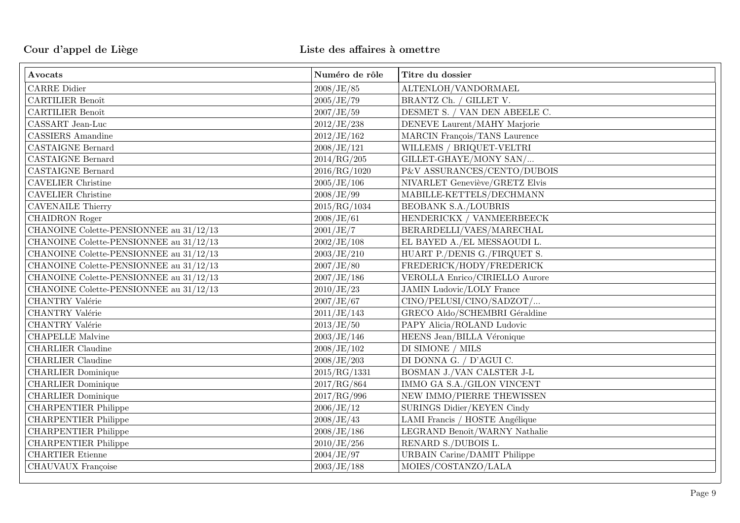**Cour d'appel de Liège** **Liste des affaires à omettre**

| Avocats | Numéro de rôle | Titre du dossier |
|---|---|---|
| CARRE Didier | 2008/JE/85 | ALTENLOH/VANDORMAEL |
| CARTILIER Benoît | 2005/JE/79 | BRANTZ Ch. / GILLET V. |
| CARTILIER Benoît | 2007/JE/59 | DESMET S. / VAN DEN ABEELE C. |
| CASSART Jean-Luc | 2012/JE/238 | DENEVE Laurent/MAHY Marjorie |
| CASSIERS Amandine | 2012/JE/162 | MARCIN François/TANS Laurence |
| CASTAIGNE Bernard | 2008/JE/121 | WILLEMS / BRIQUET-VELTRI |
| CASTAIGNE Bernard | 2014/RG/205 | GILLET-GHAYE/MONY SAN/... |
| CASTAIGNE Bernard | 2016/RG/1020 | P&V ASSURANCES/CENTO/DUBOIS |
| CAVELIER Christine | 2005/JE/106 | NIVARLET Geneviève/GRETZ Elvis |
| CAVELIER Christine | 2008/JE/99 | MABILLE-KETTELS/DECHMANN |
| CAVENAILE Thierry | 2015/RG/1034 | BEOBANK S.A./LOUBRIS |
| CHAIDRON Roger | 2008/JE/61 | HENDERICKX / VANMEERBEECK |
| CHANOINE Colette-PENSIONNEE au 31/12/13 | 2001/JE/7 | BERARDELLI/VAES/MARECHAL |
| CHANOINE Colette-PENSIONNEE au 31/12/13 | 2002/JE/108 | EL BAYED A./EL MESSAOUDI L. |
| CHANOINE Colette-PENSIONNEE au 31/12/13 | 2003/JE/210 | HUART P./DENIS G./FIRQUET S. |
| CHANOINE Colette-PENSIONNEE au 31/12/13 | 2007/JE/80 | FREDERICK/HODY/FREDERICK |
| CHANOINE Colette-PENSIONNEE au 31/12/13 | 2007/JE/186 | VEROLLA Enrico/CIRIELLO Aurore |
| CHANOINE Colette-PENSIONNEE au 31/12/13 | 2010/JE/23 | JAMIN Ludovic/LOLY France |
| CHANTRY Valérie | 2007/JE/67 | CINO/PELUSI/CINO/SADZOT/... |
| CHANTRY Valérie | 2011/JE/143 | GRECO Aldo/SCHEMBRI Géraldine |
| CHANTRY Valérie | 2013/JE/50 | PAPY Alicia/ROLAND Ludovic |
| CHAPELLE Malvine | 2003/JE/146 | HEENS Jean/BILLA Véronique |
| CHARLIER Claudine | 2008/JE/102 | DI SIMONE / MILS |
| CHARLIER Claudine | 2008/JE/203 | DI DONNA G. / D'AGUI C. |
| CHARLIER Dominique | 2015/RG/1331 | BOSMAN J./VAN CALSTER J-L |
| CHARLIER Dominique | 2017/RG/864 | IMMO GA S.A./GILON VINCENT |
| CHARLIER Dominique | 2017/RG/996 | NEW IMMO/PIERRE THEWISSEN |
| CHARPENTIER Philippe | 2006/JE/12 | SURINGS Didier/KEYEN Cindy |
| CHARPENTIER Philippe | 2008/JE/43 | LAMI Francis / HOSTE Angélique |
| CHARPENTIER Philippe | 2008/JE/186 | LEGRAND Benoît/WARNY Nathalie |
| CHARPENTIER Philippe | 2010/JE/256 | RENARD S./DUBOIS L. |
| CHARTIER Etienne | 2004/JE/97 | URBAIN Carine/DAMIT Philippe |
| CHAUVAUX Françoise | 2003/JE/188 | MOIES/COSTANZO/LALA |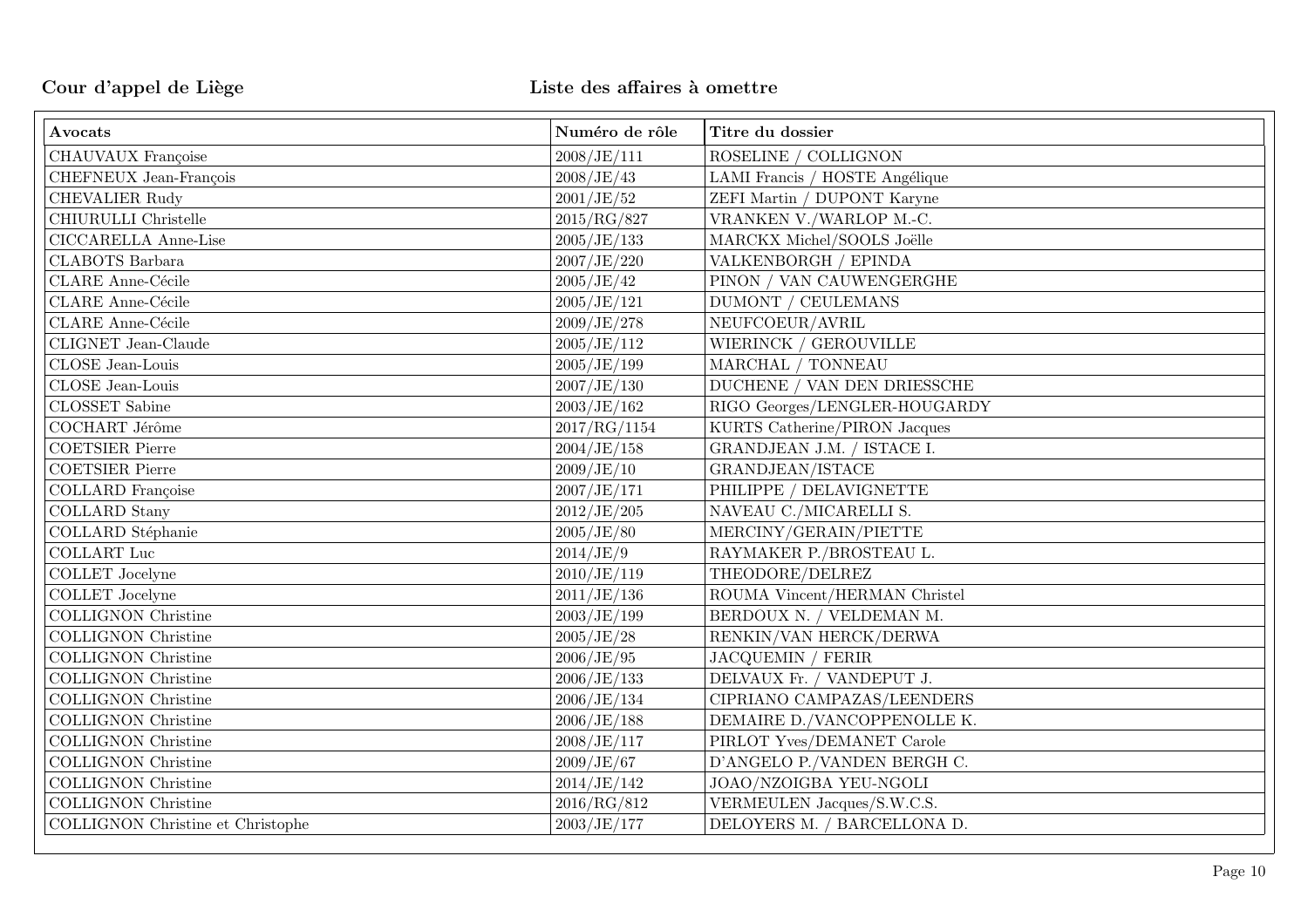**Cour d'appel de Liège** **Liste des affaires à omettre**

| Avocats | Numéro de rôle | Titre du dossier |
|---|---|---|
| CHAUVAUX Françoise | 2008/JE/111 | ROSELINE / COLLIGNON |
| CHEFNEUX Jean-François | 2008/JE/43 | LAMI Francis / HOSTE Angélique |
| CHEVALIER Rudy | 2001/JE/52 | ZEFI Martin / DUPONT Karyne |
| CHIURULLI Christelle | 2015/RG/827 | VRANKEN V./WARLOP M.-C. |
| CICCARELLA Anne-Lise | 2005/JE/133 | MARCKX Michel/SOOLS Joëlle |
| CLABOTS Barbara | 2007/JE/220 | VALKENBORGH / EPINDA |
| CLARE Anne-Cécile | 2005/JE/42 | PINON / VAN CAUWENGERGHE |
| CLARE Anne-Cécile | 2005/JE/121 | DUMONT / CEULEMANS |
| CLARE Anne-Cécile | 2009/JE/278 | NEUFCOEUR/AVRIL |
| CLIGNET Jean-Claude | 2005/JE/112 | WIERINCK / GEROUVILLE |
| CLOSE Jean-Louis | 2005/JE/199 | MARCHAL / TONNEAU |
| CLOSE Jean-Louis | 2007/JE/130 | DUCHENE / VAN DEN DRIESSCHE |
| CLOSSET Sabine | 2003/JE/162 | RIGO Georges/LENGLER-HOUGARDY |
| COCHART Jérôme | 2017/RG/1154 | KURTS Catherine/PIRON Jacques |
| COETSIER Pierre | 2004/JE/158 | GRANDJEAN J.M. / ISTACE I. |
| COETSIER Pierre | 2009/JE/10 | GRANDJEAN/ISTACE |
| COLLARD Françoise | 2007/JE/171 | PHILIPPE / DELAVIGNETTE |
| COLLARD Stany | 2012/JE/205 | NAVEAU C./MICARELLI S. |
| COLLARD Stéphanie | 2005/JE/80 | MERCINY/GERAIN/PIETTE |
| COLLART Luc | 2014/JE/9 | RAYMAKER P./BROSTEAU L. |
| COLLET Jocelyne | 2010/JE/119 | THEODORE/DELREZ |
| COLLET Jocelyne | 2011/JE/136 | ROUMA Vincent/HERMAN Christel |
| COLLIGNON Christine | 2003/JE/199 | BERDOUX N. / VELDEMAN M. |
| COLLIGNON Christine | 2005/JE/28 | RENKIN/VAN HERCK/DERWA |
| COLLIGNON Christine | 2006/JE/95 | JACQUEMIN / FERIR |
| COLLIGNON Christine | 2006/JE/133 | DELVAUX Fr. / VANDEPUT J. |
| COLLIGNON Christine | 2006/JE/134 | CIPRIANO CAMPAZAS/LEENDERS |
| COLLIGNON Christine | 2006/JE/188 | DEMAIRE D./VANCOPPENOLLE K. |
| COLLIGNON Christine | 2008/JE/117 | PIRLOT Yves/DEMANET Carole |
| COLLIGNON Christine | 2009/JE/67 | D'ANGELO P./VANDEN BERGH C. |
| COLLIGNON Christine | 2014/JE/142 | JOAO/NZOIGBA YEU-NGOLI |
| COLLIGNON Christine | 2016/RG/812 | VERMEULEN Jacques/S.W.C.S. |
| COLLIGNON Christine et Christophe | 2003/JE/177 | DELOYERS M. / BARCELLONA D. |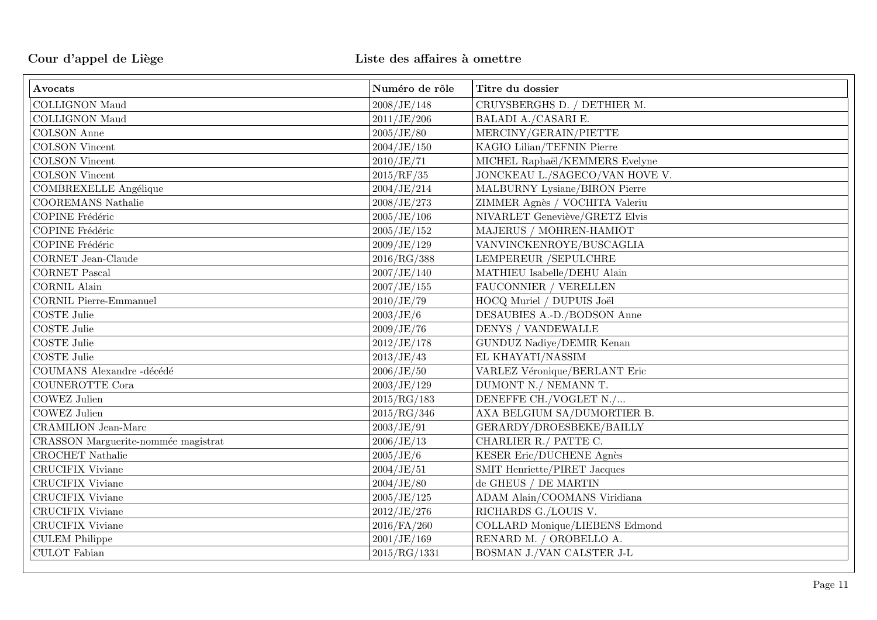**Cour d'appel de Liège** **Liste des affaires à omettre**

| Avocats | Numéro de rôle | Titre du dossier |
|---|---|---|
| COLLIGNON Maud | 2008/JE/148 | CRUYSBERGHS D. / DETHIER M. |
| COLLIGNON Maud | 2011/JE/206 | BALADI A./CASARI E. |
| COLSON Anne | 2005/JE/80 | MERCINY/GERAIN/PIETTE |
| COLSON Vincent | 2004/JE/150 | KAGIO Lilian/TEFNIN Pierre |
| COLSON Vincent | 2010/JE/71 | MICHEL Raphaël/KEMMERS Evelyne |
| COLSON Vincent | 2015/RF/35 | JONCKEAU L./SAGECO/VAN HOVE V. |
| COMBREXELLE Angélique | 2004/JE/214 | MALBURNY Lysiane/BIRON Pierre |
| COOREMANS Nathalie | 2008/JE/273 | ZIMMER Agnès / VOCHITA Valeriu |
| COPINE Frédéric | 2005/JE/106 | NIVARLET Geneviève/GRETZ Elvis |
| COPINE Frédéric | 2005/JE/152 | MAJERUS / MOHREN-HAMIOT |
| COPINE Frédéric | 2009/JE/129 | VANVINCKENROYE/BUSCAGLIA |
| CORNET Jean-Claude | 2016/RG/388 | LEMPEREUR /SEPULCHRE |
| CORNET Pascal | 2007/JE/140 | MATHIEU Isabelle/DEHU Alain |
| CORNIL Alain | 2007/JE/155 | FAUCONNIER / VERELLEN |
| CORNIL Pierre-Emmanuel | 2010/JE/79 | HOCQ Muriel / DUPUIS Joël |
| COSTE Julie | 2003/JE/6 | DESAUBIES A.-D./BODSON Anne |
| COSTE Julie | 2009/JE/76 | DENYS / VANDEWALLE |
| COSTE Julie | 2012/JE/178 | GUNDUZ Nadiye/DEMIR Kenan |
| COSTE Julie | 2013/JE/43 | EL KHAYATI/NASSIM |
| COUMANS Alexandre -décédé | 2006/JE/50 | VARLEZ Véronique/BERLANT Eric |
| COUNEROTTE Cora | 2003/JE/129 | DUMONT N./ NEMANN T. |
| COWEZ Julien | 2015/RG/183 | DENEFFE CH./VOGLET N./... |
| COWEZ Julien | 2015/RG/346 | AXA BELGIUM SA/DUMORTIER B. |
| CRAMILION Jean-Marc | 2003/JE/91 | GERARDY/DROESBEKE/BAILLY |
| CRASSON Marguerite-nommée magistrat | 2006/JE/13 | CHARLIER R./ PATTE C. |
| CROCHET Nathalie | 2005/JE/6 | KESER Eric/DUCHENE Agnès |
| CRUCIFIX Viviane | 2004/JE/51 | SMIT Henriette/PIRET Jacques |
| CRUCIFIX Viviane | 2004/JE/80 | de GHEUS / DE MARTIN |
| CRUCIFIX Viviane | 2005/JE/125 | ADAM Alain/COOMANS Viridiana |
| CRUCIFIX Viviane | 2012/JE/276 | RICHARDS G./LOUIS V. |
| CRUCIFIX Viviane | 2016/FA/260 | COLLARD Monique/LIEBENS Edmond |
| CULEM Philippe | 2001/JE/169 | RENARD M. / OROBELLO A. |
| CULOT Fabian | 2015/RG/1331 | BOSMAN J./VAN CALSTER J-L |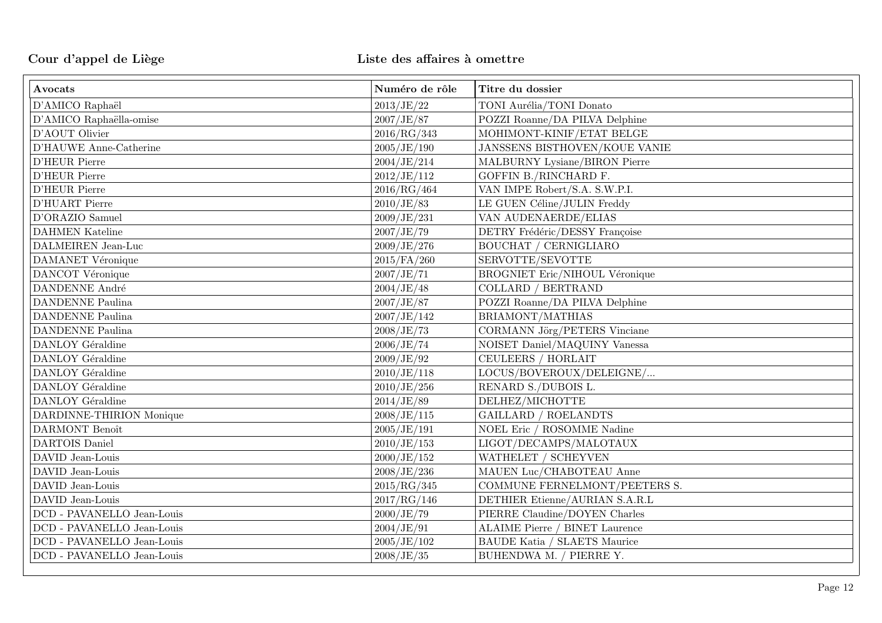**Cour d'appel de Liège** **Liste des affaires à omettre**

| Avocats | Numéro de rôle | Titre du dossier |
|---|---|---|
| D'AMICO Raphaël | 2013/JE/22 | TONI Aurélia/TONI Donato |
| D'AMICO Raphaëlla-omise | 2007/JE/87 | POZZI Roanne/DA PILVA Delphine |
| D'AOUT Olivier | 2016/RG/343 | MOHIMONT-KINIF/ETAT BELGE |
| D'HAUWE Anne-Catherine | 2005/JE/190 | JANSSENS BISTHOVEN/KOUE VANIE |
| D'HEUR Pierre | 2004/JE/214 | MALBURNY Lysiane/BIRON Pierre |
| D'HEUR Pierre | 2012/JE/112 | GOFFIN B./RINCHARD F. |
| D'HEUR Pierre | 2016/RG/464 | VAN IMPE Robert/S.A. S.W.P.I. |
| D'HUART Pierre | 2010/JE/83 | LE GUEN Céline/JULIN Freddy |
| D'ORAZIO Samuel | 2009/JE/231 | VAN AUDENAERDE/ELIAS |
| DAHMEN Kateline | 2007/JE/79 | DETRY Frédéric/DESSY Françoise |
| DALMEIREN Jean-Luc | 2009/JE/276 | BOUCHAT / CERNIGLIARO |
| DAMANET Véronique | 2015/FA/260 | SERVOTTE/SEVOTTE |
| DANCOT Véronique | 2007/JE/71 | BROGNIET Eric/NIHOUL Véronique |
| DANDENNE André | 2004/JE/48 | COLLARD / BERTRAND |
| DANDENNE Paulina | 2007/JE/87 | POZZI Roanne/DA PILVA Delphine |
| DANDENNE Paulina | 2007/JE/142 | BRIAMONT/MATHIAS |
| DANDENNE Paulina | 2008/JE/73 | CORMANN Jörg/PETERS Vinciane |
| DANLOY Géraldine | 2006/JE/74 | NOISET Daniel/MAQUINY Vanessa |
| DANLOY Géraldine | 2009/JE/92 | CEULEERS / HORLAIT |
| DANLOY Géraldine | 2010/JE/118 | LOCUS/BOVEROUX/DELEIGNE/... |
| DANLOY Géraldine | 2010/JE/256 | RENARD S./DUBOIS L. |
| DANLOY Géraldine | 2014/JE/89 | DELHEZ/MICHOTTE |
| DARDINNE-THIRION Monique | 2008/JE/115 | GAILLARD / ROELANDTS |
| DARMONT Benoît | 2005/JE/191 | NOEL Eric / ROSOMME Nadine |
| DARTOIS Daniel | 2010/JE/153 | LIGOT/DECAMPS/MALOTAUX |
| DAVID Jean-Louis | 2000/JE/152 | WATHELET / SCHEYVEN |
| DAVID Jean-Louis | 2008/JE/236 | MAUEN Luc/CHABOTEAU Anne |
| DAVID Jean-Louis | 2015/RG/345 | COMMUNE FERNELMONT/PEETERS S. |
| DAVID Jean-Louis | 2017/RG/146 | DETHIER Etienne/AURIAN S.A.R.L |
| DCD - PAVANELLO Jean-Louis | 2000/JE/79 | PIERRE Claudine/DOYEN Charles |
| DCD - PAVANELLO Jean-Louis | 2004/JE/91 | ALAIME Pierre / BINET Laurence |
| DCD - PAVANELLO Jean-Louis | 2005/JE/102 | BAUDE Katia / SLAETS Maurice |
| DCD - PAVANELLO Jean-Louis | 2008/JE/35 | BUHENDWA M. / PIERRE Y. |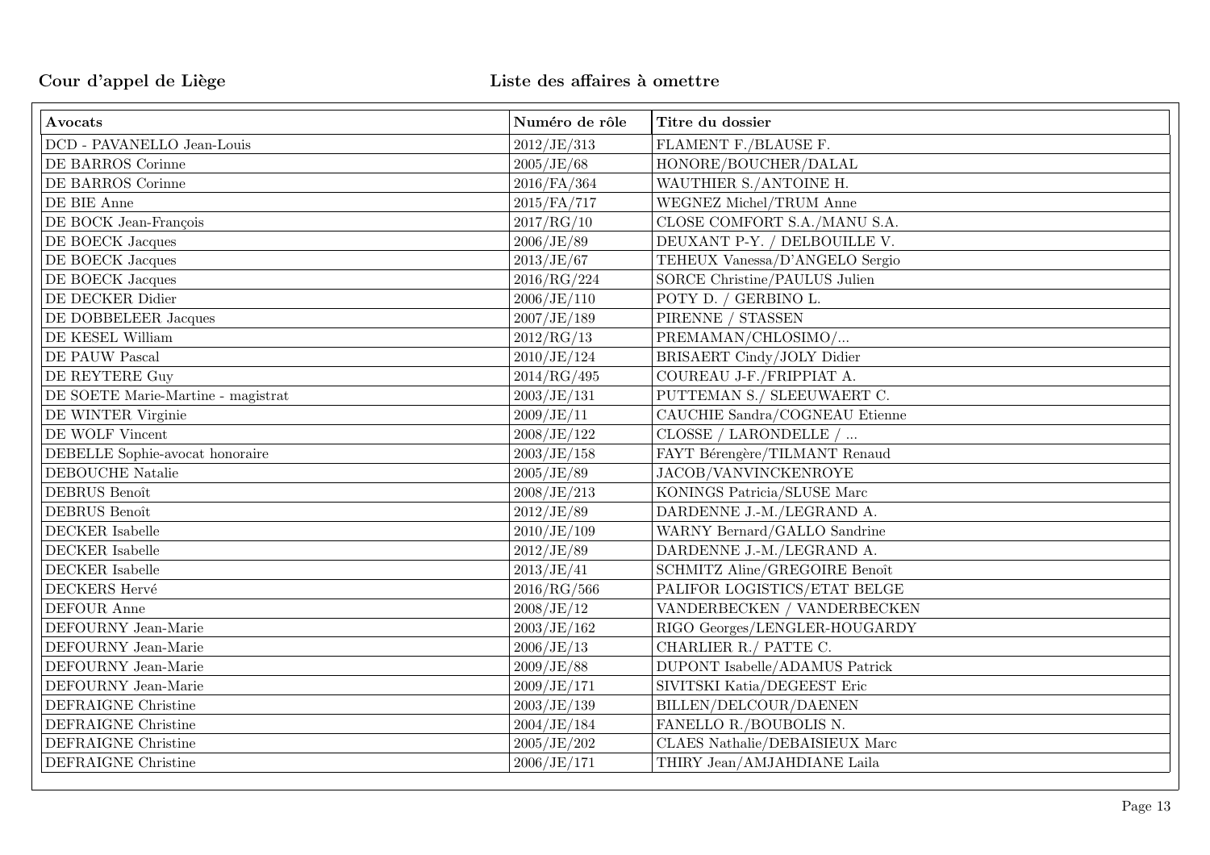**Cour d'appel de Liège** **Liste des affaires à omettre**

| Avocats | Numéro de rôle | Titre du dossier |
| --- | --- | --- |
| DCD - PAVANELLO Jean-Louis | 2012/JE/313 | FLAMENT F./BLAUSE F. |
| DE BARROS Corinne | 2005/JE/68 | HONORE/BOUCHER/DALAL |
| DE BARROS Corinne | 2016/FA/364 | WAUTHIER S./ANTOINE H. |
| DE BIE Anne | 2015/FA/717 | WEGNEZ Michel/TRUM Anne |
| DE BOCK Jean-François | 2017/RG/10 | CLOSE COMFORT S.A./MANU S.A. |
| DE BOECK Jacques | 2006/JE/89 | DEUXANT P-Y. / DELBOUILLE V. |
| DE BOECK Jacques | 2013/JE/67 | TEHEUX Vanessa/D'ANGELO Sergio |
| DE BOECK Jacques | 2016/RG/224 | SORCE Christine/PAULUS Julien |
| DE DECKER Didier | 2006/JE/110 | POTY D. / GERBINO L. |
| DE DOBBELEER Jacques | 2007/JE/189 | PIRENNE / STASSEN |
| DE KESEL William | 2012/RG/13 | PREMAMAN/CHLOSIMO/... |
| DE PAUW Pascal | 2010/JE/124 | BRISAERT Cindy/JOLY Didier |
| DE REYTERE Guy | 2014/RG/495 | COUREAU J-F./FRIPPIAT A. |
| DE SOETE Marie-Martine - magistrat | 2003/JE/131 | PUTTEMAN S./ SLEEUWAERT C. |
| DE WINTER Virginie | 2009/JE/11 | CAUCHIE Sandra/COGNEAU Etienne |
| DE WOLF Vincent | 2008/JE/122 | CLOSSE / LARONDELLE / ... |
| DEBELLE Sophie-avocat honoraire | 2003/JE/158 | FAYT Bérengère/TILMANT Renaud |
| DEBOUCHE Natalie | 2005/JE/89 | JACOB/VANVINCKENROYE |
| DEBRUS Benoît | 2008/JE/213 | KONINGS Patricia/SLUSE Marc |
| DEBRUS Benoît | 2012/JE/89 | DARDENNE J.-M./LEGRAND A. |
| DECKER Isabelle | 2010/JE/109 | WARNY Bernard/GALLO Sandrine |
| DECKER Isabelle | 2012/JE/89 | DARDENNE J.-M./LEGRAND A. |
| DECKER Isabelle | 2013/JE/41 | SCHMITZ Aline/GREGOIRE Benoît |
| DECKERS Hervé | 2016/RG/566 | PALIFOR LOGISTICS/ETAT BELGE |
| DEFOUR Anne | 2008/JE/12 | VANDERBECKEN / VANDERBECKEN |
| DEFOURNY Jean-Marie | 2003/JE/162 | RIGO Georges/LENGLER-HOUGARDY |
| DEFOURNY Jean-Marie | 2006/JE/13 | CHARLIER R./ PATTE C. |
| DEFOURNY Jean-Marie | 2009/JE/88 | DUPONT Isabelle/ADAMUS Patrick |
| DEFOURNY Jean-Marie | 2009/JE/171 | SIVITSKI Katia/DEGEEST Eric |
| DEFRAIGNE Christine | 2003/JE/139 | BILLEN/DELCOUR/DAENEN |
| DEFRAIGNE Christine | 2004/JE/184 | FANELLO R./BOUBOLIS N. |
| DEFRAIGNE Christine | 2005/JE/202 | CLAES Nathalie/DEBAISIEUX Marc |
| DEFRAIGNE Christine | 2006/JE/171 | THIRY Jean/AMJAHDIANE Laila |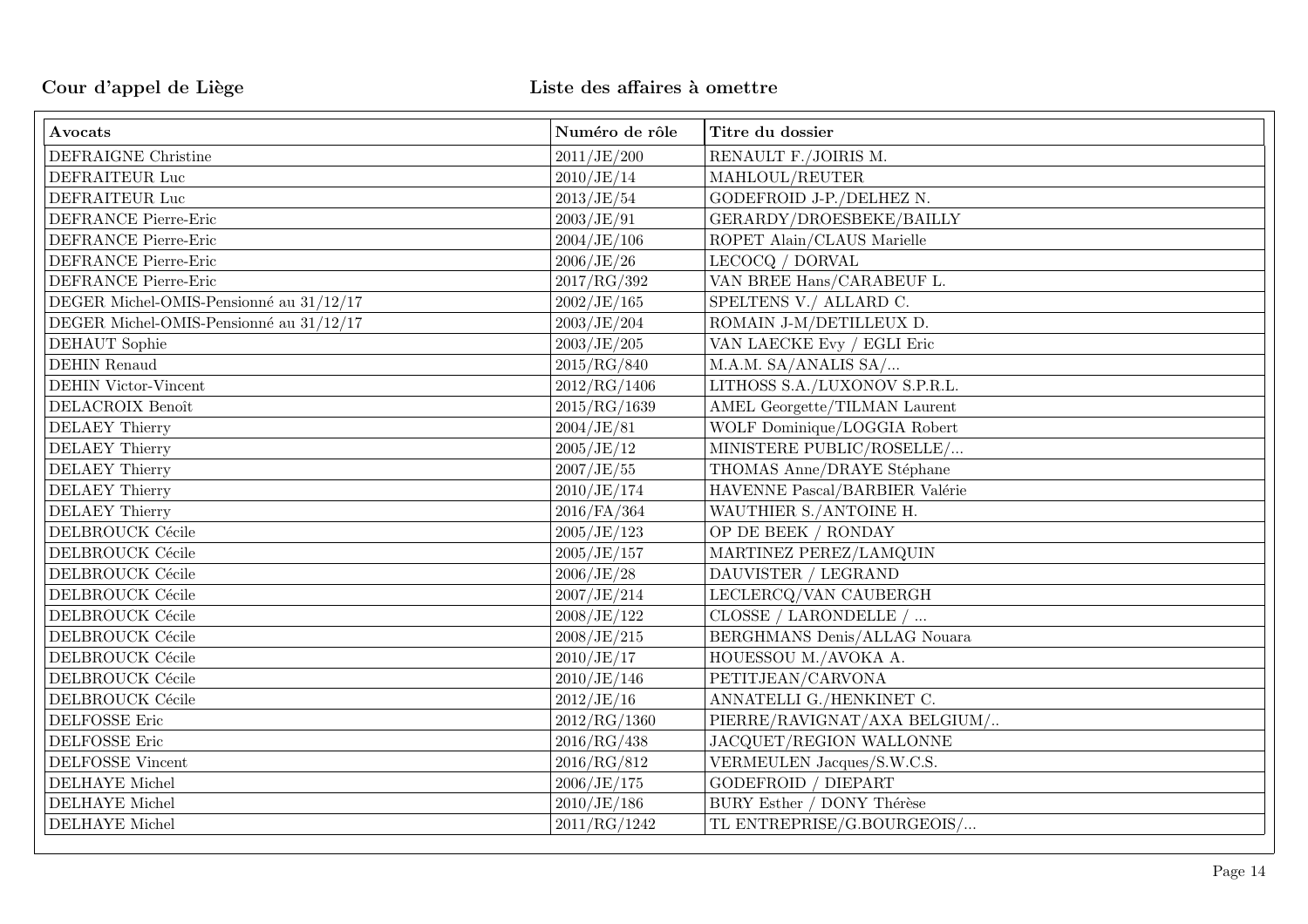**Cour d'appel de Liège** **Liste des affaires à omettre**

| Avocats | Numéro de rôle | Titre du dossier |
|---|---|---|
| DEFRAIGNE Christine | 2011/JE/200 | RENAULT F./JOIRIS M. |
| DEFRAITEUR Luc | 2010/JE/14 | MAHLOUL/REUTER |
| DEFRAITEUR Luc | 2013/JE/54 | GODEFROID J-P./DELHEZ N. |
| DEFRANCE Pierre-Eric | 2003/JE/91 | GERARDY/DROESBEKE/BAILLY |
| DEFRANCE Pierre-Eric | 2004/JE/106 | ROPET Alain/CLAUS Marielle |
| DEFRANCE Pierre-Eric | 2006/JE/26 | LECOCQ / DORVAL |
| DEFRANCE Pierre-Eric | 2017/RG/392 | VAN BREE Hans/CARABEUF L. |
| DEGER Michel-OMIS-Pensionné au 31/12/17 | 2002/JE/165 | SPELTENS V./ ALLARD C. |
| DEGER Michel-OMIS-Pensionné au 31/12/17 | 2003/JE/204 | ROMAIN J-M/DETILLEUX D. |
| DEHAUT Sophie | 2003/JE/205 | VAN LAECKE Evy / EGLI Eric |
| DEHIN Renaud | 2015/RG/840 | M.A.M. SA/ANALIS SA/... |
| DEHIN Victor-Vincent | 2012/RG/1406 | LITHOSS S.A./LUXONOV S.P.R.L. |
| DELACROIX Benoît | 2015/RG/1639 | AMEL Georgette/TILMAN Laurent |
| DELAEY Thierry | 2004/JE/81 | WOLF Dominique/LOGGIA Robert |
| DELAEY Thierry | 2005/JE/12 | MINISTERE PUBLIC/ROSELLE/... |
| DELAEY Thierry | 2007/JE/55 | THOMAS Anne/DRAYE Stéphane |
| DELAEY Thierry | 2010/JE/174 | HAVENNE Pascal/BARBIER Valérie |
| DELAEY Thierry | 2016/FA/364 | WAUTHIER S./ANTOINE H. |
| DELBROUCK Cécile | 2005/JE/123 | OP DE BEEK / RONDAY |
| DELBROUCK Cécile | 2005/JE/157 | MARTINEZ PEREZ/LAMQUIN |
| DELBROUCK Cécile | 2006/JE/28 | DAUVISTER / LEGRAND |
| DELBROUCK Cécile | 2007/JE/214 | LECLERCQ/VAN CAUBERGH |
| DELBROUCK Cécile | 2008/JE/122 | CLOSSE / LARONDELLE / ... |
| DELBROUCK Cécile | 2008/JE/215 | BERGHMANS Denis/ALLAG Nouara |
| DELBROUCK Cécile | 2010/JE/17 | HOUESSOU M./AVOKA A. |
| DELBROUCK Cécile | 2010/JE/146 | PETITJEAN/CARVONA |
| DELBROUCK Cécile | 2012/JE/16 | ANNATELLI G./HENKINET C. |
| DELFOSSE Eric | 2012/RG/1360 | PIERRE/RAVIGNAT/AXA BELGIUM/.. |
| DELFOSSE Eric | 2016/RG/438 | JACQUET/REGION WALLONNE |
| DELFOSSE Vincent | 2016/RG/812 | VERMEULEN Jacques/S.W.C.S. |
| DELHAYE Michel | 2006/JE/175 | GODEFROID / DIEPART |
| DELHAYE Michel | 2010/JE/186 | BURY Esther / DONY Thérèse |
| DELHAYE Michel | 2011/RG/1242 | TL ENTREPRISE/G.BOURGEOIS/... |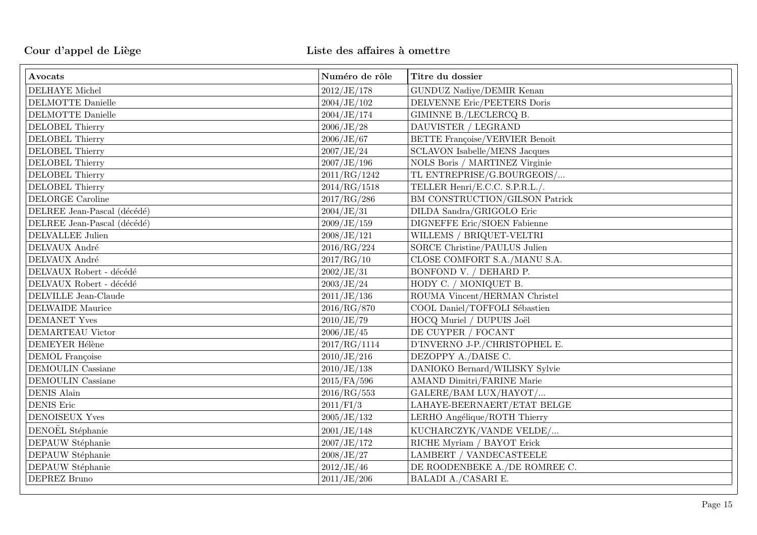**Cour d'appel de Liège** **Liste des affaires à omettre**

| Avocats | Numéro de rôle | Titre du dossier |
|---|---|---|
| DELHAYE Michel | 2012/JE/178 | GUNDUZ Nadiye/DEMIR Kenan |
| DELMOTTE Danielle | 2004/JE/102 | DELVENNE Eric/PEETERS Doris |
| DELMOTTE Danielle | 2004/JE/174 | GIMINNE B./LECLERCQ B. |
| DELOBEL Thierry | 2006/JE/28 | DAUVISTER / LEGRAND |
| DELOBEL Thierry | 2006/JE/67 | BETTE Françoise/VERVIER Benoît |
| DELOBEL Thierry | 2007/JE/24 | SCLAVON Isabelle/MENS Jacques |
| DELOBEL Thierry | 2007/JE/196 | NOLS Boris / MARTINEZ Virginie |
| DELOBEL Thierry | 2011/RG/1242 | TL ENTREPRISE/G.BOURGEOIS/... |
| DELOBEL Thierry | 2014/RG/1518 | TELLER Henri/E.C.C. S.P.R.L./. |
| DELORGE Caroline | 2017/RG/286 | BM CONSTRUCTION/GILSON Patrick |
| DELREE Jean-Pascal (décédé) | 2004/JE/31 | DILDA Sandra/GRIGOLO Eric |
| DELREE Jean-Pascal (décédé) | 2009/JE/159 | DIGNEFFE Eric/SIOEN Fabienne |
| DELVALLEE Julien | 2008/JE/121 | WILLEMS / BRIQUET-VELTRI |
| DELVAUX André | 2016/RG/224 | SORCE Christine/PAULUS Julien |
| DELVAUX André | 2017/RG/10 | CLOSE COMFORT S.A./MANU S.A. |
| DELVAUX Robert - décédé | 2002/JE/31 | BONFOND V. / DEHARD P. |
| DELVAUX Robert - décédé | 2003/JE/24 | HODY C. / MONIQUET B. |
| DELVILLE Jean-Claude | 2011/JE/136 | ROUMA Vincent/HERMAN Christel |
| DELWAIDE Maurice | 2016/RG/870 | COOL Daniel/TOFFOLI Sébastien |
| DEMANET Yves | 2010/JE/79 | HOCQ Muriel / DUPUIS Joël |
| DEMARTEAU Victor | 2006/JE/45 | DE CUYPER / FOCANT |
| DEMEYER Hélène | 2017/RG/1114 | D'INVERNO J-P./CHRISTOPHEL E. |
| DEMOL Françoise | 2010/JE/216 | DEZOPPY A./DAISE C. |
| DEMOULIN Cassiane | 2010/JE/138 | DANIOKO Bernard/WILISKY Sylvie |
| DEMOULIN Cassiane | 2015/FA/596 | AMAND Dimitri/FARINE Marie |
| DENIS Alain | 2016/RG/553 | GALERE/BAM LUX/HAYOT/... |
| DENIS Eric | 2011/FI/3 | LAHAYE-BEERNAERT/ETAT BELGE |
| DENOISEUX Yves | 2005/JE/132 | LERHO Angélique/ROTH Thierry |
| DENOËL Stéphanie | 2001/JE/148 | KUCHARCZYK/VANDE VELDE/... |
| DEPAUW Stéphanie | 2007/JE/172 | RICHE Myriam / BAYOT Erick |
| DEPAUW Stéphanie | 2008/JE/27 | LAMBERT / VANDECASTEELE |
| DEPAUW Stéphanie | 2012/JE/46 | DE ROODENBEKE A./DE ROMREE C. |
| DEPREZ Bruno | 2011/JE/206 | BALADI A./CASARI E. |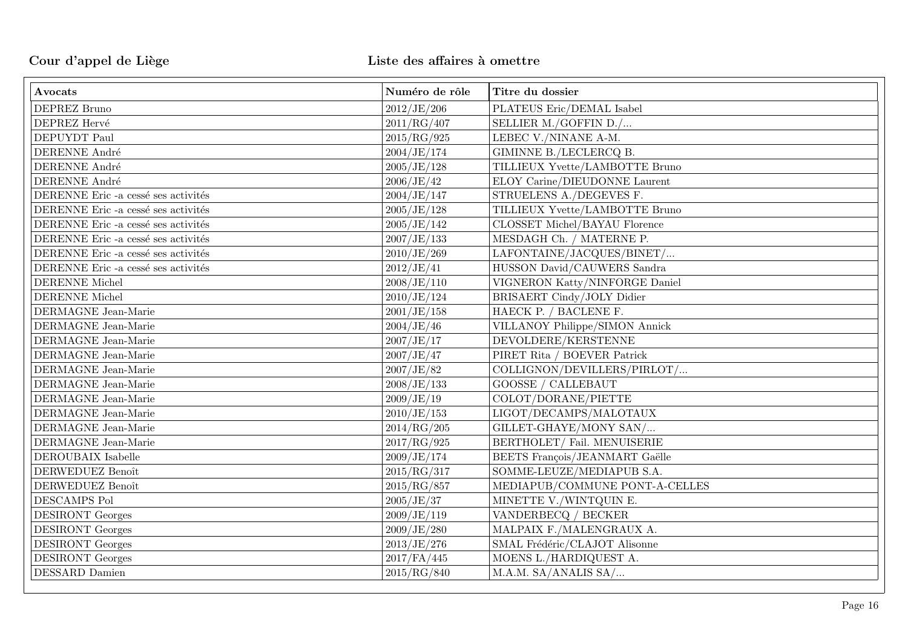**Cour d'appel de Liège** **Liste des affaires à omettre**

| Avocats | Numéro de rôle | Titre du dossier |
|---|---|---|
| DEPREZ Bruno | 2012/JE/206 | PLATEUS Eric/DEMAL Isabel |
| DEPREZ Hervé | 2011/RG/407 | SELLIER M./GOFFIN D./... |
| DEPUYDT Paul | 2015/RG/925 | LEBEC V./NINANE A-M. |
| DERENNE André | 2004/JE/174 | GIMINNE B./LECLERCQ B. |
| DERENNE André | 2005/JE/128 | TILLIEUX Yvette/LAMBOTTE Bruno |
| DERENNE André | 2006/JE/42 | ELOY Carine/DIEUDONNE Laurent |
| DERENNE Eric -a cessé ses activités | 2004/JE/147 | STRUELENS A./DEGEVES F. |
| DERENNE Eric -a cessé ses activités | 2005/JE/128 | TILLIEUX Yvette/LAMBOTTE Bruno |
| DERENNE Eric -a cessé ses activités | 2005/JE/142 | CLOSSET Michel/BAYAU Florence |
| DERENNE Eric -a cessé ses activités | 2007/JE/133 | MESDAGH Ch. / MATERNE P. |
| DERENNE Eric -a cessé ses activités | 2010/JE/269 | LAFONTAINE/JACQUES/BINET/... |
| DERENNE Eric -a cessé ses activités | 2012/JE/41 | HUSSON David/CAUWERS Sandra |
| DERENNE Michel | 2008/JE/110 | VIGNERON Katty/NINFORGE Daniel |
| DERENNE Michel | 2010/JE/124 | BRISAERT Cindy/JOLY Didier |
| DERMAGNE Jean-Marie | 2001/JE/158 | HAECK P. / BACLENE F. |
| DERMAGNE Jean-Marie | 2004/JE/46 | VILLANOY Philippe/SIMON Annick |
| DERMAGNE Jean-Marie | 2007/JE/17 | DEVOLDERE/KERSTENNE |
| DERMAGNE Jean-Marie | 2007/JE/47 | PIRET Rita / BOEVER Patrick |
| DERMAGNE Jean-Marie | 2007/JE/82 | COLLIGNON/DEVILLERS/PIRLOT/... |
| DERMAGNE Jean-Marie | 2008/JE/133 | GOOSSE / CALLEBAUT |
| DERMAGNE Jean-Marie | 2009/JE/19 | COLOT/DORANE/PIETTE |
| DERMAGNE Jean-Marie | 2010/JE/153 | LIGOT/DECAMPS/MALOTAUX |
| DERMAGNE Jean-Marie | 2014/RG/205 | GILLET-GHAYE/MONY SAN/... |
| DERMAGNE Jean-Marie | 2017/RG/925 | BERTHOLET/ Fail. MENUISERIE |
| DEROUBAIX Isabelle | 2009/JE/174 | BEETS François/JEANMART Gaëlle |
| DERWEDUEZ Benoît | 2015/RG/317 | SOMME-LEUZE/MEDIAPUB S.A. |
| DERWEDUEZ Benoît | 2015/RG/857 | MEDIAPUB/COMMUNE PONT-A-CELLES |
| DESCAMPS Pol | 2005/JE/37 | MINETTE V./WINTQUIN E. |
| DESIRONT Georges | 2009/JE/119 | VANDERBECQ / BECKER |
| DESIRONT Georges | 2009/JE/280 | MALPAIX F./MALENGRAUX A. |
| DESIRONT Georges | 2013/JE/276 | SMAL Frédéric/CLAJOT Alisonne |
| DESIRONT Georges | 2017/FA/445 | MOENS L./HARDIQUEST A. |
| DESSARD Damien | 2015/RG/840 | M.A.M. SA/ANALIS SA/... |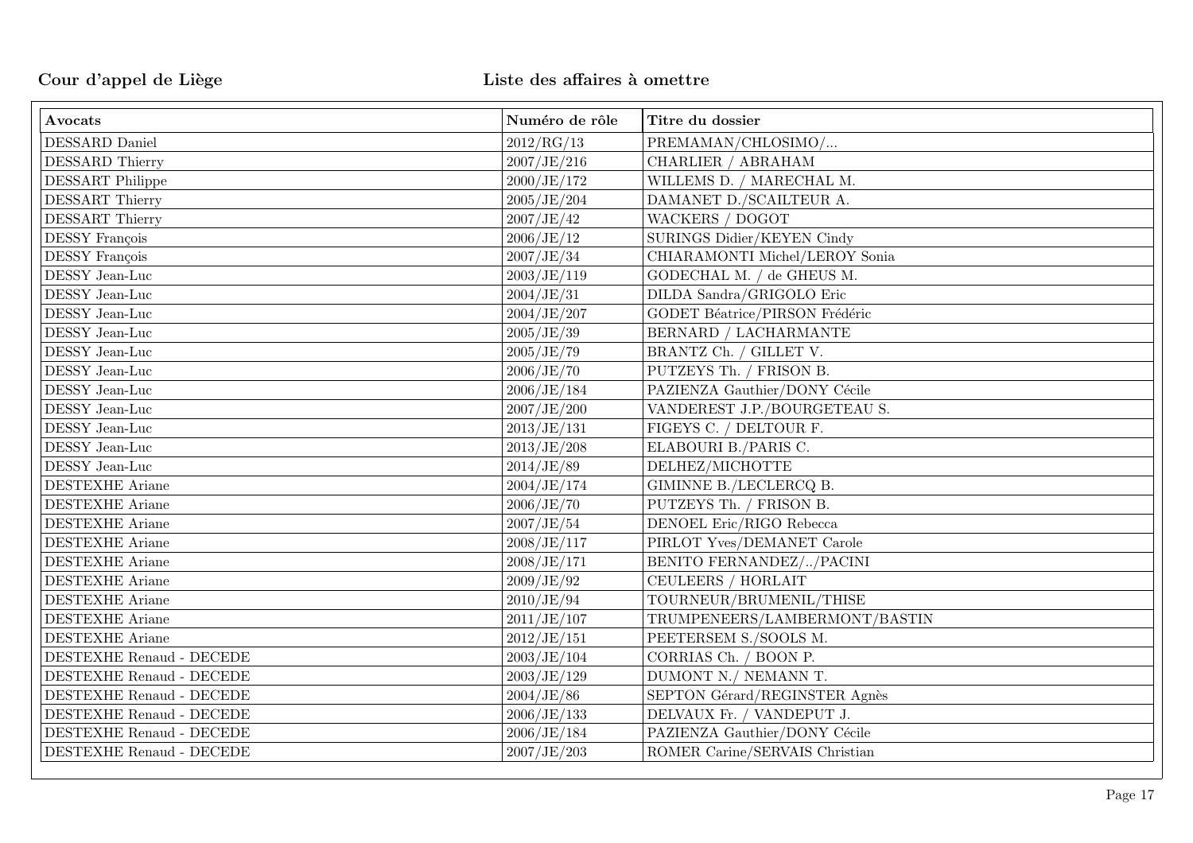**Cour d'appel de Liège** **Liste des affaires à omettre**

| Avocats | Numéro de rôle | Titre du dossier |
|---|---|---|
| DESSARD Daniel | 2012/RG/13 | PREMAMAN/CHLOSIMO/... |
| DESSARD Thierry | 2007/JE/216 | CHARLIER / ABRAHAM |
| DESSART Philippe | 2000/JE/172 | WILLEMS D. / MARECHAL M. |
| DESSART Thierry | 2005/JE/204 | DAMANET D./SCAILTEUR A. |
| DESSART Thierry | 2007/JE/42 | WACKERS / DOGOT |
| DESSY François | 2006/JE/12 | SURINGS Didier/KEYEN Cindy |
| DESSY François | 2007/JE/34 | CHIARAMONTI Michel/LEROY Sonia |
| DESSY Jean-Luc | 2003/JE/119 | GODECHAL M. / de GHEUS M. |
| DESSY Jean-Luc | 2004/JE/31 | DILDA Sandra/GRIGOLO Eric |
| DESSY Jean-Luc | 2004/JE/207 | GODET Béatrice/PIRSON Frédéric |
| DESSY Jean-Luc | 2005/JE/39 | BERNARD / LACHARMANTE |
| DESSY Jean-Luc | 2005/JE/79 | BRANTZ Ch. / GILLET V. |
| DESSY Jean-Luc | 2006/JE/70 | PUTZEYS Th. / FRISON B. |
| DESSY Jean-Luc | 2006/JE/184 | PAZIENZA Gauthier/DONY Cécile |
| DESSY Jean-Luc | 2007/JE/200 | VANDEREST J.P./BOURGETEAU S. |
| DESSY Jean-Luc | 2013/JE/131 | FIGEYS C. / DELTOUR F. |
| DESSY Jean-Luc | 2013/JE/208 | ELABOURI B./PARIS C. |
| DESSY Jean-Luc | 2014/JE/89 | DELHEZ/MICHOTTE |
| DESTEXHE Ariane | 2004/JE/174 | GIMINNE B./LECLERCQ B. |
| DESTEXHE Ariane | 2006/JE/70 | PUTZEYS Th. / FRISON B. |
| DESTEXHE Ariane | 2007/JE/54 | DENOEL Eric/RIGO Rebecca |
| DESTEXHE Ariane | 2008/JE/117 | PIRLOT Yves/DEMANET Carole |
| DESTEXHE Ariane | 2008/JE/171 | BENITO FERNANDEZ/../PACINI |
| DESTEXHE Ariane | 2009/JE/92 | CEULEERS / HORLAIT |
| DESTEXHE Ariane | 2010/JE/94 | TOURNEUR/BRUMENIL/THISE |
| DESTEXHE Ariane | 2011/JE/107 | TRUMPENEERS/LAMBERMONT/BASTIN |
| DESTEXHE Ariane | 2012/JE/151 | PEETERSEM S./SOOLS M. |
| DESTEXHE Renaud - DECEDE | 2003/JE/104 | CORRIAS Ch. / BOON P. |
| DESTEXHE Renaud - DECEDE | 2003/JE/129 | DUMONT N./ NEMANN T. |
| DESTEXHE Renaud - DECEDE | 2004/JE/86 | SEPTON Gérard/REGINSTER Agnès |
| DESTEXHE Renaud - DECEDE | 2006/JE/133 | DELVAUX Fr. / VANDEPUT J. |
| DESTEXHE Renaud - DECEDE | 2006/JE/184 | PAZIENZA Gauthier/DONY Cécile |
| DESTEXHE Renaud - DECEDE | 2007/JE/203 | ROMER Carine/SERVAIS Christian |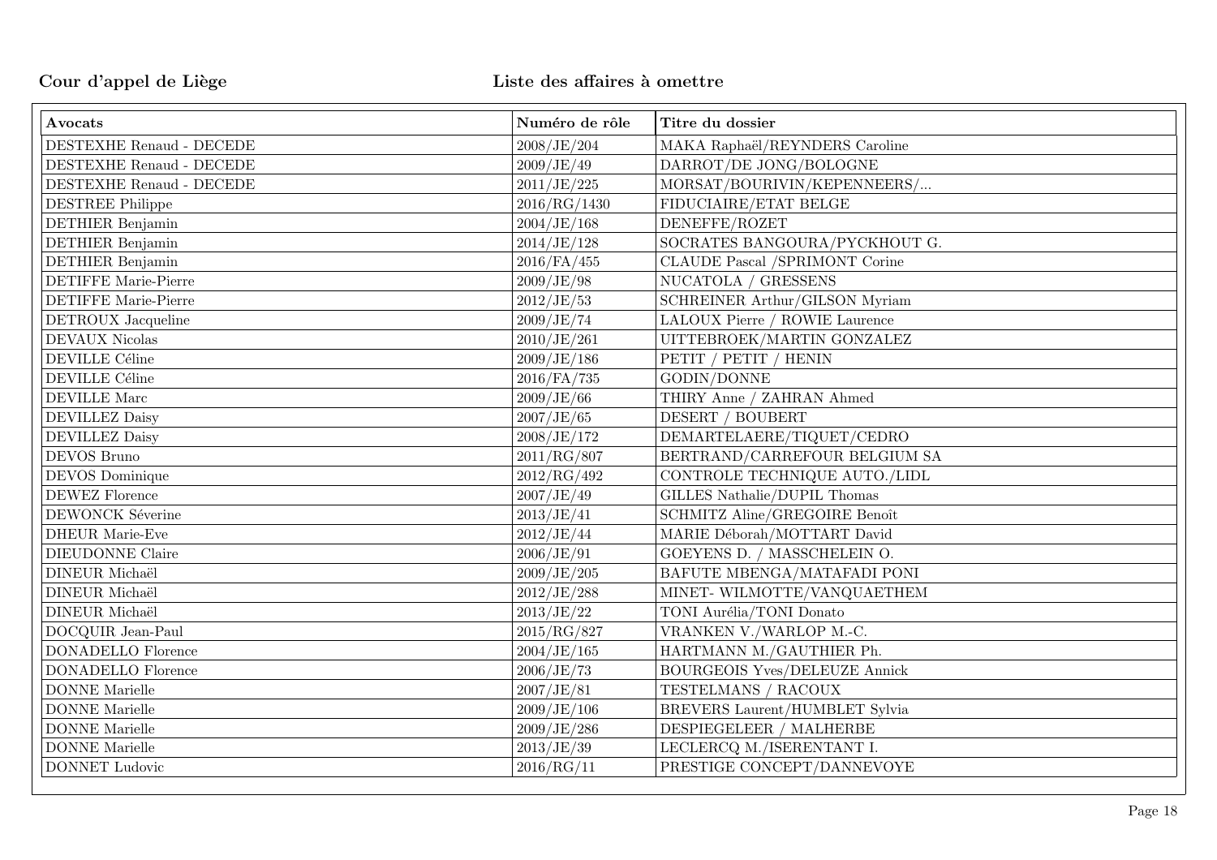| Avocats | Numéro de rôle | Titre du dossier |
|---|---|---|
| DESTEXHE Renaud - DECEDE | 2008/JE/204 | MAKA Raphaël/REYNDERS Caroline |
| DESTEXHE Renaud - DECEDE | 2009/JE/49 | DARROT/DE JONG/BOLOGNE |
| DESTEXHE Renaud - DECEDE | 2011/JE/225 | MORSAT/BOURIVIN/KEPENNEERS/... |
| DESTREE Philippe | 2016/RG/1430 | FIDUCIAIRE/ETAT BELGE |
| DETHIER Benjamin | 2004/JE/168 | DENEFFE/ROZET |
| DETHIER Benjamin | 2014/JE/128 | SOCRATES BANGOURA/PYCKHOUT G. |
| DETHIER Benjamin | 2016/FA/455 | CLAUDE Pascal /SPRIMONT Corine |
| DETIFFE Marie-Pierre | 2009/JE/98 | NUCATOLA / GRESSENS |
| DETIFFE Marie-Pierre | 2012/JE/53 | SCHREINER Arthur/GILSON Myriam |
| DETROUX Jacqueline | 2009/JE/74 | LALOUX Pierre / ROWIE Laurence |
| DEVAUX Nicolas | 2010/JE/261 | UITTEBROEK/MARTIN GONZALEZ |
| DEVILLE Céline | 2009/JE/186 | PETIT / PETIT / HENIN |
| DEVILLE Céline | 2016/FA/735 | GODIN/DONNE |
| DEVILLE Marc | 2009/JE/66 | THIRY Anne / ZAHRAN Ahmed |
| DEVILLEZ Daisy | 2007/JE/65 | DESERT / BOUBERT |
| DEVILLEZ Daisy | 2008/JE/172 | DEMARTELAERE/TIQUET/CEDRO |
| DEVOS Bruno | 2011/RG/807 | BERTRAND/CARREFOUR BELGIUM SA |
| DEVOS Dominique | 2012/RG/492 | CONTROLE TECHNIQUE AUTO./LIDL |
| DEWEZ Florence | 2007/JE/49 | GILLES Nathalie/DUPIL Thomas |
| DEWONCK Séverine | 2013/JE/41 | SCHMITZ Aline/GREGOIRE Benoît |
| DHEUR Marie-Eve | 2012/JE/44 | MARIE Déborah/MOTTART David |
| DIEUDONNE Claire | 2006/JE/91 | GOEYENS D. / MASSCHELEIN O. |
| DINEUR Michaël | 2009/JE/205 | BAFUTE MBENGA/MATAFADI PONI |
| DINEUR Michaël | 2012/JE/288 | MINET- WILMOTTE/VANQUAETHEM |
| DINEUR Michaël | 2013/JE/22 | TONI Aurélia/TONI Donato |
| DOCQUIR Jean-Paul | 2015/RG/827 | VRANKEN V./WARLOP M.-C. |
| DONADELLO Florence | 2004/JE/165 | HARTMANN M./GAUTHIER Ph. |
| DONADELLO Florence | 2006/JE/73 | BOURGEOIS Yves/DELEUZE Annick |
| DONNE Marielle | 2007/JE/81 | TESTELMANS / RACOUX |
| DONNE Marielle | 2009/JE/106 | BREVERS Laurent/HUMBLET Sylvia |
| DONNE Marielle | 2009/JE/286 | DESPIEGELEER / MALHERBE |
| DONNE Marielle | 2013/JE/39 | LECLERCQ M./ISERENTANT I. |
| DONNET Ludovic | 2016/RG/11 | PRESTIGE CONCEPT/DANNEVOYE |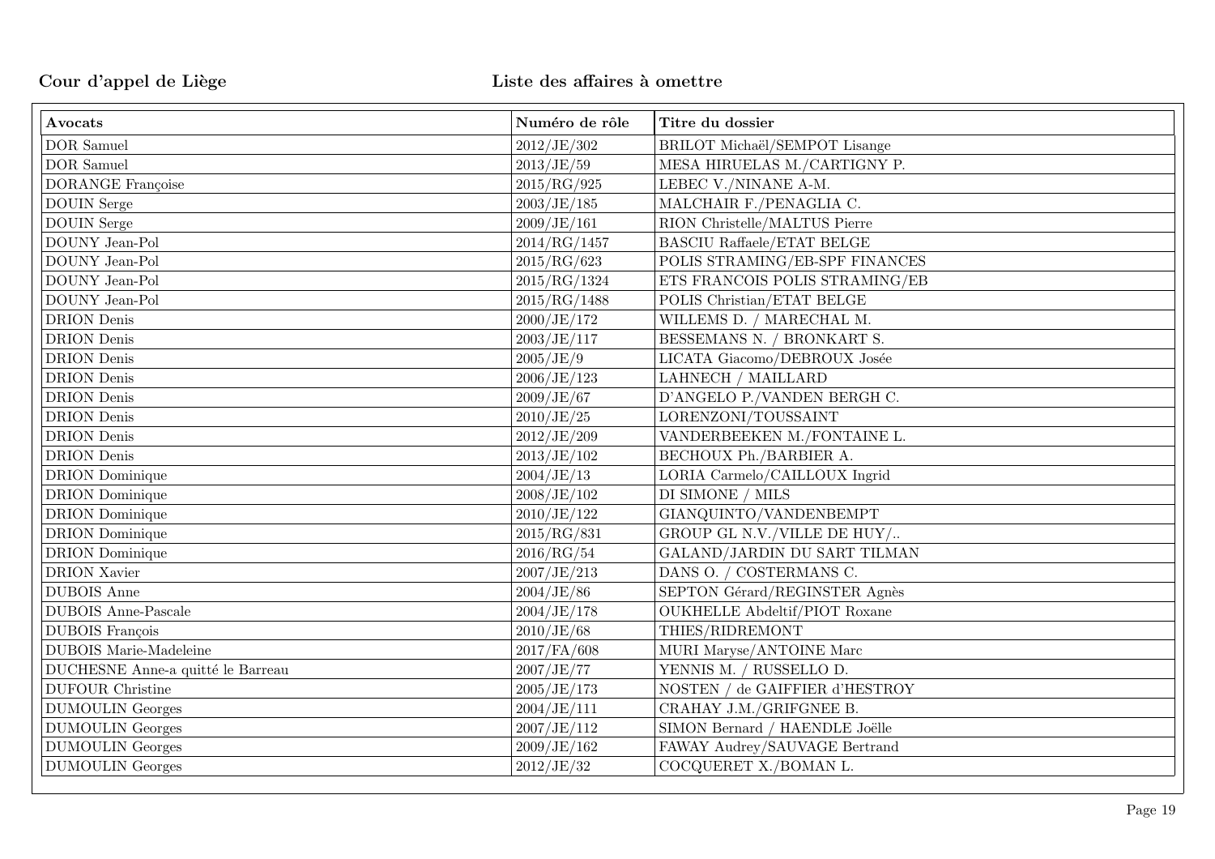**Cour d'appel de Liège** **Liste des affaires à omettre**

| Avocats | Numéro de rôle | Titre du dossier |
|---|---|---|
| DOR Samuel | 2012/JE/302 | BRILOT Michaël/SEMPOT Lisange |
| DOR Samuel | 2013/JE/59 | MESA HIRUELAS M./CARTIGNY P. |
| DORANGE Françoise | 2015/RG/925 | LEBEC V./NINANE A-M. |
| DOUIN Serge | 2003/JE/185 | MALCHAIR F./PENAGLIA C. |
| DOUIN Serge | 2009/JE/161 | RION Christelle/MALTUS Pierre |
| DOUNY Jean-Pol | 2014/RG/1457 | BASCIU Raffaele/ETAT BELGE |
| DOUNY Jean-Pol | 2015/RG/623 | POLIS STRAMING/EB-SPF FINANCES |
| DOUNY Jean-Pol | 2015/RG/1324 | ETS FRANCOIS POLIS STRAMING/EB |
| DOUNY Jean-Pol | 2015/RG/1488 | POLIS Christian/ETAT BELGE |
| DRION Denis | 2000/JE/172 | WILLEMS D. / MARECHAL M. |
| DRION Denis | 2003/JE/117 | BESSEMANS N. / BRONKART S. |
| DRION Denis | 2005/JE/9 | LICATA Giacomo/DEBROUX Josée |
| DRION Denis | 2006/JE/123 | LAHNECH / MAILLARD |
| DRION Denis | 2009/JE/67 | D'ANGELO P./VANDEN BERGH C. |
| DRION Denis | 2010/JE/25 | LORENZONI/TOUSSAINT |
| DRION Denis | 2012/JE/209 | VANDERBEEKEN M./FONTAINE L. |
| DRION Denis | 2013/JE/102 | BECHOUX Ph./BARBIER A. |
| DRION Dominique | 2004/JE/13 | LORIA Carmelo/CAILLOUX Ingrid |
| DRION Dominique | 2008/JE/102 | DI SIMONE / MILS |
| DRION Dominique | 2010/JE/122 | GIANQUINTO/VANDENBEMPT |
| DRION Dominique | 2015/RG/831 | GROUP GL N.V./VILLE DE HUY/.. |
| DRION Dominique | 2016/RG/54 | GALAND/JARDIN DU SART TILMAN |
| DRION Xavier | 2007/JE/213 | DANS O. / COSTERMANS C. |
| DUBOIS Anne | 2004/JE/86 | SEPTON Gérard/REGINSTER Agnès |
| DUBOIS Anne-Pascale | 2004/JE/178 | OUKHELLE Abdeltif/PIOT Roxane |
| DUBOIS François | 2010/JE/68 | THIES/RIDREMONT |
| DUBOIS Marie-Madeleine | 2017/FA/608 | MURI Maryse/ANTOINE Marc |
| DUCHESNE Anne-a quitté le Barreau | 2007/JE/77 | YENNIS M. / RUSSELLO D. |
| DUFOUR Christine | 2005/JE/173 | NOSTEN / de GAIFFIER d'HESTROY |
| DUMOULIN Georges | 2004/JE/111 | CRAHAY J.M./GRIFGNEE B. |
| DUMOULIN Georges | 2007/JE/112 | SIMON Bernard / HAENDLE Joëlle |
| DUMOULIN Georges | 2009/JE/162 | FAWAY Audrey/SAUVAGE Bertrand |
| DUMOULIN Georges | 2012/JE/32 | COCQUERET X./BOMAN L. |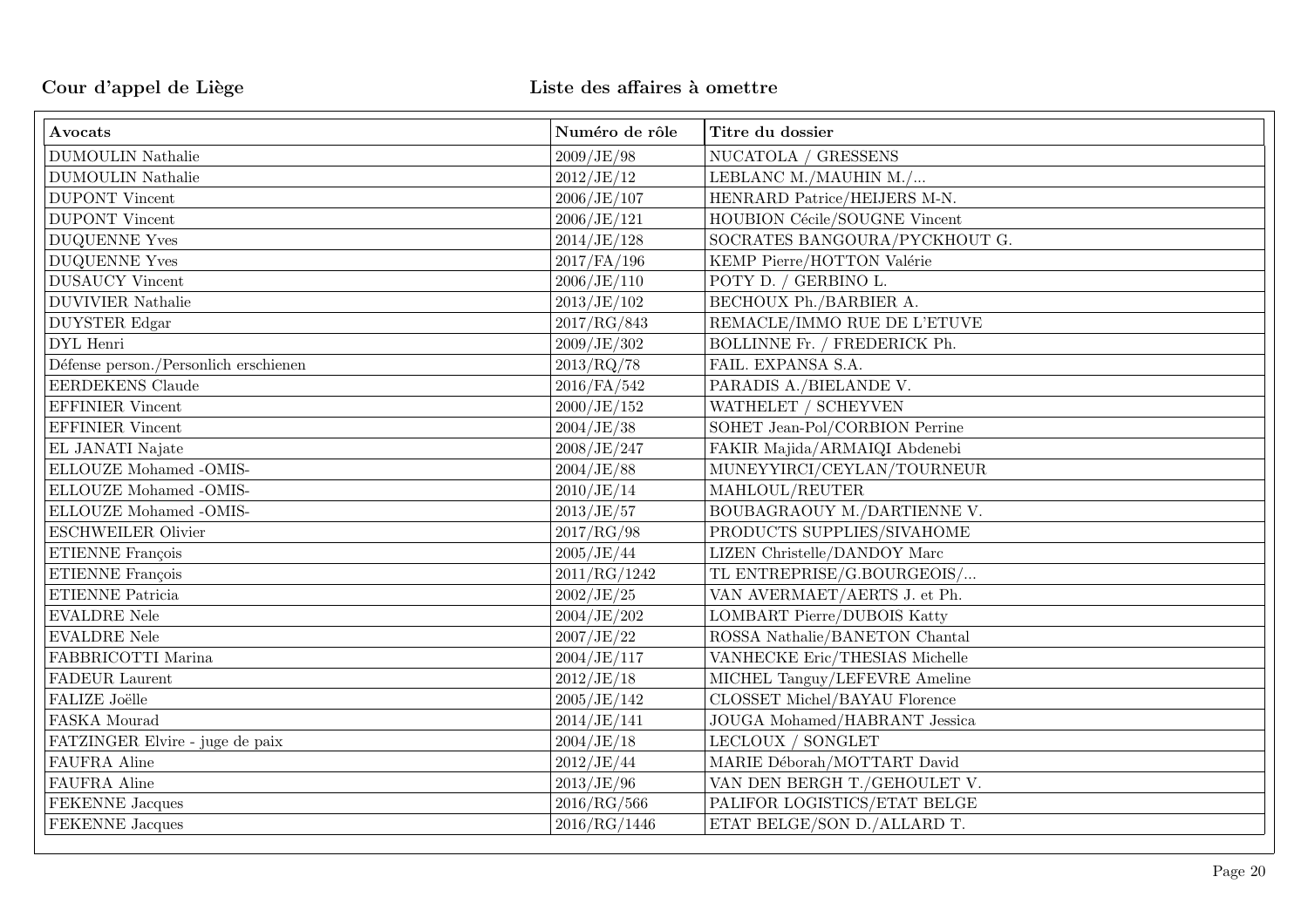**Cour d'appel de Liège** **Liste des affaires à omettre**

| Avocats | Numéro de rôle | Titre du dossier |
|---|---|---|
| DUMOULIN Nathalie | 2009/JE/98 | NUCATOLA / GRESSENS |
| DUMOULIN Nathalie | 2012/JE/12 | LEBLANC M./MAUHIN M./... |
| DUPONT Vincent | 2006/JE/107 | HENRARD Patrice/HEIJERS M-N. |
| DUPONT Vincent | 2006/JE/121 | HOUBION Cécile/SOUGNE Vincent |
| DUQUENNE Yves | 2014/JE/128 | SOCRATES BANGOURA/PYCKHOUT G. |
| DUQUENNE Yves | 2017/FA/196 | KEMP Pierre/HOTTON Valérie |
| DUSAUCY Vincent | 2006/JE/110 | POTY D. / GERBINO L. |
| DUVIVIER Nathalie | 2013/JE/102 | BECHOUX Ph./BARBIER A. |
| DUYSTER Edgar | 2017/RG/843 | REMACLE/IMMO RUE DE L'ETUVE |
| DYL Henri | 2009/JE/302 | BOLLINNE Fr. / FREDERICK Ph. |
| Défense person./Personlich erschienen | 2013/RQ/78 | FAIL. EXPANSA S.A. |
| EERDEKENS Claude | 2016/FA/542 | PARADIS A./BIELANDE V. |
| EFFINIER Vincent | 2000/JE/152 | WATHELET / SCHEYVEN |
| EFFINIER Vincent | 2004/JE/38 | SOHET Jean-Pol/CORBION Perrine |
| EL JANATI Najate | 2008/JE/247 | FAKIR Majida/ARMAIQI Abdenebi |
| ELLOUZE Mohamed -OMIS- | 2004/JE/88 | MUNEYYIRCI/CEYLAN/TOURNEUR |
| ELLOUZE Mohamed -OMIS- | 2010/JE/14 | MAHLOUL/REUTER |
| ELLOUZE Mohamed -OMIS- | 2013/JE/57 | BOUBAGRAOUY M./DARTIENNE V. |
| ESCHWEILER Olivier | 2017/RG/98 | PRODUCTS SUPPLIES/SIVAHOME |
| ETIENNE François | 2005/JE/44 | LIZEN Christelle/DANDOY Marc |
| ETIENNE François | 2011/RG/1242 | TL ENTREPRISE/G.BOURGEOIS/... |
| ETIENNE Patricia | 2002/JE/25 | VAN AVERMAET/AERTS J. et Ph. |
| EVALDRE Nele | 2004/JE/202 | LOMBART Pierre/DUBOIS Katty |
| EVALDRE Nele | 2007/JE/22 | ROSSA Nathalie/BANETON Chantal |
| FABBRICOTTI Marina | 2004/JE/117 | VANHECKE Eric/THESIAS Michelle |
| FADEUR Laurent | 2012/JE/18 | MICHEL Tanguy/LEFEVRE Ameline |
| FALIZE Joëlle | 2005/JE/142 | CLOSSET Michel/BAYAU Florence |
| FASKA Mourad | 2014/JE/141 | JOUGA Mohamed/HABRANT Jessica |
| FATZINGER Elvire - juge de paix | 2004/JE/18 | LECLOUX / SONGLET |
| FAUFRA Aline | 2012/JE/44 | MARIE Déborah/MOTTART David |
| FAUFRA Aline | 2013/JE/96 | VAN DEN BERGH T./GEHOULET V. |
| FEKENNE Jacques | 2016/RG/566 | PALIFOR LOGISTICS/ETAT BELGE |
| FEKENNE Jacques | 2016/RG/1446 | ETAT BELGE/SON D./ALLARD T. |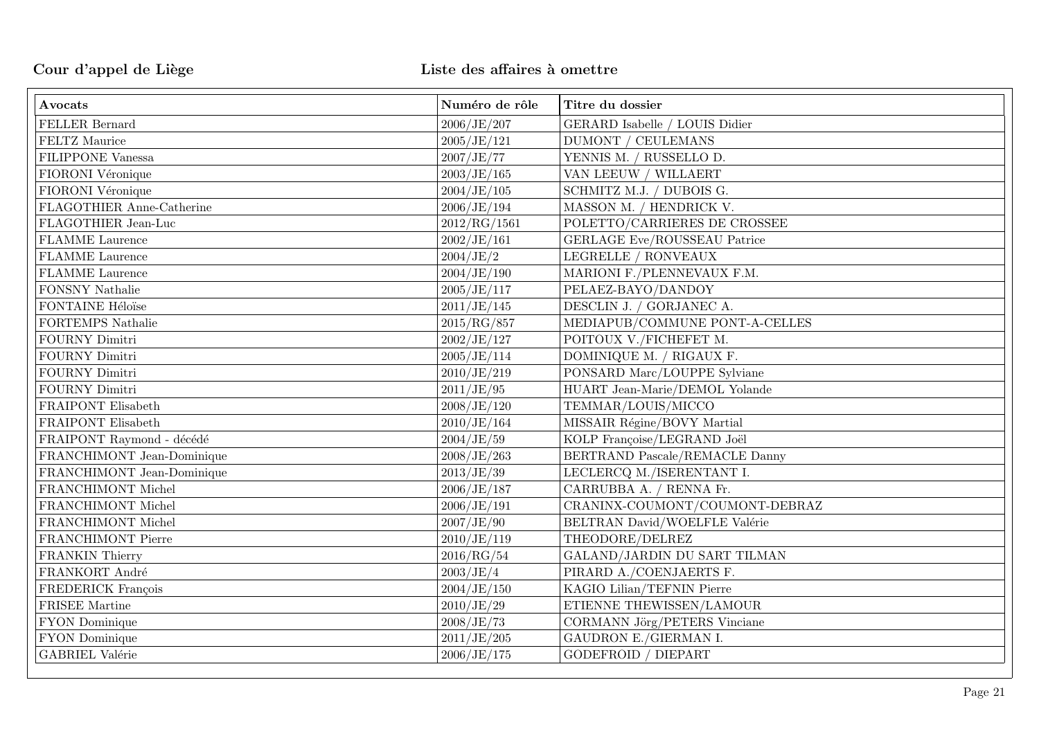**Cour d'appel de Liège** **Liste des affaires à omettre**

| Avocats | Numéro de rôle | Titre du dossier |
|---|---|---|
| FELLER Bernard | 2006/JE/207 | GERARD Isabelle / LOUIS Didier |
| FELTZ Maurice | 2005/JE/121 | DUMONT / CEULEMANS |
| FILIPPONE Vanessa | 2007/JE/77 | YENNIS M. / RUSSELLO D. |
| FIORONI Véronique | 2003/JE/165 | VAN LEEUW / WILLAERT |
| FIORONI Véronique | 2004/JE/105 | SCHMITZ M.J. / DUBOIS G. |
| FLAGOTHIER Anne-Catherine | 2006/JE/194 | MASSON M. / HENDRICK V. |
| FLAGOTHIER Jean-Luc | 2012/RG/1561 | POLETTO/CARRIERES DE CROSSEE |
| FLAMME Laurence | 2002/JE/161 | GERLAGE Eve/ROUSSEAU Patrice |
| FLAMME Laurence | 2004/JE/2 | LEGRELLE / RONVEAUX |
| FLAMME Laurence | 2004/JE/190 | MARIONI F./PLENNEVAUX F.M. |
| FONSNY Nathalie | 2005/JE/117 | PELAEZ-BAYO/DANDOY |
| FONTAINE Héloïse | 2011/JE/145 | DESCLIN J. / GORJANEC A. |
| FORTEMPS Nathalie | 2015/RG/857 | MEDIAPUB/COMMUNE PONT-A-CELLES |
| FOURNY Dimitri | 2002/JE/127 | POITOUX V./FICHEFET M. |
| FOURNY Dimitri | 2005/JE/114 | DOMINIQUE M. / RIGAUX F. |
| FOURNY Dimitri | 2010/JE/219 | PONSARD Marc/LOUPPE Sylviane |
| FOURNY Dimitri | 2011/JE/95 | HUART Jean-Marie/DEMOL Yolande |
| FRAIPONT Elisabeth | 2008/JE/120 | TEMMAR/LOUIS/MICCO |
| FRAIPONT Elisabeth | 2010/JE/164 | MISSAIR Régine/BOVY Martial |
| FRAIPONT Raymond - décédé | 2004/JE/59 | KOLP Françoise/LEGRAND Joël |
| FRANCHIMONT Jean-Dominique | 2008/JE/263 | BERTRAND Pascale/REMACLE Danny |
| FRANCHIMONT Jean-Dominique | 2013/JE/39 | LECLERCQ M./ISERENTANT I. |
| FRANCHIMONT Michel | 2006/JE/187 | CARRUBBA A. / RENNA Fr. |
| FRANCHIMONT Michel | 2006/JE/191 | CRANINX-COUMONT/COUMONT-DEBRAZ |
| FRANCHIMONT Michel | 2007/JE/90 | BELTRAN David/WOELFLE Valérie |
| FRANCHIMONT Pierre | 2010/JE/119 | THEODORE/DELREZ |
| FRANKIN Thierry | 2016/RG/54 | GALAND/JARDIN DU SART TILMAN |
| FRANKORT André | 2003/JE/4 | PIRARD A./COENJAERTS F. |
| FREDERICK François | 2004/JE/150 | KAGIO Lilian/TEFNIN Pierre |
| FRISEE Martine | 2010/JE/29 | ETIENNE THEWISSEN/LAMOUR |
| FYON Dominique | 2008/JE/73 | CORMANN Jörg/PETERS Vinciane |
| FYON Dominique | 2011/JE/205 | GAUDRON E./GIERMAN I. |
| GABRIEL Valérie | 2006/JE/175 | GODEFROID / DIEPART |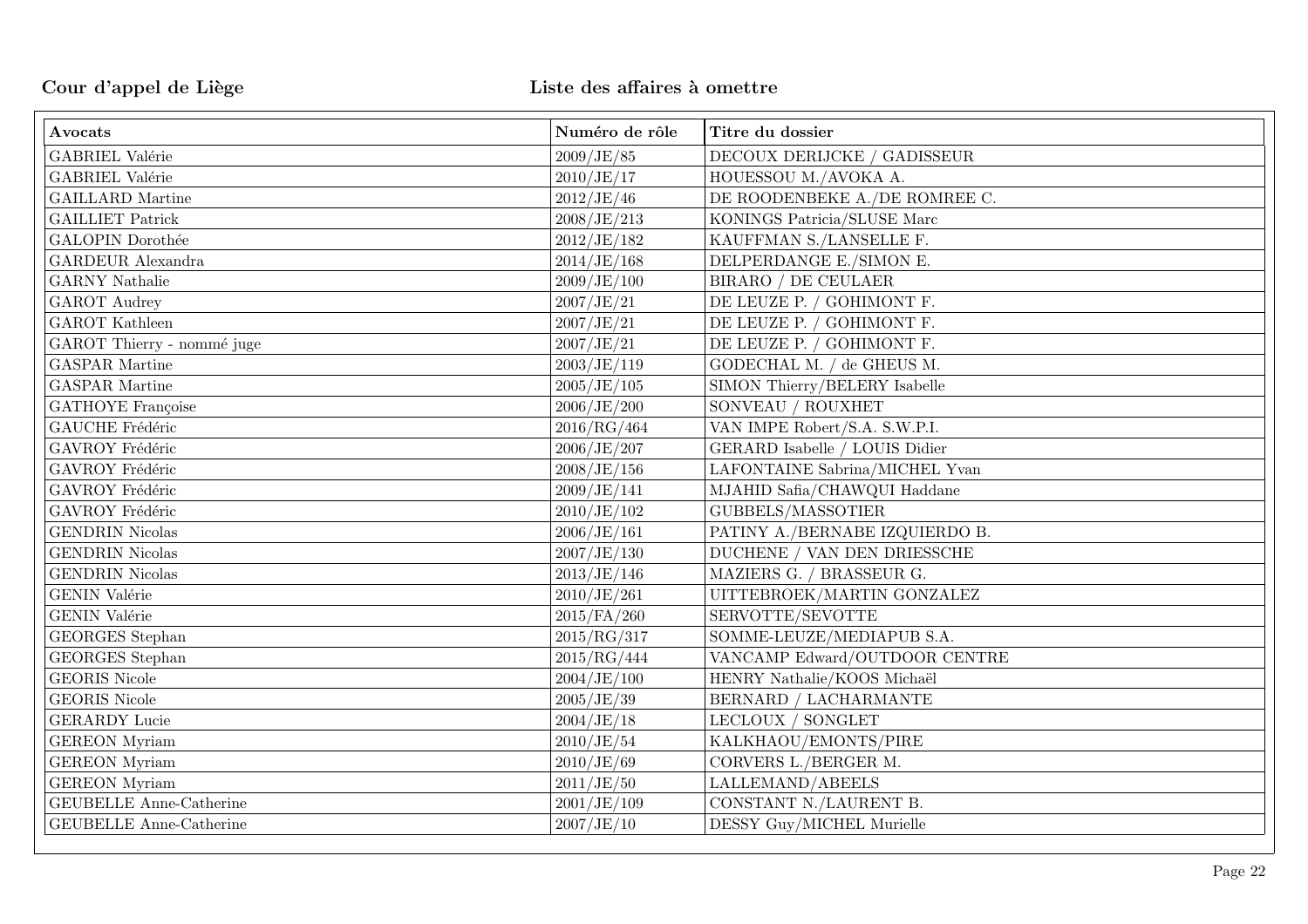**Cour d'appel de Liège** **Liste des affaires à omettre**

| Avocats | Numéro de rôle | Titre du dossier |
|---|---|---|
| GABRIEL Valérie | 2009/JE/85 | DECOUX DERIJCKE / GADISSEUR |
| GABRIEL Valérie | 2010/JE/17 | HOUESSOU M./AVOKA A. |
| GAILLARD Martine | 2012/JE/46 | DE ROODENBEKE A./DE ROMREE C. |
| GAILLIET Patrick | 2008/JE/213 | KONINGS Patricia/SLUSE Marc |
| GALOPIN Dorothée | 2012/JE/182 | KAUFFMAN S./LANSELLE F. |
| GARDEUR Alexandra | 2014/JE/168 | DELPERDANGE E./SIMON E. |
| GARNY Nathalie | 2009/JE/100 | BIRARO / DE CEULAER |
| GAROT Audrey | 2007/JE/21 | DE LEUZE P. / GOHIMONT F. |
| GAROT Kathleen | 2007/JE/21 | DE LEUZE P. / GOHIMONT F. |
| GAROT Thierry - nommé juge | 2007/JE/21 | DE LEUZE P. / GOHIMONT F. |
| GASPAR Martine | 2003/JE/119 | GODECHAL M. / de GHEUS M. |
| GASPAR Martine | 2005/JE/105 | SIMON Thierry/BELERY Isabelle |
| GATHOYE Françoise | 2006/JE/200 | SONVEAU / ROUXHET |
| GAUCHE Frédéric | 2016/RG/464 | VAN IMPE Robert/S.A. S.W.P.I. |
| GAVROY Frédéric | 2006/JE/207 | GERARD Isabelle / LOUIS Didier |
| GAVROY Frédéric | 2008/JE/156 | LAFONTAINE Sabrina/MICHEL Yvan |
| GAVROY Frédéric | 2009/JE/141 | MJAHID Safia/CHAWQUI Haddane |
| GAVROY Frédéric | 2010/JE/102 | GUBBELS/MASSOTIER |
| GENDRIN Nicolas | 2006/JE/161 | PATINY A./BERNABE IZQUIERDO B. |
| GENDRIN Nicolas | 2007/JE/130 | DUCHENE / VAN DEN DRIESSCHE |
| GENDRIN Nicolas | 2013/JE/146 | MAZIERS G. / BRASSEUR G. |
| GENIN Valérie | 2010/JE/261 | UITTEBROEK/MARTIN GONZALEZ |
| GENIN Valérie | 2015/FA/260 | SERVOTTE/SEVOTTE |
| GEORGES Stephan | 2015/RG/317 | SOMME-LEUZE/MEDIAPUB S.A. |
| GEORGES Stephan | 2015/RG/444 | VANCAMP Edward/OUTDOOR CENTRE |
| GEORIS Nicole | 2004/JE/100 | HENRY Nathalie/KOOS Michaël |
| GEORIS Nicole | 2005/JE/39 | BERNARD / LACHARMANTE |
| GERARDY Lucie | 2004/JE/18 | LECLOUX / SONGLET |
| GEREON Myriam | 2010/JE/54 | KALKHAOU/EMONTS/PIRE |
| GEREON Myriam | 2010/JE/69 | CORVERS L./BERGER M. |
| GEREON Myriam | 2011/JE/50 | LALLEMAND/ABEELS |
| GEUBELLE Anne-Catherine | 2001/JE/109 | CONSTANT N./LAURENT B. |
| GEUBELLE Anne-Catherine | 2007/JE/10 | DESSY Guy/MICHEL Murielle |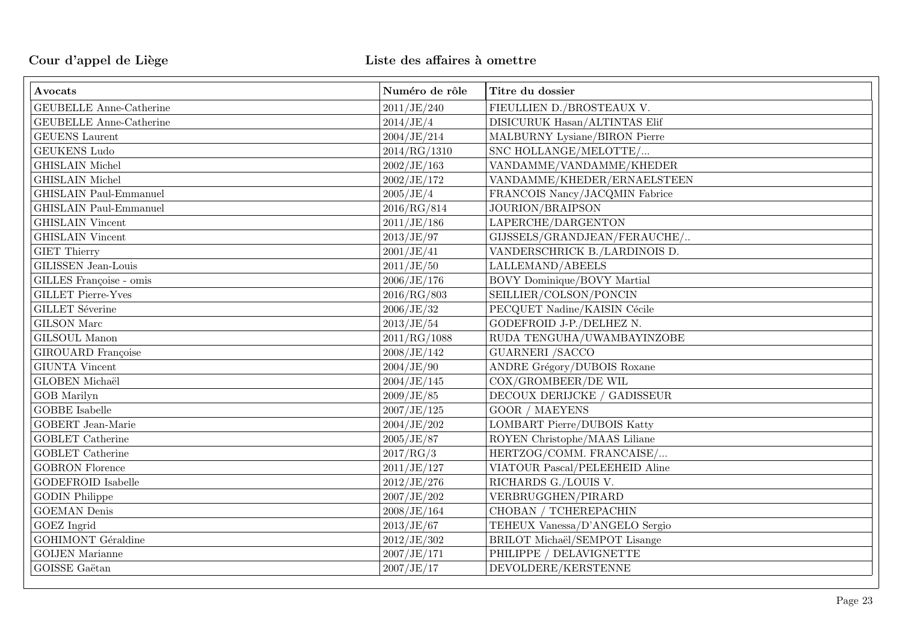**Cour d'appel de Liège** **Liste des affaires à omettre**

| Avocats | Numéro de rôle | Titre du dossier |
|---|---|---|
| GEUBELLE Anne-Catherine | 2011/JE/240 | FIEULLIEN D./BROSTEAUX V. |
| GEUBELLE Anne-Catherine | 2014/JE/4 | DISICURUK Hasan/ALTINTAS Elif |
| GEUENS Laurent | 2004/JE/214 | MALBURNY Lysiane/BIRON Pierre |
| GEUKENS Ludo | 2014/RG/1310 | SNC HOLLANGE/MELOTTE/... |
| GHISLAIN Michel | 2002/JE/163 | VANDAMME/VANDAMME/KHEDER |
| GHISLAIN Michel | 2002/JE/172 | VANDAMME/KHEDER/ERNAELSTEEN |
| GHISLAIN Paul-Emmanuel | 2005/JE/4 | FRANCOIS Nancy/JACQMIN Fabrice |
| GHISLAIN Paul-Emmanuel | 2016/RG/814 | JOURION/BRAIPSON |
| GHISLAIN Vincent | 2011/JE/186 | LAPERCHE/DARGENTON |
| GHISLAIN Vincent | 2013/JE/97 | GIJSSELS/GRANDJEAN/FERAUCHE/.. |
| GIET Thierry | 2001/JE/41 | VANDERSCHRICK B./LARDINOIS D. |
| GILISSEN Jean-Louis | 2011/JE/50 | LALLEMAND/ABEELS |
| GILLES Françoise - omis | 2006/JE/176 | BOVY Dominique/BOVY Martial |
| GILLET Pierre-Yves | 2016/RG/803 | SEILLIER/COLSON/PONCIN |
| GILLET Séverine | 2006/JE/32 | PECQUET Nadine/KAISIN Cécile |
| GILSON Marc | 2013/JE/54 | GODEFROID J-P./DELHEZ N. |
| GILSOUL Manon | 2011/RG/1088 | RUDA TENGUHA/UWAMBAYINZOBE |
| GIROUARD Françoise | 2008/JE/142 | GUARNERI /SACCO |
| GIUNTA Vincent | 2004/JE/90 | ANDRE Grégory/DUBOIS Roxane |
| GLOBEN Michaël | 2004/JE/145 | COX/GROMBEER/DE WIL |
| GOB Marilyn | 2009/JE/85 | DECOUX DERIJCKE / GADISSEUR |
| GOBBE Isabelle | 2007/JE/125 | GOOR / MAEYENS |
| GOBERT Jean-Marie | 2004/JE/202 | LOMBART Pierre/DUBOIS Katty |
| GOBLET Catherine | 2005/JE/87 | ROYEN Christophe/MAAS Liliane |
| GOBLET Catherine | 2017/RG/3 | HERTZOG/COMM. FRANCAISE/... |
| GOBRON Florence | 2011/JE/127 | VIATOUR Pascal/PELEEHEID Aline |
| GODEFROID Isabelle | 2012/JE/276 | RICHARDS G./LOUIS V. |
| GODIN Philippe | 2007/JE/202 | VERBRUGGHEN/PIRARD |
| GOEMAN Denis | 2008/JE/164 | CHOBAN / TCHEREPACHIN |
| GOEZ Ingrid | 2013/JE/67 | TEHEUX Vanessa/D'ANGELO Sergio |
| GOHIMONT Géraldine | 2012/JE/302 | BRILOT Michaël/SEMPOT Lisange |
| GOIJEN Marianne | 2007/JE/171 | PHILIPPE / DELAVIGNETTE |
| GOISSE Gaëtan | 2007/JE/17 | DEVOLDERE/KERSTENNE |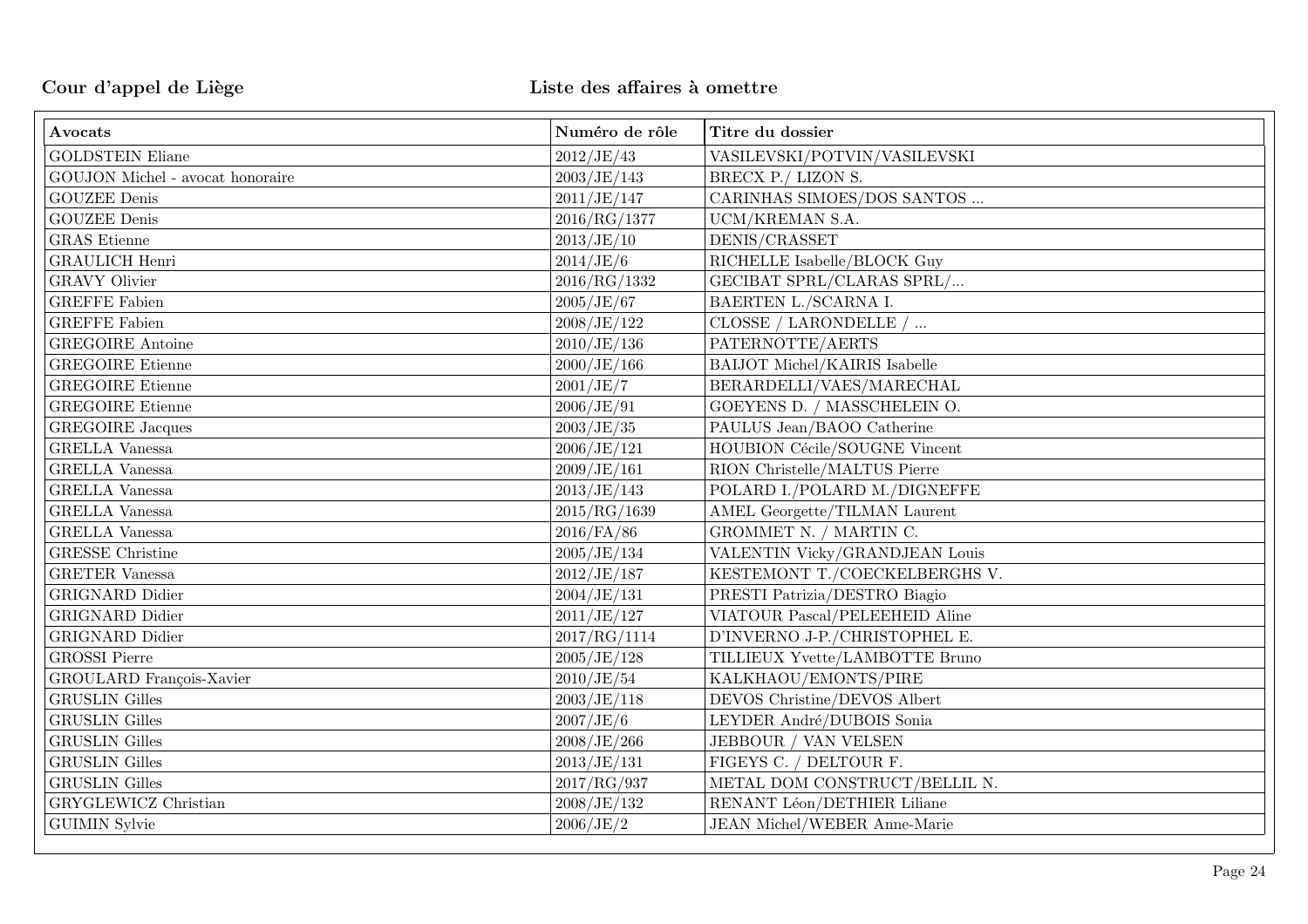**Cour d'appel de Liège** **Liste des affaires à omettre**

| Avocats | Numéro de rôle | Titre du dossier |
|---|---|---|
| GOLDSTEIN Eliane | 2012/JE/43 | VASILEVSKI/POTVIN/VASILEVSKI |
| GOUJON Michel - avocat honoraire | 2003/JE/143 | BRECX P./ LIZON S. |
| GOUZEE Denis | 2011/JE/147 | CARINHAS SIMOES/DOS SANTOS ... |
| GOUZEE Denis | 2016/RG/1377 | UCM/KREMAN S.A. |
| GRAS Etienne | 2013/JE/10 | DENIS/CRASSET |
| GRAULICH Henri | 2014/JE/6 | RICHELLE Isabelle/BLOCK Guy |
| GRAVY Olivier | 2016/RG/1332 | GECIBAT SPRL/CLARAS SPRL/... |
| GREFFE Fabien | 2005/JE/67 | BAERTEN L./SCARNA I. |
| GREFFE Fabien | 2008/JE/122 | CLOSSE / LARONDELLE / ... |
| GREGOIRE Antoine | 2010/JE/136 | PATERNOTTE/AERTS |
| GREGOIRE Etienne | 2000/JE/166 | BAIJOT Michel/KAIRIS Isabelle |
| GREGOIRE Etienne | 2001/JE/7 | BERARDELLI/VAES/MARECHAL |
| GREGOIRE Etienne | 2006/JE/91 | GOEYENS D. / MASSCHELEIN O. |
| GREGOIRE Jacques | 2003/JE/35 | PAULUS Jean/BAOO Catherine |
| GRELLA Vanessa | 2006/JE/121 | HOUBION Cécile/SOUGNE Vincent |
| GRELLA Vanessa | 2009/JE/161 | RION Christelle/MALTUS Pierre |
| GRELLA Vanessa | 2013/JE/143 | POLARD I./POLARD M./DIGNEFFE |
| GRELLA Vanessa | 2015/RG/1639 | AMEL Georgette/TILMAN Laurent |
| GRELLA Vanessa | 2016/FA/86 | GROMMET N. / MARTIN C. |
| GRESSE Christine | 2005/JE/134 | VALENTIN Vicky/GRANDJEAN Louis |
| GRETER Vanessa | 2012/JE/187 | KESTEMONT T./COECKELBERGHS V. |
| GRIGNARD Didier | 2004/JE/131 | PRESTI Patrizia/DESTRO Biagio |
| GRIGNARD Didier | 2011/JE/127 | VIATOUR Pascal/PELEEHEID Aline |
| GRIGNARD Didier | 2017/RG/1114 | D'INVERNO J-P./CHRISTOPHEL E. |
| GROSSI Pierre | 2005/JE/128 | TILLIEUX Yvette/LAMBOTTE Bruno |
| GROULARD François-Xavier | 2010/JE/54 | KALKHAOU/EMONTS/PIRE |
| GRUSLIN Gilles | 2003/JE/118 | DEVOS Christine/DEVOS Albert |
| GRUSLIN Gilles | 2007/JE/6 | LEYDER André/DUBOIS Sonia |
| GRUSLIN Gilles | 2008/JE/266 | JEBBOUR / VAN VELSEN |
| GRUSLIN Gilles | 2013/JE/131 | FIGEYS C. / DELTOUR F. |
| GRUSLIN Gilles | 2017/RG/937 | METAL DOM CONSTRUCT/BELLIL N. |
| GRYGLEWICZ Christian | 2008/JE/132 | RENANT Léon/DETHIER Liliane |
| GUIMIN Sylvie | 2006/JE/2 | JEAN Michel/WEBER Anne-Marie |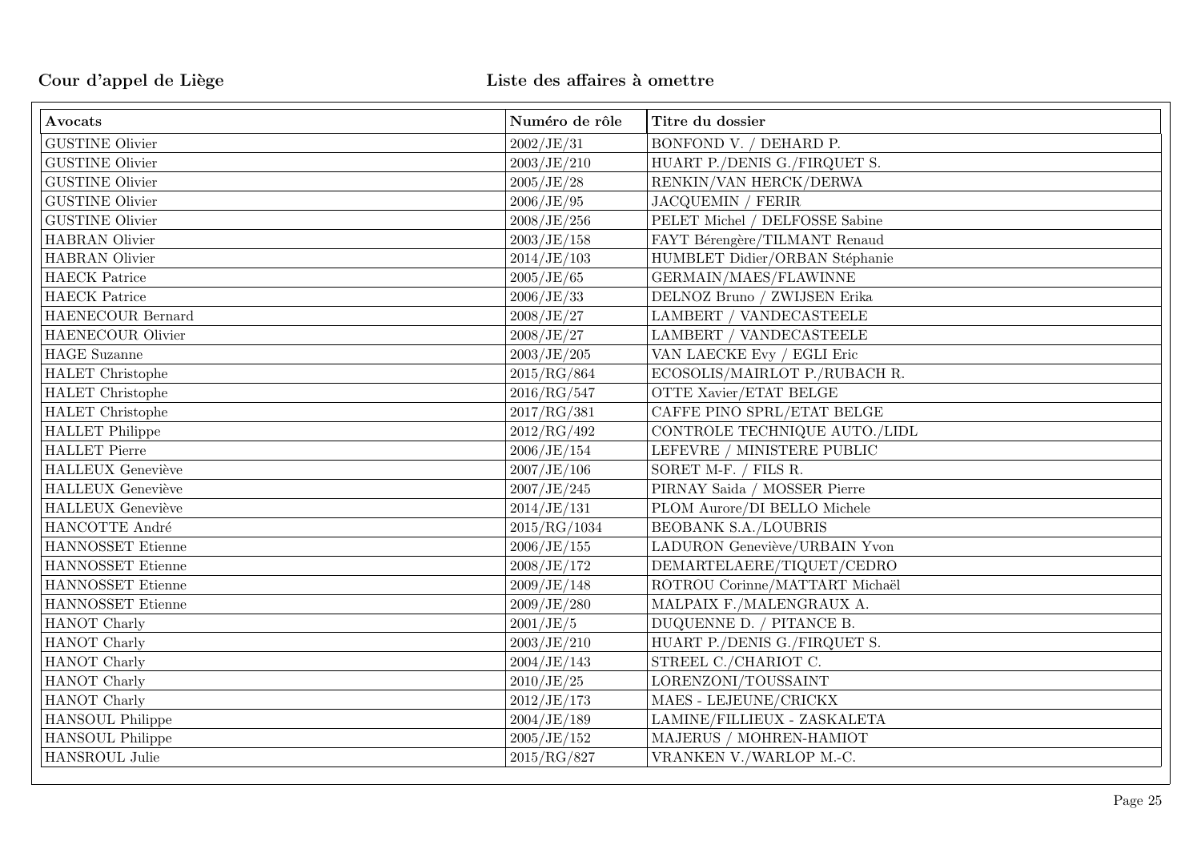Cour d'appel de Liège

Liste des affaires à omettre

| Avocats | Numéro de rôle | Titre du dossier |
| --- | --- | --- |
| GUSTINE Olivier | 2002/JE/31 | BONFOND V. / DEHARD P. |
| GUSTINE Olivier | 2003/JE/210 | HUART P./DENIS G./FIRQUET S. |
| GUSTINE Olivier | 2005/JE/28 | RENKIN/VAN HERCK/DERWA |
| GUSTINE Olivier | 2006/JE/95 | JACQUEMIN / FERIR |
| GUSTINE Olivier | 2008/JE/256 | PELET Michel / DELFOSSE Sabine |
| HABRAN Olivier | 2003/JE/158 | FAYT Bérengère/TILMANT Renaud |
| HABRAN Olivier | 2014/JE/103 | HUMBLET Didier/ORBAN Stéphanie |
| HAECK Patrice | 2005/JE/65 | GERMAIN/MAES/FLAWINNE |
| HAECK Patrice | 2006/JE/33 | DELNOZ Bruno / ZWIJSEN Erika |
| HAENECOUR Bernard | 2008/JE/27 | LAMBERT / VANDECASTEELE |
| HAENECOUR Olivier | 2008/JE/27 | LAMBERT / VANDECASTEELE |
| HAGE Suzanne | 2003/JE/205 | VAN LAECKE Evy / EGLI Eric |
| HALET Christophe | 2015/RG/864 | ECOSOLIS/MAIRLOT P./RUBACH R. |
| HALET Christophe | 2016/RG/547 | OTTE Xavier/ETAT BELGE |
| HALET Christophe | 2017/RG/381 | CAFFE PINO SPRL/ETAT BELGE |
| HALLET Philippe | 2012/RG/492 | CONTROLE TECHNIQUE AUTO./LIDL |
| HALLET Pierre | 2006/JE/154 | LEFEVRE / MINISTERE PUBLIC |
| HALLEUX Geneviève | 2007/JE/106 | SORET M-F. / FILS R. |
| HALLEUX Geneviève | 2007/JE/245 | PIRNAY Saida / MOSSER Pierre |
| HALLEUX Geneviève | 2014/JE/131 | PLOM Aurore/DI BELLO Michele |
| HANCOTTE André | 2015/RG/1034 | BEOBANK S.A./LOUBRIS |
| HANNOSSET Etienne | 2006/JE/155 | LADURON Geneviève/URBAIN Yvon |
| HANNOSSET Etienne | 2008/JE/172 | DEMARTELAERE/TIQUET/CEDRO |
| HANNOSSET Etienne | 2009/JE/148 | ROTROU Corinne/MATTART Michaël |
| HANNOSSET Etienne | 2009/JE/280 | MALPAIX F./MALENGRAUX A. |
| HANOT Charly | 2001/JE/5 | DUQUENNE D. / PITANCE B. |
| HANOT Charly | 2003/JE/210 | HUART P./DENIS G./FIRQUET S. |
| HANOT Charly | 2004/JE/143 | STREEL C./CHARIOT C. |
| HANOT Charly | 2010/JE/25 | LORENZONI/TOUSSAINT |
| HANOT Charly | 2012/JE/173 | MAES - LEJEUNE/CRICKX |
| HANSOUL Philippe | 2004/JE/189 | LAMINE/FILLIEUX - ZASKALETA |
| HANSOUL Philippe | 2005/JE/152 | MAJERUS / MOHREN-HAMIOT |
| HANSROUL Julie | 2015/RG/827 | VRANKEN V./WARLOP M.-C. |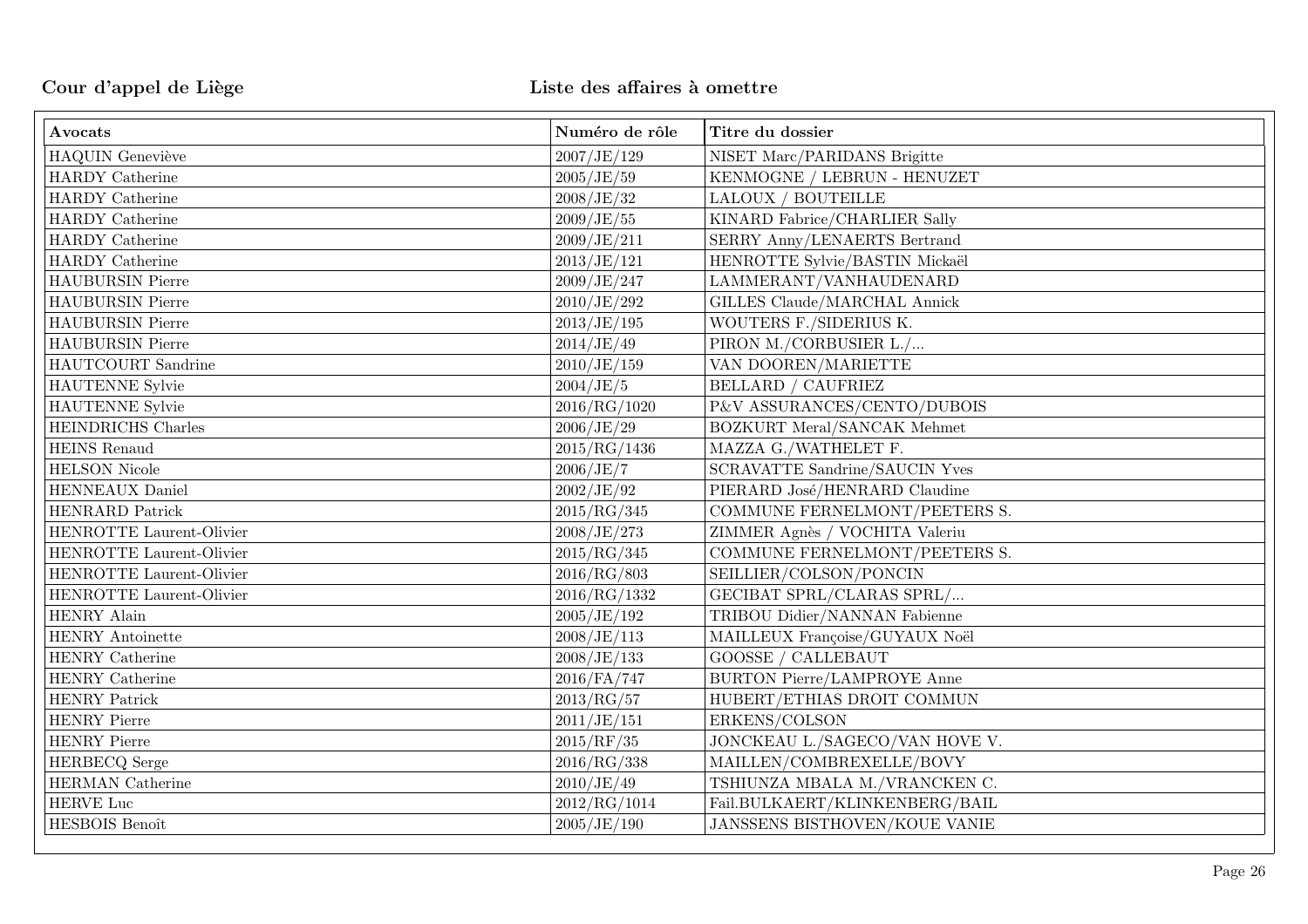**Cour d'appel de Liège** **Liste des affaires à omettre**

| Avocats | Numéro de rôle | Titre du dossier |
|---|---|---|
| HAQUIN Geneviève | 2007/JE/129 | NISET Marc/PARIDANS Brigitte |
| HARDY Catherine | 2005/JE/59 | KENMOGNE / LEBRUN - HENUZET |
| HARDY Catherine | 2008/JE/32 | LALOUX / BOUTEILLE |
| HARDY Catherine | 2009/JE/55 | KINARD Fabrice/CHARLIER Sally |
| HARDY Catherine | 2009/JE/211 | SERRY Anny/LENAERTS Bertrand |
| HARDY Catherine | 2013/JE/121 | HENROTTE Sylvie/BASTIN Mickaël |
| HAUBURSIN Pierre | 2009/JE/247 | LAMMERANT/VANHAUDENARD |
| HAUBURSIN Pierre | 2010/JE/292 | GILLES Claude/MARCHAL Annick |
| HAUBURSIN Pierre | 2013/JE/195 | WOUTERS F./SIDERIUS K. |
| HAUBURSIN Pierre | 2014/JE/49 | PIRON M./CORBUSIER L./... |
| HAUTCOURT Sandrine | 2010/JE/159 | VAN DOOREN/MARIETTE |
| HAUTENNE Sylvie | 2004/JE/5 | BELLARD / CAUFRIEZ |
| HAUTENNE Sylvie | 2016/RG/1020 | P&V ASSURANCES/CENTO/DUBOIS |
| HEINDRICHS Charles | 2006/JE/29 | BOZKURT Meral/SANCAK Mehmet |
| HEINS Renaud | 2015/RG/1436 | MAZZA G./WATHELET F. |
| HELSON Nicole | 2006/JE/7 | SCRAVATTE Sandrine/SAUCIN Yves |
| HENNEAUX Daniel | 2002/JE/92 | PIERARD José/HENRARD Claudine |
| HENRARD Patrick | 2015/RG/345 | COMMUNE FERNELMONT/PEETERS S. |
| HENROTTE Laurent-Olivier | 2008/JE/273 | ZIMMER Agnès / VOCHITA Valeriu |
| HENROTTE Laurent-Olivier | 2015/RG/345 | COMMUNE FERNELMONT/PEETERS S. |
| HENROTTE Laurent-Olivier | 2016/RG/803 | SEILLIER/COLSON/PONCIN |
| HENROTTE Laurent-Olivier | 2016/RG/1332 | GECIBAT SPRL/CLARAS SPRL/... |
| HENRY Alain | 2005/JE/192 | TRIBOU Didier/NANNAN Fabienne |
| HENRY Antoinette | 2008/JE/113 | MAILLEUX Françoise/GUYAUX Noël |
| HENRY Catherine | 2008/JE/133 | GOOSSE / CALLEBAUT |
| HENRY Catherine | 2016/FA/747 | BURTON Pierre/LAMPROYE Anne |
| HENRY Patrick | 2013/RG/57 | HUBERT/ETHIAS DROIT COMMUN |
| HENRY Pierre | 2011/JE/151 | ERKENS/COLSON |
| HENRY Pierre | 2015/RF/35 | JONCKEAU L./SAGECO/VAN HOVE V. |
| HERBECQ Serge | 2016/RG/338 | MAILLEN/COMBREXELLE/BOVY |
| HERMAN Catherine | 2010/JE/49 | TSHIUNZA MBALA M./VRANCKEN C. |
| HERVE Luc | 2012/RG/1014 | Fail.BULKAERT/KLINKENBERG/BAIL |
| HESBOIS Benoît | 2005/JE/190 | JANSSENS BISTHOVEN/KOUE VANIE |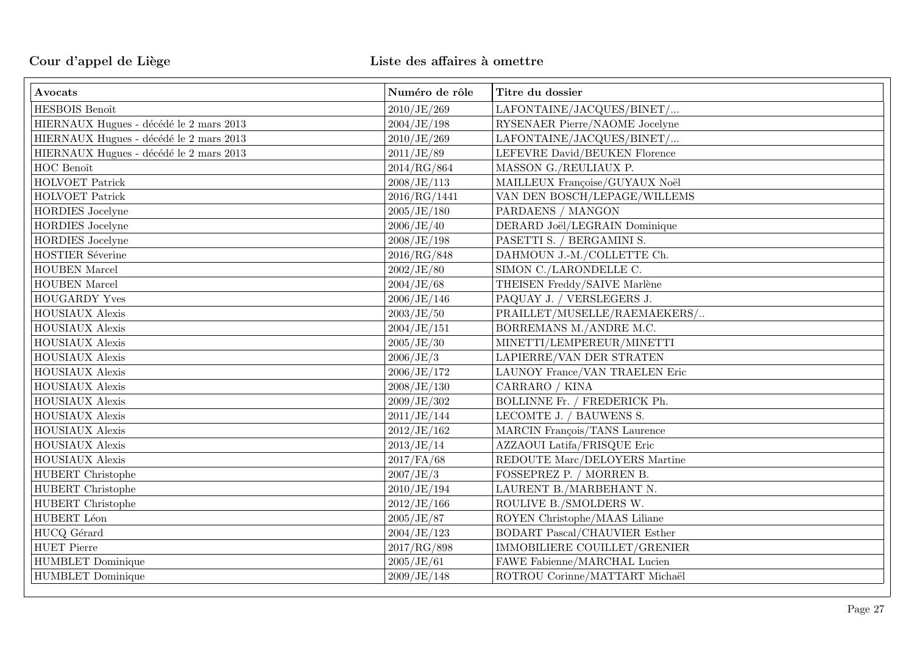**Cour d'appel de Liège** **Liste des affaires à omettre**

| Avocats | Numéro de rôle | Titre du dossier |
|---|---|---|
| HESBOIS Benoît | 2010/JE/269 | LAFONTAINE/JACQUES/BINET/... |
| HIERNAUX Hugues - décédé le 2 mars 2013 | 2004/JE/198 | RYSENAER Pierre/NAOME Jocelyne |
| HIERNAUX Hugues - décédé le 2 mars 2013 | 2010/JE/269 | LAFONTAINE/JACQUES/BINET/... |
| HIERNAUX Hugues - décédé le 2 mars 2013 | 2011/JE/89 | LEFEVRE David/BEUKEN Florence |
| HOC Benoît | 2014/RG/864 | MASSON G./REULIAUX P. |
| HOLVOET Patrick | 2008/JE/113 | MAILLEUX Françoise/GUYAUX Noël |
| HOLVOET Patrick | 2016/RG/1441 | VAN DEN BOSCH/LEPAGE/WILLEMS |
| HORDIES Jocelyne | 2005/JE/180 | PARDAENS / MANGON |
| HORDIES Jocelyne | 2006/JE/40 | DERARD Joël/LEGRAIN Dominique |
| HORDIES Jocelyne | 2008/JE/198 | PASETTI S. / BERGAMINI S. |
| HOSTIER Séverine | 2016/RG/848 | DAHMOUN J.-M./COLLETTE Ch. |
| HOUBEN Marcel | 2002/JE/80 | SIMON C./LARONDELLE C. |
| HOUBEN Marcel | 2004/JE/68 | THEISEN Freddy/SAIVE Marlène |
| HOUGARDY Yves | 2006/JE/146 | PAQUAY J. / VERSLEGERS J. |
| HOUSIAUX Alexis | 2003/JE/50 | PRAILLET/MUSELLE/RAEMAEKERS/.. |
| HOUSIAUX Alexis | 2004/JE/151 | BORREMANS M./ANDRE M.C. |
| HOUSIAUX Alexis | 2005/JE/30 | MINETTI/LEMPEREUR/MINETTI |
| HOUSIAUX Alexis | 2006/JE/3 | LAPIERRE/VAN DER STRATEN |
| HOUSIAUX Alexis | 2006/JE/172 | LAUNOY France/VAN TRAELEN Eric |
| HOUSIAUX Alexis | 2008/JE/130 | CARRARO / KINA |
| HOUSIAUX Alexis | 2009/JE/302 | BOLLINNE Fr. / FREDERICK Ph. |
| HOUSIAUX Alexis | 2011/JE/144 | LECOMTE J. / BAUWENS S. |
| HOUSIAUX Alexis | 2012/JE/162 | MARCIN François/TANS Laurence |
| HOUSIAUX Alexis | 2013/JE/14 | AZZAOUI Latifa/FRISQUE Eric |
| HOUSIAUX Alexis | 2017/FA/68 | REDOUTE Marc/DELOYERS Martine |
| HUBERT Christophe | 2007/JE/3 | FOSSEPREZ P. / MORREN B. |
| HUBERT Christophe | 2010/JE/194 | LAURENT B./MARBEHANT N. |
| HUBERT Christophe | 2012/JE/166 | ROULIVE B./SMOLDERS W. |
| HUBERT Léon | 2005/JE/87 | ROYEN Christophe/MAAS Liliane |
| HUCQ Gérard | 2004/JE/123 | BODART Pascal/CHAUVIER Esther |
| HUET Pierre | 2017/RG/898 | IMMOBILIERE COUILLET/GRENIER |
| HUMBLET Dominique | 2005/JE/61 | FAWE Fabienne/MARCHAL Lucien |
| HUMBLET Dominique | 2009/JE/148 | ROTROU Corinne/MATTART Michaël |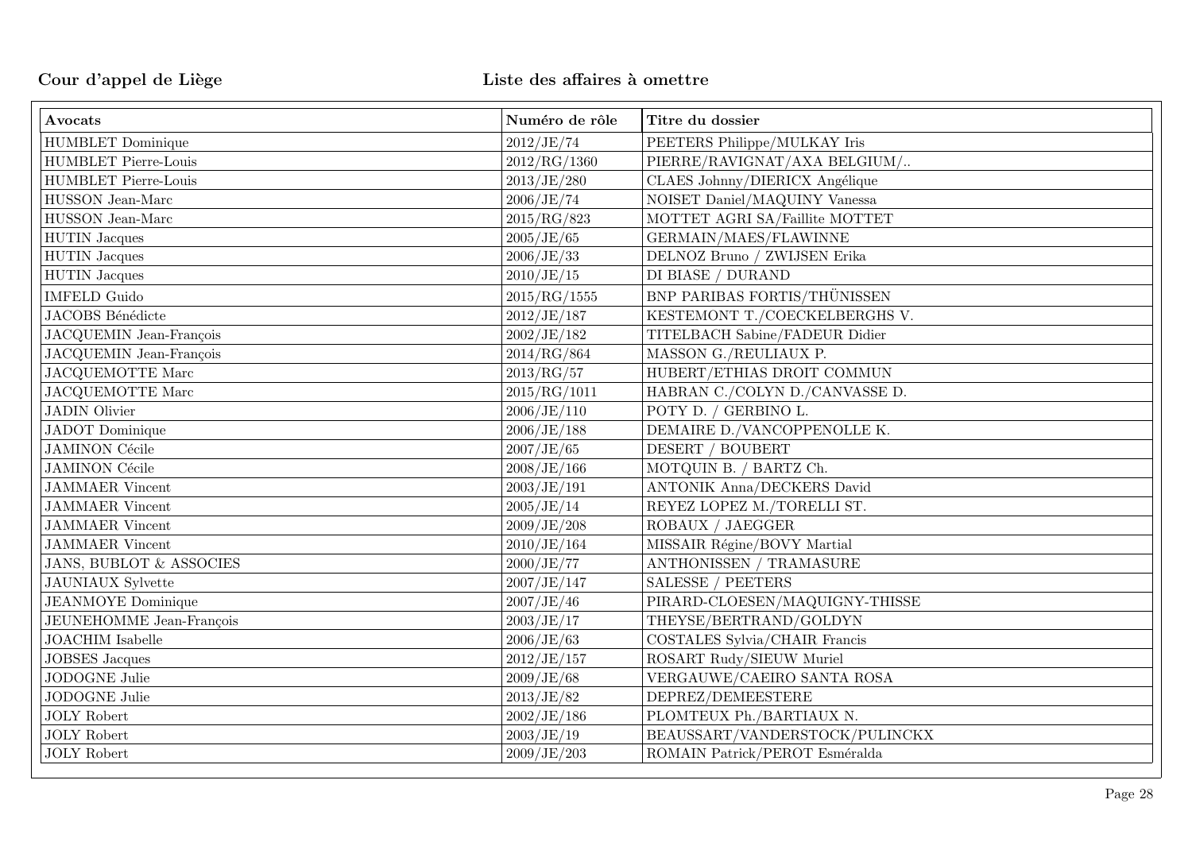**Cour d'appel de Liège** **Liste des affaires à omettre**

| Avocats | Numéro de rôle | Titre du dossier |
|---|---|---|
| HUMBLET Dominique | 2012/JE/74 | PEETERS Philippe/MULKAY Iris |
| HUMBLET Pierre-Louis | 2012/RG/1360 | PIERRE/RAVIGNAT/AXA BELGIUM/.. |
| HUMBLET Pierre-Louis | 2013/JE/280 | CLAES Johnny/DIERICX Angélique |
| HUSSON Jean-Marc | 2006/JE/74 | NOISET Daniel/MAQUINY Vanessa |
| HUSSON Jean-Marc | 2015/RG/823 | MOTTET AGRI SA/Faillite MOTTET |
| HUTIN Jacques | 2005/JE/65 | GERMAIN/MAES/FLAWINNE |
| HUTIN Jacques | 2006/JE/33 | DELNOZ Bruno / ZWIJSEN Erika |
| HUTIN Jacques | 2010/JE/15 | DI BIASE / DURAND |
| IMFELD Guido | 2015/RG/1555 | BNP PARIBAS FORTIS/THÜNISSEN |
| JACOBS Bénédicte | 2012/JE/187 | KESTEMONT T./COECKELBERGHS V. |
| JACQUEMIN Jean-François | 2002/JE/182 | TITELBACH Sabine/FADEUR Didier |
| JACQUEMIN Jean-François | 2014/RG/864 | MASSON G./REULIAUX P. |
| JACQUEMOTTE Marc | 2013/RG/57 | HUBERT/ETHIAS DROIT COMMUN |
| JACQUEMOTTE Marc | 2015/RG/1011 | HABRAN C./COLYN D./CANVASSE D. |
| JADIN Olivier | 2006/JE/110 | POTY D. / GERBINO L. |
| JADOT Dominique | 2006/JE/188 | DEMAIRE D./VANCOPPENOLLE K. |
| JAMINON Cécile | 2007/JE/65 | DESERT / BOUBERT |
| JAMINON Cécile | 2008/JE/166 | MOTQUIN B. / BARTZ Ch. |
| JAMMAER Vincent | 2003/JE/191 | ANTONIK Anna/DECKERS David |
| JAMMAER Vincent | 2005/JE/14 | REYEZ LOPEZ M./TORELLI ST. |
| JAMMAER Vincent | 2009/JE/208 | ROBAUX / JAEGGER |
| JAMMAER Vincent | 2010/JE/164 | MISSAIR Régine/BOVY Martial |
| JANS, BUBLOT & ASSOCIES | 2000/JE/77 | ANTHONISSEN / TRAMASURE |
| JAUNIAUX Sylvette | 2007/JE/147 | SALESSE / PEETERS |
| JEANMOYE Dominique | 2007/JE/46 | PIRARD-CLOESEN/MAQUIGNY-THISSE |
| JEUNEHOMME Jean-François | 2003/JE/17 | THEYSE/BERTRAND/GOLDYN |
| JOACHIM Isabelle | 2006/JE/63 | COSTALES Sylvia/CHAIR Francis |
| JOBSES Jacques | 2012/JE/157 | ROSART Rudy/SIEUW Muriel |
| JODOGNE Julie | 2009/JE/68 | VERGAUWE/CAEIRO SANTA ROSA |
| JODOGNE Julie | 2013/JE/82 | DEPREZ/DEMEESTERE |
| JOLY Robert | 2002/JE/186 | PLOMTEUX Ph./BARTIAUX N. |
| JOLY Robert | 2003/JE/19 | BEAUSSART/VANDERSTOCK/PULINCKX |
| JOLY Robert | 2009/JE/203 | ROMAIN Patrick/PEROT Esméralda |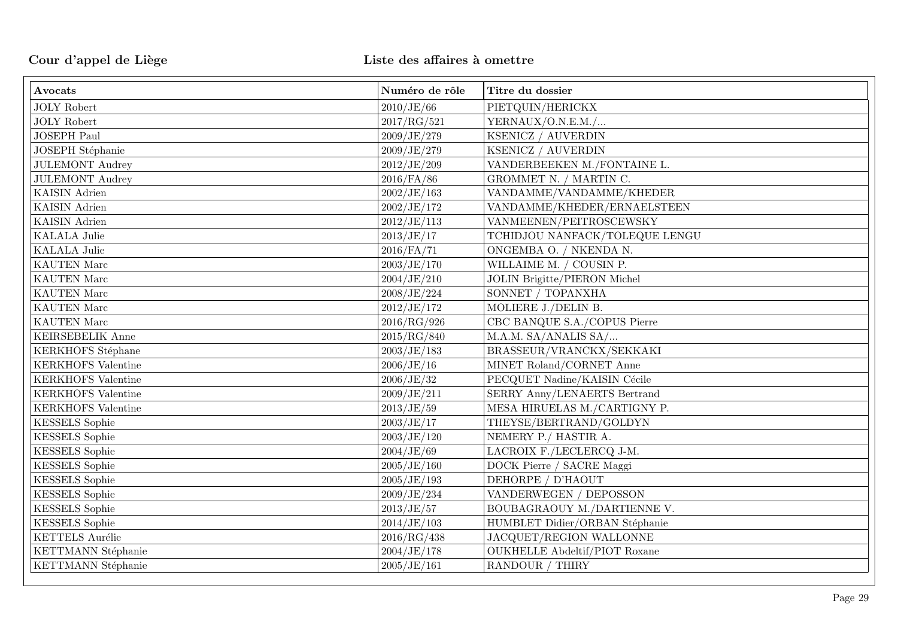| Avocats | Numéro de rôle | Titre du dossier |
|---|---|---|
| JOLY Robert | 2010/JE/66 | PIETQUIN/HERICKX |
| JOLY Robert | 2017/RG/521 | YERNAUX/O.N.E.M./... |
| JOSEPH Paul | 2009/JE/279 | KSENICZ / AUVERDIN |
| JOSEPH Stéphanie | 2009/JE/279 | KSENICZ / AUVERDIN |
| JULEMONT Audrey | 2012/JE/209 | VANDERBEEKEN M./FONTAINE L. |
| JULEMONT Audrey | 2016/FA/86 | GROMMET N. / MARTIN C. |
| KAISIN Adrien | 2002/JE/163 | VANDAMME/VANDAMME/KHEDER |
| KAISIN Adrien | 2002/JE/172 | VANDAMME/KHEDER/ERNAELSTEEN |
| KAISIN Adrien | 2012/JE/113 | VANMEENEN/PEITROSCEWSKY |
| KALALA Julie | 2013/JE/17 | TCHIDJOU NANFACK/TOLEQUE LENGU |
| KALALA Julie | 2016/FA/71 | ONGEMBA O. / NKENDA N. |
| KAUTEN Marc | 2003/JE/170 | WILLAIME M. / COUSIN P. |
| KAUTEN Marc | 2004/JE/210 | JOLIN Brigitte/PIERON Michel |
| KAUTEN Marc | 2008/JE/224 | SONNET / TOPANXHA |
| KAUTEN Marc | 2012/JE/172 | MOLIERE J./DELIN B. |
| KAUTEN Marc | 2016/RG/926 | CBC BANQUE S.A./COPUS Pierre |
| KEIRSEBELIK Anne | 2015/RG/840 | M.A.M. SA/ANALIS SA/... |
| KERKHOFS Stéphane | 2003/JE/183 | BRASSEUR/VRANCKX/SEKKAKI |
| KERKHOFS Valentine | 2006/JE/16 | MINET Roland/CORNET Anne |
| KERKHOFS Valentine | 2006/JE/32 | PECQUET Nadine/KAISIN Cécile |
| KERKHOFS Valentine | 2009/JE/211 | SERRY Anny/LENAERTS Bertrand |
| KERKHOFS Valentine | 2013/JE/59 | MESA HIRUELAS M./CARTIGNY P. |
| KESSELS Sophie | 2003/JE/17 | THEYSE/BERTRAND/GOLDYN |
| KESSELS Sophie | 2003/JE/120 | NEMERY P./ HASTIR A. |
| KESSELS Sophie | 2004/JE/69 | LACROIX F./LECLERCQ J-M. |
| KESSELS Sophie | 2005/JE/160 | DOCK Pierre / SACRE Maggi |
| KESSELS Sophie | 2005/JE/193 | DEHORPE / D'HAOUT |
| KESSELS Sophie | 2009/JE/234 | VANDERWEGEN / DEPOSSON |
| KESSELS Sophie | 2013/JE/57 | BOUBAGRAOUY M./DARTIENNE V. |
| KESSELS Sophie | 2014/JE/103 | HUMBLET Didier/ORBAN Stéphanie |
| KETTELS Aurélie | 2016/RG/438 | JACQUET/REGION WALLONNE |
| KETTMANN Stéphanie | 2004/JE/178 | OUKHELLE Abdeltif/PIOT Roxane |
| KETTMANN Stéphanie | 2005/JE/161 | RANDOUR / THIRY |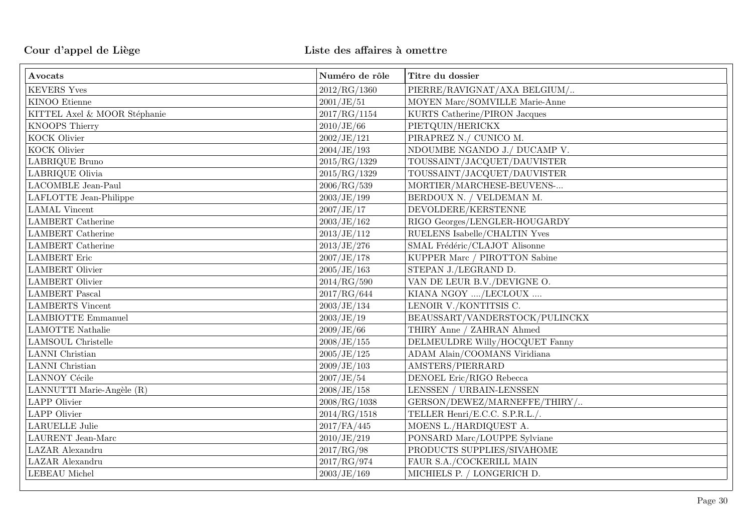Cour d'appel de Liège

Liste des affaires à omettre

| Avocats | Numéro de rôle | Titre du dossier |
|---|---|---|
| KEVERS Yves | 2012/RG/1360 | PIERRE/RAVIGNAT/AXA BELGIUM/.. |
| KINOO Etienne | 2001/JE/51 | MOYEN Marc/SOMVILLE Marie-Anne |
| KITTEL Axel & MOOR Stéphanie | 2017/RG/1154 | KURTS Catherine/PIRON Jacques |
| KNOOPS Thierry | 2010/JE/66 | PIETQUIN/HERICKX |
| KOCK Olivier | 2002/JE/121 | PIRAPREZ N./ CUNICO M. |
| KOCK Olivier | 2004/JE/193 | NDOUMBE NGANDO J./ DUCAMP V. |
| LABRIQUE Bruno | 2015/RG/1329 | TOUSSAINT/JACQUET/DAUVISTER |
| LABRIQUE Olivia | 2015/RG/1329 | TOUSSAINT/JACQUET/DAUVISTER |
| LACOMBLE Jean-Paul | 2006/RG/539 | MORTIER/MARCHESE-BEUVENS-... |
| LAFLOTTE Jean-Philippe | 2003/JE/199 | BERDOUX N. / VELDEMAN M. |
| LAMAL Vincent | 2007/JE/17 | DEVOLDERE/KERSTENNE |
| LAMBERT Catherine | 2003/JE/162 | RIGO Georges/LENGLER-HOUGARDY |
| LAMBERT Catherine | 2013/JE/112 | RUELENS Isabelle/CHALTIN Yves |
| LAMBERT Catherine | 2013/JE/276 | SMAL Frédéric/CLAJOT Alisonne |
| LAMBERT Eric | 2007/JE/178 | KUPPER Marc / PIROTTON Sabine |
| LAMBERT Olivier | 2005/JE/163 | STEPAN J./LEGRAND D. |
| LAMBERT Olivier | 2014/RG/590 | VAN DE LEUR B.V./DEVIGNE O. |
| LAMBERT Pascal | 2017/RG/644 | KIANA NGOY ..../LECLOUX .... |
| LAMBERTS Vincent | 2003/JE/134 | LENOIR V./KONTITSIS C. |
| LAMBIOTTE Emmanuel | 2003/JE/19 | BEAUSSART/VANDERSTOCK/PULINCKX |
| LAMOTTE Nathalie | 2009/JE/66 | THIRY Anne / ZAHRAN Ahmed |
| LAMSOUL Christelle | 2008/JE/155 | DELMEULDRE Willy/HOCQUET Fanny |
| LANNI Christian | 2005/JE/125 | ADAM Alain/COOMANS Viridiana |
| LANNI Christian | 2009/JE/103 | AMSTERS/PIERRARD |
| LANNOY Cécile | 2007/JE/54 | DENOEL Eric/RIGO Rebecca |
| LANNUTTI Marie-Angèle (R) | 2008/JE/158 | LENSSEN / URBAIN-LENSSEN |
| LAPP Olivier | 2008/RG/1038 | GERSON/DEWEZ/MARNEFFE/THIRY/.. |
| LAPP Olivier | 2014/RG/1518 | TELLER Henri/E.C.C. S.P.R.L./. |
| LARUELLE Julie | 2017/FA/445 | MOENS L./HARDIQUEST A. |
| LAURENT Jean-Marc | 2010/JE/219 | PONSARD Marc/LOUPPE Sylviane |
| LAZAR Alexandru | 2017/RG/98 | PRODUCTS SUPPLIES/SIVAHOME |
| LAZAR Alexandru | 2017/RG/974 | FAUR S.A./COCKERILL MAIN |
| LEBEAU Michel | 2003/JE/169 | MICHIELS P. / LONGERICH D. |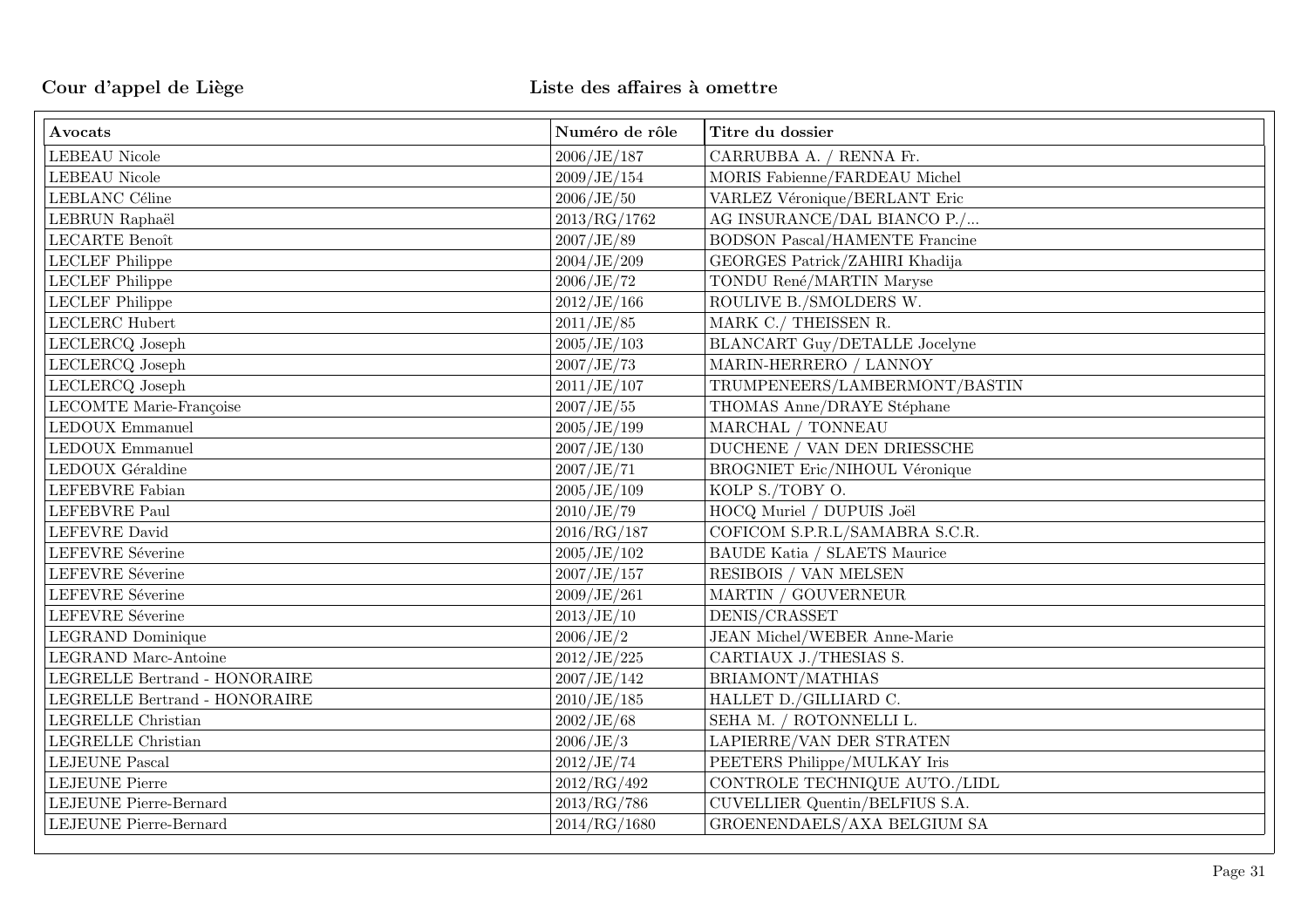**Cour d'appel de Liège** **Liste des affaires à omettre**

| Avocats | Numéro de rôle | Titre du dossier |
|---|---|---|
| LEBEAU Nicole | 2006/JE/187 | CARRUBBA A. / RENNA Fr. |
| LEBEAU Nicole | 2009/JE/154 | MORIS Fabienne/FARDEAU Michel |
| LEBLANC Céline | 2006/JE/50 | VARLEZ Véronique/BERLANT Eric |
| LEBRUN Raphaël | 2013/RG/1762 | AG INSURANCE/DAL BIANCO P./... |
| LECARTE Benoît | 2007/JE/89 | BODSON Pascal/HAMENTE Francine |
| LECLEF Philippe | 2004/JE/209 | GEORGES Patrick/ZAHIRI Khadija |
| LECLEF Philippe | 2006/JE/72 | TONDU René/MARTIN Maryse |
| LECLEF Philippe | 2012/JE/166 | ROULIVE B./SMOLDERS W. |
| LECLERC Hubert | 2011/JE/85 | MARK C./ THEISSEN R. |
| LECLERCQ Joseph | 2005/JE/103 | BLANCART Guy/DETALLE Jocelyne |
| LECLERCQ Joseph | 2007/JE/73 | MARIN-HERRERO / LANNOY |
| LECLERCQ Joseph | 2011/JE/107 | TRUMPENEERS/LAMBERMONT/BASTIN |
| LECOMTE Marie-Françoise | 2007/JE/55 | THOMAS Anne/DRAYE Stéphane |
| LEDOUX Emmanuel | 2005/JE/199 | MARCHAL / TONNEAU |
| LEDOUX Emmanuel | 2007/JE/130 | DUCHENE / VAN DEN DRIESSCHE |
| LEDOUX Géraldine | 2007/JE/71 | BROGNIET Eric/NIHOUL Véronique |
| LEFEBVRE Fabian | 2005/JE/109 | KOLP S./TOBY O. |
| LEFEBVRE Paul | 2010/JE/79 | HOCQ Muriel / DUPUIS Joël |
| LEFEVRE David | 2016/RG/187 | COFICOM S.P.R.L/SAMABRA S.C.R. |
| LEFEVRE Séverine | 2005/JE/102 | BAUDE Katia / SLAETS Maurice |
| LEFEVRE Séverine | 2007/JE/157 | RESIBOIS / VAN MELSEN |
| LEFEVRE Séverine | 2009/JE/261 | MARTIN / GOUVERNEUR |
| LEFEVRE Séverine | 2013/JE/10 | DENIS/CRASSET |
| LEGRAND Dominique | 2006/JE/2 | JEAN Michel/WEBER Anne-Marie |
| LEGRAND Marc-Antoine | 2012/JE/225 | CARTIAUX J./THESIAS S. |
| LEGRELLE Bertrand - HONORAIRE | 2007/JE/142 | BRIAMONT/MATHIAS |
| LEGRELLE Bertrand - HONORAIRE | 2010/JE/185 | HALLET D./GILLIARD C. |
| LEGRELLE Christian | 2002/JE/68 | SEHA M. / ROTONNELLI L. |
| LEGRELLE Christian | 2006/JE/3 | LAPIERRE/VAN DER STRATEN |
| LEJEUNE Pascal | 2012/JE/74 | PEETERS Philippe/MULKAY Iris |
| LEJEUNE Pierre | 2012/RG/492 | CONTROLE TECHNIQUE AUTO./LIDL |
| LEJEUNE Pierre-Bernard | 2013/RG/786 | CUVELLIER Quentin/BELFIUS S.A. |
| LEJEUNE Pierre-Bernard | 2014/RG/1680 | GROENENDAELS/AXA BELGIUM SA |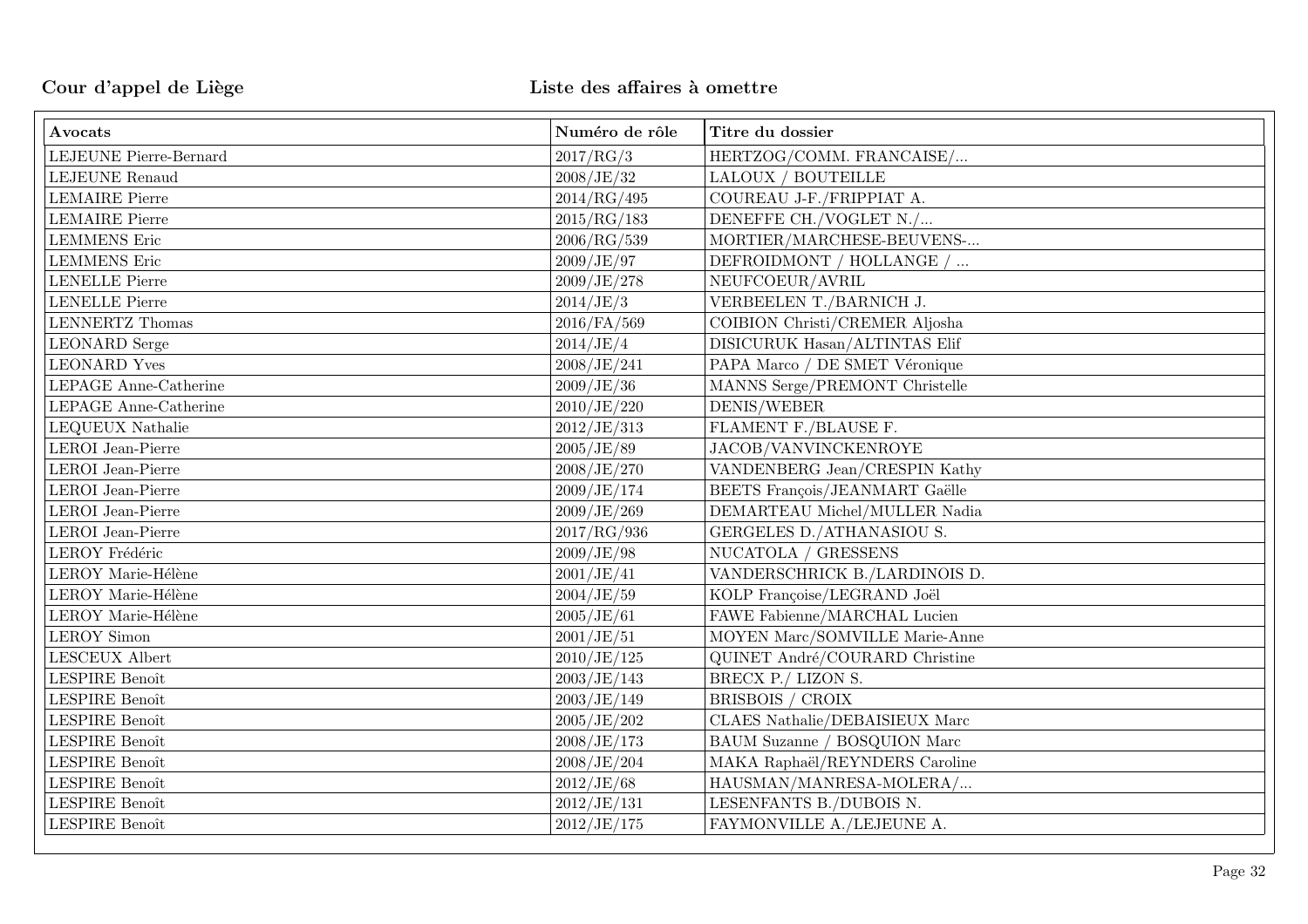**Cour d'appel de Liège** **Liste des affaires à omettre**

| Avocats | Numéro de rôle | Titre du dossier |
|---|---|---|
| LEJEUNE Pierre-Bernard | 2017/RG/3 | HERTZOG/COMM. FRANCAISE/... |
| LEJEUNE Renaud | 2008/JE/32 | LALOUX / BOUTEILLE |
| LEMAIRE Pierre | 2014/RG/495 | COUREAU J-F./FRIPPIAT A. |
| LEMAIRE Pierre | 2015/RG/183 | DENEFFE CH./VOGLET N./... |
| LEMMENS Eric | 2006/RG/539 | MORTIER/MARCHESE-BEUVENS-... |
| LEMMENS Eric | 2009/JE/97 | DEFROIDMONT / HOLLANGE / ... |
| LENELLE Pierre | 2009/JE/278 | NEUFCOEUR/AVRIL |
| LENELLE Pierre | 2014/JE/3 | VERBEELEN T./BARNICH J. |
| LENNERTZ Thomas | 2016/FA/569 | COIBION Christi/CREMER Aljosha |
| LEONARD Serge | 2014/JE/4 | DISICURUK Hasan/ALTINTAS Elif |
| LEONARD Yves | 2008/JE/241 | PAPA Marco / DE SMET Véronique |
| LEPAGE Anne-Catherine | 2009/JE/36 | MANNS Serge/PREMONT Christelle |
| LEPAGE Anne-Catherine | 2010/JE/220 | DENIS/WEBER |
| LEQUEUX Nathalie | 2012/JE/313 | FLAMENT F./BLAUSE F. |
| LEROI Jean-Pierre | 2005/JE/89 | JACOB/VANVINCKENROYE |
| LEROI Jean-Pierre | 2008/JE/270 | VANDENBERG Jean/CRESPIN Kathy |
| LEROI Jean-Pierre | 2009/JE/174 | BEETS François/JEANMART Gaëlle |
| LEROI Jean-Pierre | 2009/JE/269 | DEMARTEAU Michel/MULLER Nadia |
| LEROI Jean-Pierre | 2017/RG/936 | GERGELES D./ATHANASIOU S. |
| LEROY Frédéric | 2009/JE/98 | NUCATOLA / GRESSENS |
| LEROY Marie-Hélène | 2001/JE/41 | VANDERSCHRICK B./LARDINOIS D. |
| LEROY Marie-Hélène | 2004/JE/59 | KOLP Françoise/LEGRAND Joël |
| LEROY Marie-Hélène | 2005/JE/61 | FAWE Fabienne/MARCHAL Lucien |
| LEROY Simon | 2001/JE/51 | MOYEN Marc/SOMVILLE Marie-Anne |
| LESCEUX Albert | 2010/JE/125 | QUINET André/COURARD Christine |
| LESPIRE Benoît | 2003/JE/143 | BRECX P./ LIZON S. |
| LESPIRE Benoît | 2003/JE/149 | BRISBOIS / CROIX |
| LESPIRE Benoît | 2005/JE/202 | CLAES Nathalie/DEBAISIEUX Marc |
| LESPIRE Benoît | 2008/JE/173 | BAUM Suzanne / BOSQUION Marc |
| LESPIRE Benoît | 2008/JE/204 | MAKA Raphaël/REYNDERS Caroline |
| LESPIRE Benoît | 2012/JE/68 | HAUSMAN/MANRESA-MOLERA/... |
| LESPIRE Benoît | 2012/JE/131 | LESENFANTS B./DUBOIS N. |
| LESPIRE Benoît | 2012/JE/175 | FAYMONVILLE A./LEJEUNE A. |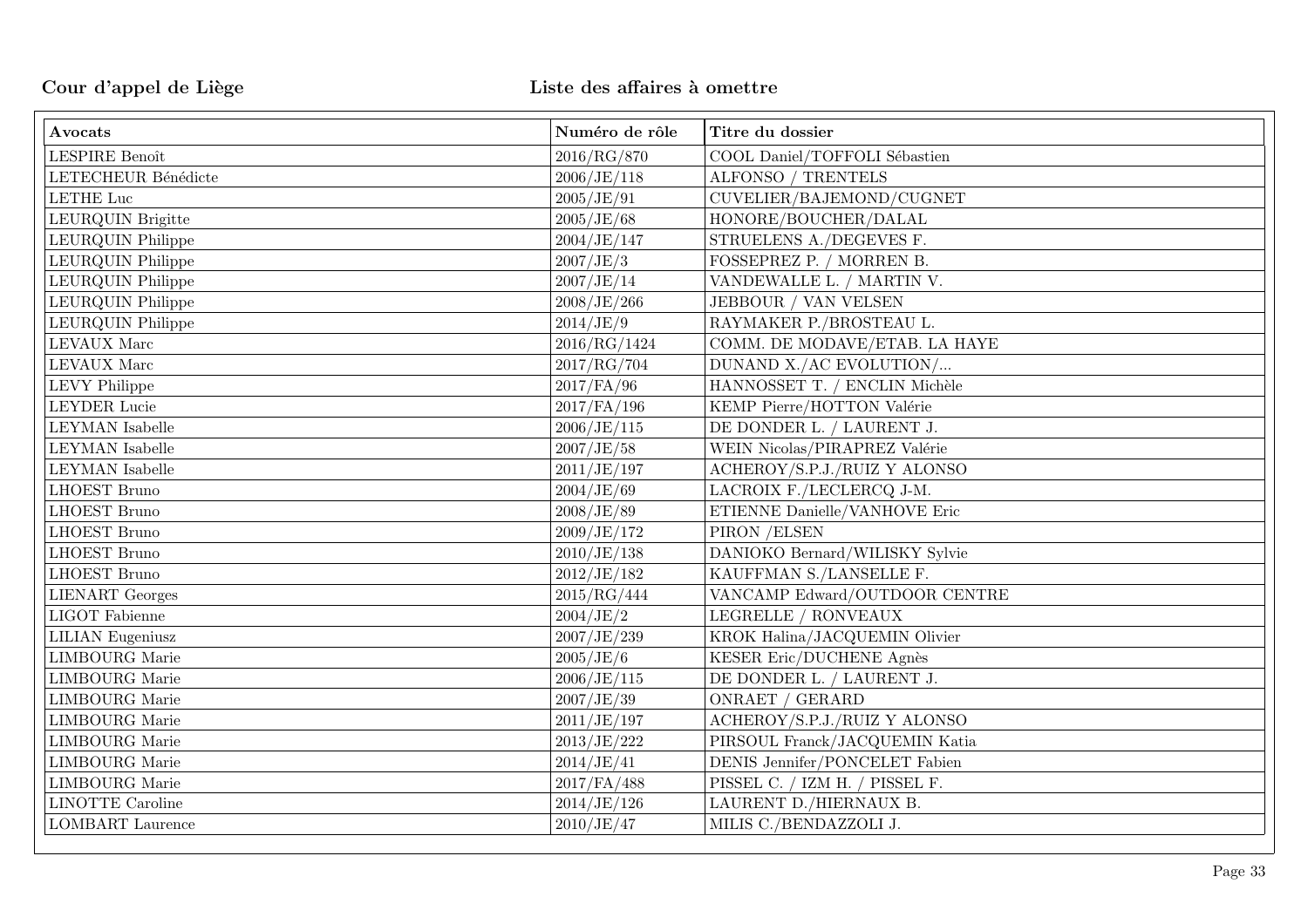**Cour d'appel de Liège** **Liste des affaires à omettre**

| Avocats | Numéro de rôle | Titre du dossier |
|---|---|---|
| LESPIRE Benoît | 2016/RG/870 | COOL Daniel/TOFFOLI Sébastien |
| LETECHEUR Bénédicte | 2006/JE/118 | ALFONSO / TRENTELS |
| LETHE Luc | 2005/JE/91 | CUVELIER/BAJEMOND/CUGNET |
| LEURQUIN Brigitte | 2005/JE/68 | HONORE/BOUCHER/DALAL |
| LEURQUIN Philippe | 2004/JE/147 | STRUELENS A./DEGEVES F. |
| LEURQUIN Philippe | 2007/JE/3 | FOSSEPREZ P. / MORREN B. |
| LEURQUIN Philippe | 2007/JE/14 | VANDEWALLE L. / MARTIN V. |
| LEURQUIN Philippe | 2008/JE/266 | JEBBOUR / VAN VELSEN |
| LEURQUIN Philippe | 2014/JE/9 | RAYMAKER P./BROSTEAU L. |
| LEVAUX Marc | 2016/RG/1424 | COMM. DE MODAVE/ETAB. LA HAYE |
| LEVAUX Marc | 2017/RG/704 | DUNAND X./AC EVOLUTION/... |
| LEVY Philippe | 2017/FA/96 | HANNOSSET T. / ENCLIN Michèle |
| LEYDER Lucie | 2017/FA/196 | KEMP Pierre/HOTTON Valérie |
| LEYMAN Isabelle | 2006/JE/115 | DE DONDER L. / LAURENT J. |
| LEYMAN Isabelle | 2007/JE/58 | WEIN Nicolas/PIRAPREZ Valérie |
| LEYMAN Isabelle | 2011/JE/197 | ACHEROY/S.P.J./RUIZ Y ALONSO |
| LHOEST Bruno | 2004/JE/69 | LACROIX F./LECLERCQ J-M. |
| LHOEST Bruno | 2008/JE/89 | ETIENNE Danielle/VANHOVE Eric |
| LHOEST Bruno | 2009/JE/172 | PIRON /ELSEN |
| LHOEST Bruno | 2010/JE/138 | DANIOKO Bernard/WILISKY Sylvie |
| LHOEST Bruno | 2012/JE/182 | KAUFFMAN S./LANSELLE F. |
| LIENART Georges | 2015/RG/444 | VANCAMP Edward/OUTDOOR CENTRE |
| LIGOT Fabienne | 2004/JE/2 | LEGRELLE / RONVEAUX |
| LILIAN Eugeniusz | 2007/JE/239 | KROK Halina/JACQUEMIN Olivier |
| LIMBOURG Marie | 2005/JE/6 | KESER Eric/DUCHENE Agnès |
| LIMBOURG Marie | 2006/JE/115 | DE DONDER L. / LAURENT J. |
| LIMBOURG Marie | 2007/JE/39 | ONRAET / GERARD |
| LIMBOURG Marie | 2011/JE/197 | ACHEROY/S.P.J./RUIZ Y ALONSO |
| LIMBOURG Marie | 2013/JE/222 | PIRSOUL Franck/JACQUEMIN Katia |
| LIMBOURG Marie | 2014/JE/41 | DENIS Jennifer/PONCELET Fabien |
| LIMBOURG Marie | 2017/FA/488 | PISSEL C. / IZM H. / PISSEL F. |
| LINOTTE Caroline | 2014/JE/126 | LAURENT D./HIERNAUX B. |
| LOMBART Laurence | 2010/JE/47 | MILIS C./BENDAZZOLI J. |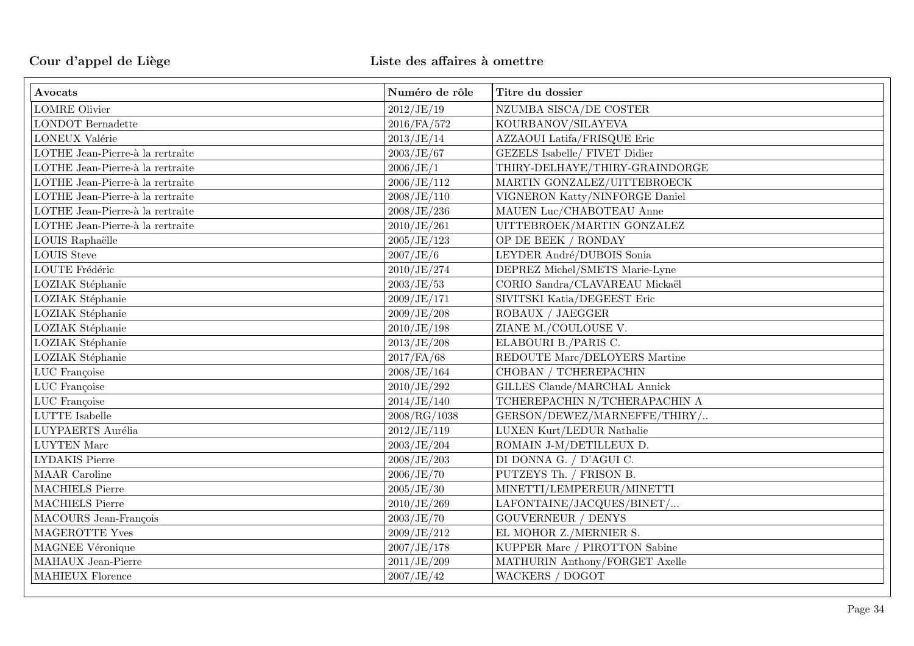**Cour d'appel de Liège** **Liste des affaires à omettre**

| Avocats | Numéro de rôle | Titre du dossier |
|---|---|---|
| LOMRE Olivier | 2012/JE/19 | NZUMBA SISCA/DE COSTER |
| LONDOT Bernadette | 2016/FA/572 | KOURBANOV/SILAYEVA |
| LONEUX Valérie | 2013/JE/14 | AZZAOUI Latifa/FRISQUE Eric |
| LOTHE Jean-Pierre-à la rertraite | 2003/JE/67 | GEZELS Isabelle/ FIVET Didier |
| LOTHE Jean-Pierre-à la rertraite | 2006/JE/1 | THIRY-DELHAYE/THIRY-GRAINDORGE |
| LOTHE Jean-Pierre-à la rertraite | 2006/JE/112 | MARTIN GONZALEZ/UITTEBROECK |
| LOTHE Jean-Pierre-à la rertraite | 2008/JE/110 | VIGNERON Katty/NINFORGE Daniel |
| LOTHE Jean-Pierre-à la rertraite | 2008/JE/236 | MAUEN Luc/CHABOTEAU Anne |
| LOTHE Jean-Pierre-à la rertraite | 2010/JE/261 | UITTEBROEK/MARTIN GONZALEZ |
| LOUIS Raphaëlle | 2005/JE/123 | OP DE BEEK / RONDAY |
| LOUIS Steve | 2007/JE/6 | LEYDER André/DUBOIS Sonia |
| LOUTE Frédéric | 2010/JE/274 | DEPREZ Michel/SMETS Marie-Lyne |
| LOZIAK Stéphanie | 2003/JE/53 | CORIO Sandra/CLAVAREAU Mickaël |
| LOZIAK Stéphanie | 2009/JE/171 | SIVITSKI Katia/DEGEEST Eric |
| LOZIAK Stéphanie | 2009/JE/208 | ROBAUX / JAEGGER |
| LOZIAK Stéphanie | 2010/JE/198 | ZIANE M./COULOUSE V. |
| LOZIAK Stéphanie | 2013/JE/208 | ELABOURI B./PARIS C. |
| LOZIAK Stéphanie | 2017/FA/68 | REDOUTE Marc/DELOYERS Martine |
| LUC Françoise | 2008/JE/164 | CHOBAN / TCHEREPACHIN |
| LUC Françoise | 2010/JE/292 | GILLES Claude/MARCHAL Annick |
| LUC Françoise | 2014/JE/140 | TCHEREPACHIN N/TCHERAPACHIN A |
| LUTTE Isabelle | 2008/RG/1038 | GERSON/DEWEZ/MARNEFFE/THIRY/.. |
| LUYPAERTS Aurélia | 2012/JE/119 | LUXEN Kurt/LEDUR Nathalie |
| LUYTEN Marc | 2003/JE/204 | ROMAIN J-M/DETILLEUX D. |
| LYDAKIS Pierre | 2008/JE/203 | DI DONNA G. / D'AGUI C. |
| MAAR Caroline | 2006/JE/70 | PUTZEYS Th. / FRISON B. |
| MACHIELS Pierre | 2005/JE/30 | MINETTI/LEMPEREUR/MINETTI |
| MACHIELS Pierre | 2010/JE/269 | LAFONTAINE/JACQUES/BINET/... |
| MACOURS Jean-François | 2003/JE/70 | GOUVERNEUR / DENYS |
| MAGEROTTE Yves | 2009/JE/212 | EL MOHOR Z./MERNIER S. |
| MAGNEE Véronique | 2007/JE/178 | KUPPER Marc / PIROTTON Sabine |
| MAHAUX Jean-Pierre | 2011/JE/209 | MATHURIN Anthony/FORGET Axelle |
| MAHIEUX Florence | 2007/JE/42 | WACKERS / DOGOT |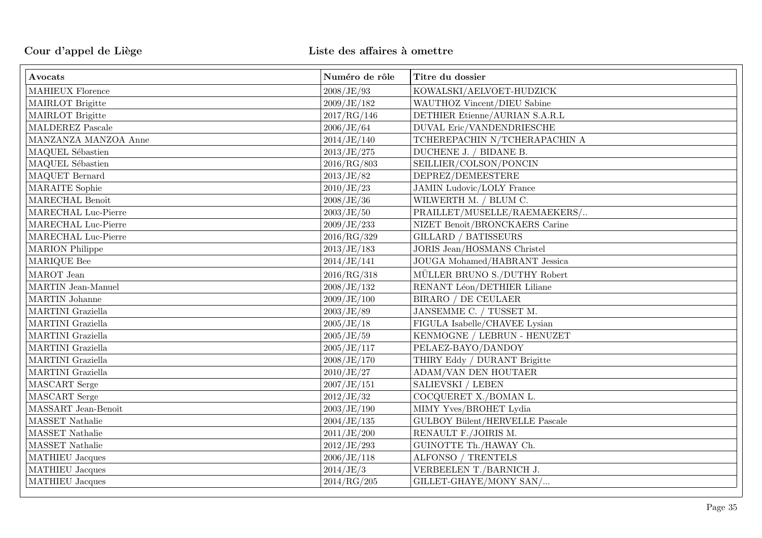**Cour d'appel de Liège** **Liste des affaires à omettre**

| Avocats | Numéro de rôle | Titre du dossier |
|---|---|---|
| MAHIEUX Florence | 2008/JE/93 | KOWALSKI/AELVOET-HUDZICK |
| MAIRLOT Brigitte | 2009/JE/182 | WAUTHOZ Vincent/DIEU Sabine |
| MAIRLOT Brigitte | 2017/RG/146 | DETHIER Etienne/AURIAN S.A.R.L |
| MALDEREZ Pascale | 2006/JE/64 | DUVAL Eric/VANDENDRIESCHE |
| MANZANZA MANZOA Anne | 2014/JE/140 | TCHEREPACHIN N/TCHERAPACHIN A |
| MAQUEL Sébastien | 2013/JE/275 | DUCHENE J. / BIDANE B. |
| MAQUEL Sébastien | 2016/RG/803 | SEILLIER/COLSON/PONCIN |
| MAQUET Bernard | 2013/JE/82 | DEPREZ/DEMEESTERE |
| MARAITE Sophie | 2010/JE/23 | JAMIN Ludovic/LOLY France |
| MARECHAL Benoît | 2008/JE/36 | WILWERTH M. / BLUM C. |
| MARECHAL Luc-Pierre | 2003/JE/50 | PRAILLET/MUSELLE/RAEMAEKERS/.. |
| MARECHAL Luc-Pierre | 2009/JE/233 | NIZET Benoît/BRONCKAERS Carine |
| MARECHAL Luc-Pierre | 2016/RG/329 | GILLARD / BATISSEURS |
| MARION Philippe | 2013/JE/183 | JORIS Jean/HOSMANS Christel |
| MARIQUE Bee | 2014/JE/141 | JOUGA Mohamed/HABRANT Jessica |
| MAROT Jean | 2016/RG/318 | MÜLLER BRUNO S./DUTHY Robert |
| MARTIN Jean-Manuel | 2008/JE/132 | RENANT Léon/DETHIER Liliane |
| MARTIN Johanne | 2009/JE/100 | BIRARO / DE CEULAER |
| MARTINI Graziella | 2003/JE/89 | JANSEMME C. / TUSSET M. |
| MARTINI Graziella | 2005/JE/18 | FIGULA Isabelle/CHAVEE Lysian |
| MARTINI Graziella | 2005/JE/59 | KENMOGNE / LEBRUN - HENUZET |
| MARTINI Graziella | 2005/JE/117 | PELAEZ-BAYO/DANDOY |
| MARTINI Graziella | 2008/JE/170 | THIRY Eddy / DURANT Brigitte |
| MARTINI Graziella | 2010/JE/27 | ADAM/VAN DEN HOUTAER |
| MASCART Serge | 2007/JE/151 | SALIEVSKI / LEBEN |
| MASCART Serge | 2012/JE/32 | COCQUERET X./BOMAN L. |
| MASSART Jean-Benoît | 2003/JE/190 | MIMY Yves/BROHET Lydia |
| MASSET Nathalie | 2004/JE/135 | GULBOY Bülent/HERVELLE Pascale |
| MASSET Nathalie | 2011/JE/200 | RENAULT F./JOIRIS M. |
| MASSET Nathalie | 2012/JE/293 | GUINOTTE Th./HAWAY Ch. |
| MATHIEU Jacques | 2006/JE/118 | ALFONSO / TRENTELS |
| MATHIEU Jacques | 2014/JE/3 | VERBEELEN T./BARNICH J. |
| MATHIEU Jacques | 2014/RG/205 | GILLET-GHAYE/MONY SAN/... |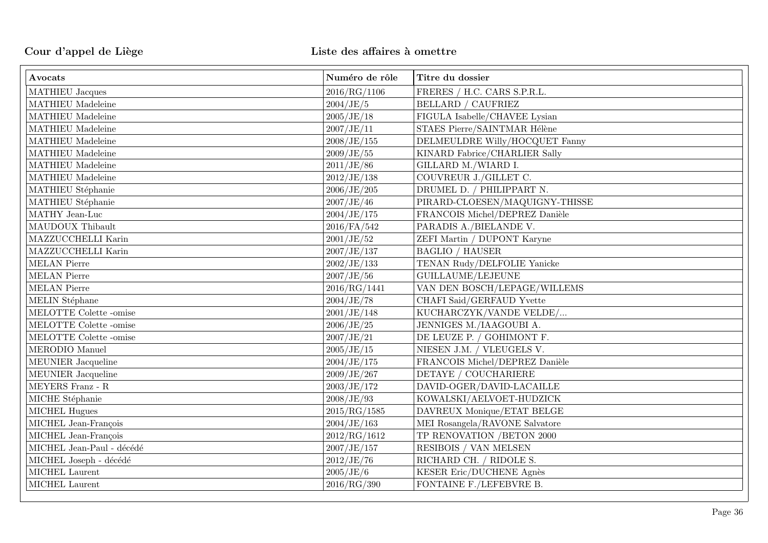**Cour d'appel de Liège** **Liste des affaires à omettre**

| Avocats | Numéro de rôle | Titre du dossier |
|---|---|---|
| MATHIEU Jacques | 2016/RG/1106 | FRERES / H.C. CARS S.P.R.L. |
| MATHIEU Madeleine | 2004/JE/5 | BELLARD / CAUFRIEZ |
| MATHIEU Madeleine | 2005/JE/18 | FIGULA Isabelle/CHAVEE Lysian |
| MATHIEU Madeleine | 2007/JE/11 | STAES Pierre/SAINTMAR Hélène |
| MATHIEU Madeleine | 2008/JE/155 | DELMEULDRE Willy/HOCQUET Fanny |
| MATHIEU Madeleine | 2009/JE/55 | KINARD Fabrice/CHARLIER Sally |
| MATHIEU Madeleine | 2011/JE/86 | GILLARD M./WIARD I. |
| MATHIEU Madeleine | 2012/JE/138 | COUVREUR J./GILLET C. |
| MATHIEU Stéphanie | 2006/JE/205 | DRUMEL D. / PHILIPPART N. |
| MATHIEU Stéphanie | 2007/JE/46 | PIRARD-CLOESEN/MAQUIGNY-THISSE |
| MATHY Jean-Luc | 2004/JE/175 | FRANCOIS Michel/DEPREZ Danièle |
| MAUDOUX Thibault | 2016/FA/542 | PARADIS A./BIELANDE V. |
| MAZZUCCHELLI Karin | 2001/JE/52 | ZEFI Martin / DUPONT Karyne |
| MAZZUCCHELLI Karin | 2007/JE/137 | BAGLIO / HAUSER |
| MELAN Pierre | 2002/JE/133 | TENAN Rudy/DELFOLIE Yanicke |
| MELAN Pierre | 2007/JE/56 | GUILLAUME/LEJEUNE |
| MELAN Pierre | 2016/RG/1441 | VAN DEN BOSCH/LEPAGE/WILLEMS |
| MELIN Stéphane | 2004/JE/78 | CHAFI Said/GERFAUD Yvette |
| MELOTTE Colette -omise | 2001/JE/148 | KUCHARCZYK/VANDE VELDE/... |
| MELOTTE Colette -omise | 2006/JE/25 | JENNIGES M./IAAGOUBI A. |
| MELOTTE Colette -omise | 2007/JE/21 | DE LEUZE P. / GOHIMONT F. |
| MERODIO Manuel | 2005/JE/15 | NIESEN J.M. / VLEUGELS V. |
| MEUNIER Jacqueline | 2004/JE/175 | FRANCOIS Michel/DEPREZ Danièle |
| MEUNIER Jacqueline | 2009/JE/267 | DETAYE / COUCHARIERE |
| MEYERS Franz - R | 2003/JE/172 | DAVID-OGER/DAVID-LACAILLE |
| MICHE Stéphanie | 2008/JE/93 | KOWALSKI/AELVOET-HUDZICK |
| MICHEL Hugues | 2015/RG/1585 | DAVREUX Monique/ETAT BELGE |
| MICHEL Jean-François | 2004/JE/163 | MEI Rosangela/RAVONE Salvatore |
| MICHEL Jean-François | 2012/RG/1612 | TP RENOVATION /BETON 2000 |
| MICHEL Jean-Paul - décédé | 2007/JE/157 | RESIBOIS / VAN MELSEN |
| MICHEL Joseph - décédé | 2012/JE/76 | RICHARD CH. / RIDOLE S. |
| MICHEL Laurent | 2005/JE/6 | KESER Eric/DUCHENE Agnès |
| MICHEL Laurent | 2016/RG/390 | FONTAINE F./LEFEBVRE B. |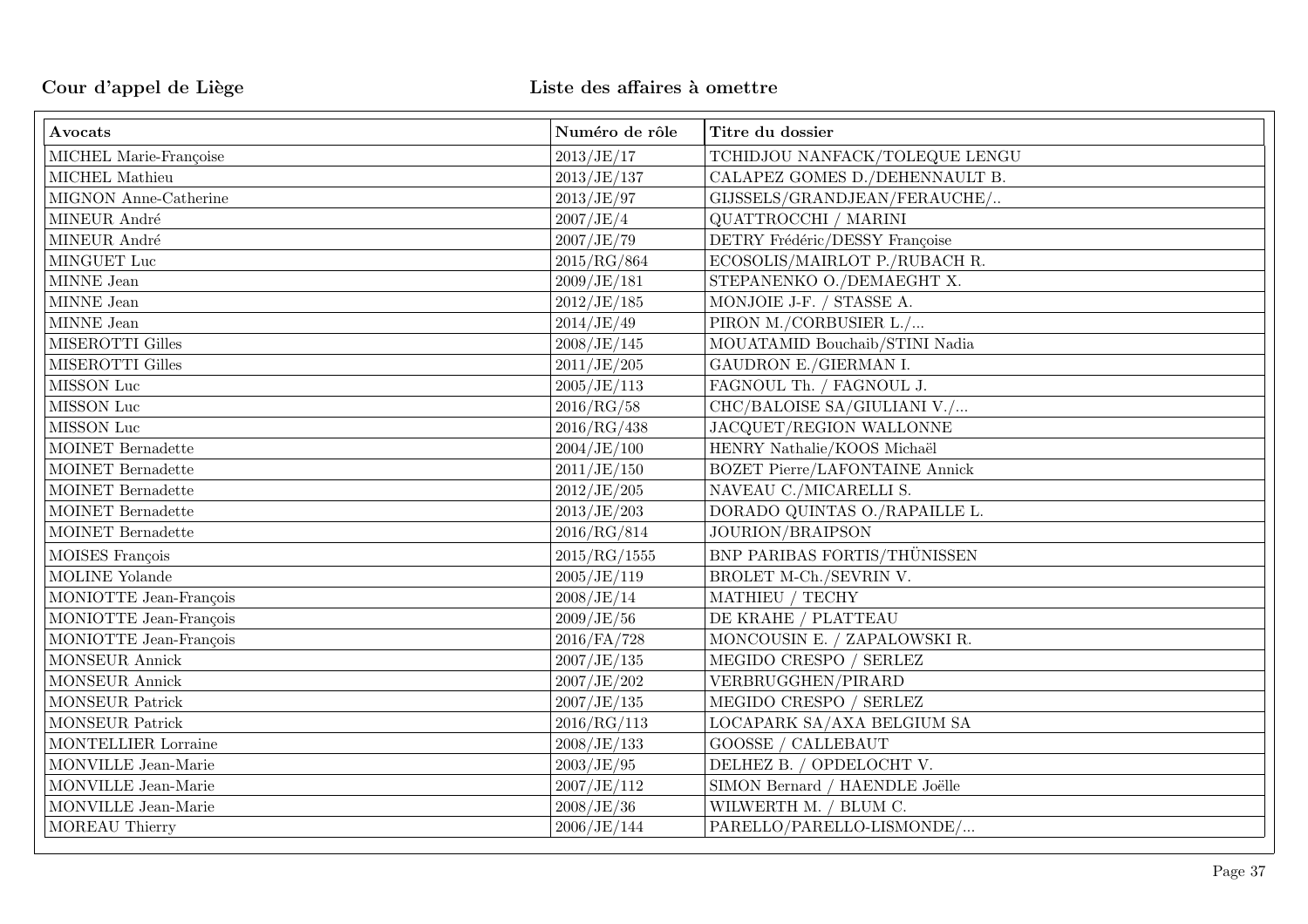**Cour d'appel de Liège** **Liste des affaires à omettre**

| Avocats | Numéro de rôle | Titre du dossier |
|---|---|---|
| MICHEL Marie-Françoise | 2013/JE/17 | TCHIDJOU NANFACK/TOLEQUE LENGU |
| MICHEL Mathieu | 2013/JE/137 | CALAPEZ GOMES D./DEHENNAULT B. |
| MIGNON Anne-Catherine | 2013/JE/97 | GIJSSELS/GRANDJEAN/FERAUCHE/.. |
| MINEUR André | 2007/JE/4 | QUATTROCCHI / MARINI |
| MINEUR André | 2007/JE/79 | DETRY Frédéric/DESSY Françoise |
| MINGUET Luc | 2015/RG/864 | ECOSOLIS/MAIRLOT P./RUBACH R. |
| MINNE Jean | 2009/JE/181 | STEPANENKO O./DEMAEGHT X. |
| MINNE Jean | 2012/JE/185 | MONJOIE J-F. / STASSE A. |
| MINNE Jean | 2014/JE/49 | PIRON M./CORBUSIER L./... |
| MISEROTTI Gilles | 2008/JE/145 | MOUATAMID Bouchaib/STINI Nadia |
| MISEROTTI Gilles | 2011/JE/205 | GAUDRON E./GIERMAN I. |
| MISSON Luc | 2005/JE/113 | FAGNOUL Th. / FAGNOUL J. |
| MISSON Luc | 2016/RG/58 | CHC/BALOISE SA/GIULIANI V./... |
| MISSON Luc | 2016/RG/438 | JACQUET/REGION WALLONNE |
| MOINET Bernadette | 2004/JE/100 | HENRY Nathalie/KOOS Michaël |
| MOINET Bernadette | 2011/JE/150 | BOZET Pierre/LAFONTAINE Annick |
| MOINET Bernadette | 2012/JE/205 | NAVEAU C./MICARELLI S. |
| MOINET Bernadette | 2013/JE/203 | DORADO QUINTAS O./RAPAILLE L. |
| MOINET Bernadette | 2016/RG/814 | JOURION/BRAIPSON |
| MOISES François | 2015/RG/1555 | BNP PARIBAS FORTIS/THÜNISSEN |
| MOLINE Yolande | 2005/JE/119 | BROLET M-Ch./SEVRIN V. |
| MONIOTTE Jean-François | 2008/JE/14 | MATHIEU / TECHY |
| MONIOTTE Jean-François | 2009/JE/56 | DE KRAHE / PLATTEAU |
| MONIOTTE Jean-François | 2016/FA/728 | MONCOUSIN E. / ZAPALOWSKI R. |
| MONSEUR Annick | 2007/JE/135 | MEGIDO CRESPO / SERLEZ |
| MONSEUR Annick | 2007/JE/202 | VERBRUGGHEN/PIRARD |
| MONSEUR Patrick | 2007/JE/135 | MEGIDO CRESPO / SERLEZ |
| MONSEUR Patrick | 2016/RG/113 | LOCAPARK SA/AXA BELGIUM SA |
| MONTELLIER Lorraine | 2008/JE/133 | GOOSSE / CALLEBAUT |
| MONVILLE Jean-Marie | 2003/JE/95 | DELHEZ B. / OPDELOCHT V. |
| MONVILLE Jean-Marie | 2007/JE/112 | SIMON Bernard / HAENDLE Joëlle |
| MONVILLE Jean-Marie | 2008/JE/36 | WILWERTH M. / BLUM C. |
| MOREAU Thierry | 2006/JE/144 | PARELLO/PARELLO-LISMONDE/... |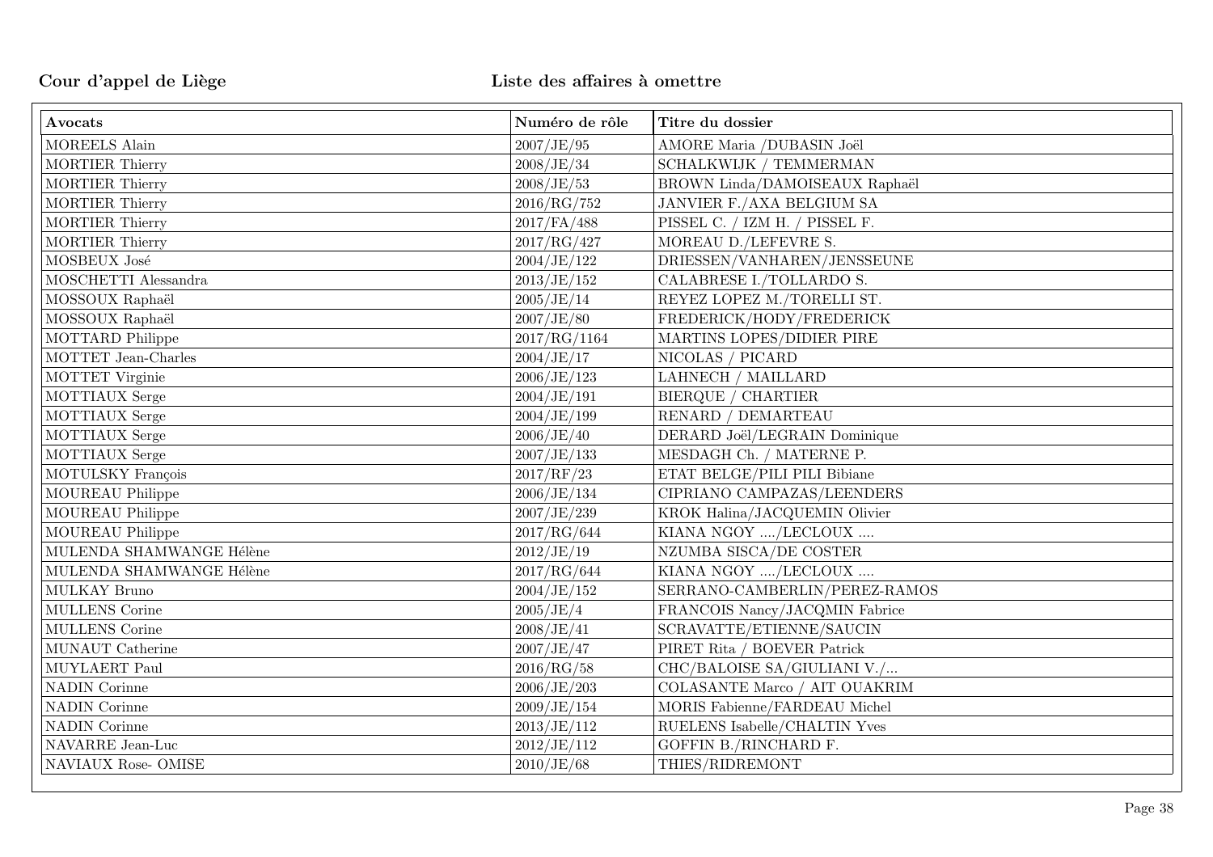Cour d'appel de Liège

Liste des affaires à omettre

| Avocats | Numéro de rôle | Titre du dossier |
|---|---|---|
| MOREELS Alain | 2007/JE/95 | AMORE Maria /DUBASIN Joël |
| MORTIER Thierry | 2008/JE/34 | SCHALKWIJK / TEMMERMAN |
| MORTIER Thierry | 2008/JE/53 | BROWN Linda/DAMOISEAUX Raphaël |
| MORTIER Thierry | 2016/RG/752 | JANVIER F./AXA BELGIUM SA |
| MORTIER Thierry | 2017/FA/488 | PISSEL C. / IZM H. / PISSEL F. |
| MORTIER Thierry | 2017/RG/427 | MOREAU D./LEFEVRE S. |
| MOSBEUX José | 2004/JE/122 | DRIESSEN/VANHAREN/JENSSEUNE |
| MOSCHETTI Alessandra | 2013/JE/152 | CALABRESE I./TOLLARDO S. |
| MOSSOUX Raphaël | 2005/JE/14 | REYEZ LOPEZ M./TORELLI ST. |
| MOSSOUX Raphaël | 2007/JE/80 | FREDERICK/HODY/FREDERICK |
| MOTTARD Philippe | 2017/RG/1164 | MARTINS LOPES/DIDIER PIRE |
| MOTTET Jean-Charles | 2004/JE/17 | NICOLAS / PICARD |
| MOTTET Virginie | 2006/JE/123 | LAHNECH / MAILLARD |
| MOTTIAUX Serge | 2004/JE/191 | BIERQUE / CHARTIER |
| MOTTIAUX Serge | 2004/JE/199 | RENARD / DEMARTEAU |
| MOTTIAUX Serge | 2006/JE/40 | DERARD Joël/LEGRAIN Dominique |
| MOTTIAUX Serge | 2007/JE/133 | MESDAGH Ch. / MATERNE P. |
| MOTULSKY François | 2017/RF/23 | ETAT BELGE/PILI PILI Bibiane |
| MOUREAU Philippe | 2006/JE/134 | CIPRIANO CAMPAZAS/LEENDERS |
| MOUREAU Philippe | 2007/JE/239 | KROK Halina/JACQUEMIN Olivier |
| MOUREAU Philippe | 2017/RG/644 | KIANA NGOY ..../LECLOUX .... |
| MULENDA SHAMWANGE Hélène | 2012/JE/19 | NZUMBA SISCA/DE COSTER |
| MULENDA SHAMWANGE Hélène | 2017/RG/644 | KIANA NGOY ..../LECLOUX .... |
| MULKAY Bruno | 2004/JE/152 | SERRANO-CAMBERLIN/PEREZ-RAMOS |
| MULLENS Corine | 2005/JE/4 | FRANCOIS Nancy/JACQMIN Fabrice |
| MULLENS Corine | 2008/JE/41 | SCRAVATTE/ETIENNE/SAUCIN |
| MUNAUT Catherine | 2007/JE/47 | PIRET Rita / BOEVER Patrick |
| MUYLAERT Paul | 2016/RG/58 | CHC/BALOISE SA/GIULIANI V./... |
| NADIN Corinne | 2006/JE/203 | COLASANTE Marco / AIT OUAKRIM |
| NADIN Corinne | 2009/JE/154 | MORIS Fabienne/FARDEAU Michel |
| NADIN Corinne | 2013/JE/112 | RUELENS Isabelle/CHALTIN Yves |
| NAVARRE Jean-Luc | 2012/JE/112 | GOFFIN B./RINCHARD F. |
| NAVIAUX Rose- OMISE | 2010/JE/68 | THIES/RIDREMONT |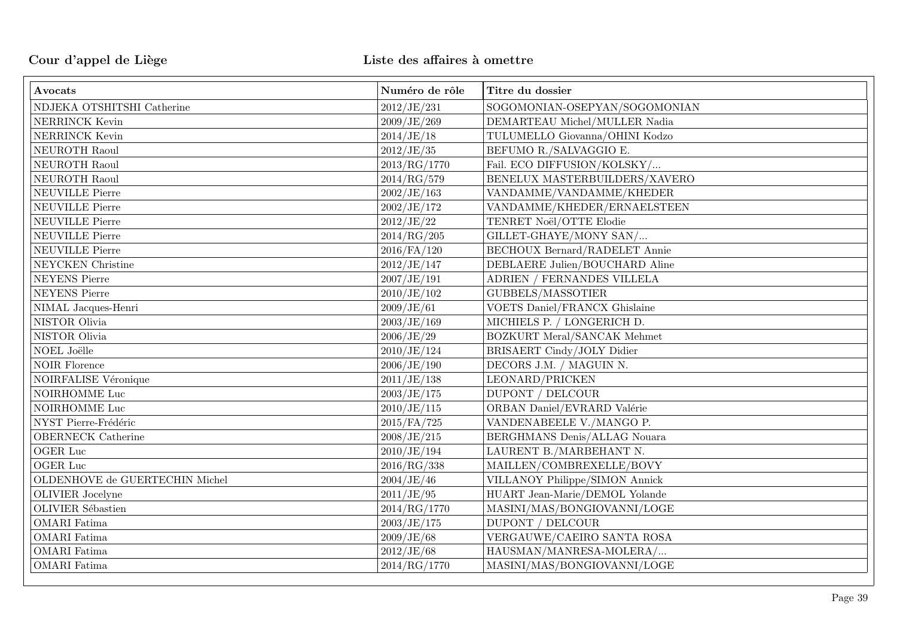Cour d'appel de Liège

Liste des affaires à omettre

| Avocats | Numéro de rôle | Titre du dossier |
|---|---|---|
| NDJEKA OTSHITSHI Catherine | 2012/JE/231 | SOGOMONIAN-OSEPYAN/SOGOMONIAN |
| NERRINCK Kevin | 2009/JE/269 | DEMARTEAU Michel/MULLER Nadia |
| NERRINCK Kevin | 2014/JE/18 | TULUMELLO Giovanna/OHINI Kodzo |
| NEUROTH Raoul | 2012/JE/35 | BEFUMO R./SALVAGGIO E. |
| NEUROTH Raoul | 2013/RG/1770 | Fail. ECO DIFFUSION/KOLSKY/... |
| NEUROTH Raoul | 2014/RG/579 | BENELUX MASTERBUILDERS/XAVERO |
| NEUVILLE Pierre | 2002/JE/163 | VANDAMME/VANDAMME/KHEDER |
| NEUVILLE Pierre | 2002/JE/172 | VANDAMME/KHEDER/ERNAELSTEEN |
| NEUVILLE Pierre | 2012/JE/22 | TENRET Noël/OTTE Elodie |
| NEUVILLE Pierre | 2014/RG/205 | GILLET-GHAYE/MONY SAN/... |
| NEUVILLE Pierre | 2016/FA/120 | BECHOUX Bernard/RADELET Annie |
| NEYCKEN Christine | 2012/JE/147 | DEBLAERE Julien/BOUCHARD Aline |
| NEYENS Pierre | 2007/JE/191 | ADRIEN / FERNANDES VILLELA |
| NEYENS Pierre | 2010/JE/102 | GUBBELS/MASSOTIER |
| NIMAL Jacques-Henri | 2009/JE/61 | VOETS Daniel/FRANCX Ghislaine |
| NISTOR Olivia | 2003/JE/169 | MICHIELS P. / LONGERICH D. |
| NISTOR Olivia | 2006/JE/29 | BOZKURT Meral/SANCAK Mehmet |
| NOEL Joëlle | 2010/JE/124 | BRISAERT Cindy/JOLY Didier |
| NOIR Florence | 2006/JE/190 | DECORS J.M. / MAGUIN N. |
| NOIRFALISE Véronique | 2011/JE/138 | LEONARD/PRICKEN |
| NOIRHOMME Luc | 2003/JE/175 | DUPONT / DELCOUR |
| NOIRHOMME Luc | 2010/JE/115 | ORBAN Daniel/EVRARD Valérie |
| NYST Pierre-Frédéric | 2015/FA/725 | VANDENABEELE V./MANGO P. |
| OBERNECK Catherine | 2008/JE/215 | BERGHMANS Denis/ALLAG Nouara |
| OGER Luc | 2010/JE/194 | LAURENT B./MARBEHANT N. |
| OGER Luc | 2016/RG/338 | MAILLEN/COMBREXELLE/BOVY |
| OLDENHOVE de GUERTECHIN Michel | 2004/JE/46 | VILLANOY Philippe/SIMON Annick |
| OLIVIER Jocelyne | 2011/JE/95 | HUART Jean-Marie/DEMOL Yolande |
| OLIVIER Sébastien | 2014/RG/1770 | MASINI/MAS/BONGIOVANNI/LOGE |
| OMARI Fatima | 2003/JE/175 | DUPONT / DELCOUR |
| OMARI Fatima | 2009/JE/68 | VERGAUWE/CAEIRO SANTA ROSA |
| OMARI Fatima | 2012/JE/68 | HAUSMAN/MANRESA-MOLERA/... |
| OMARI Fatima | 2014/RG/1770 | MASINI/MAS/BONGIOVANNI/LOGE |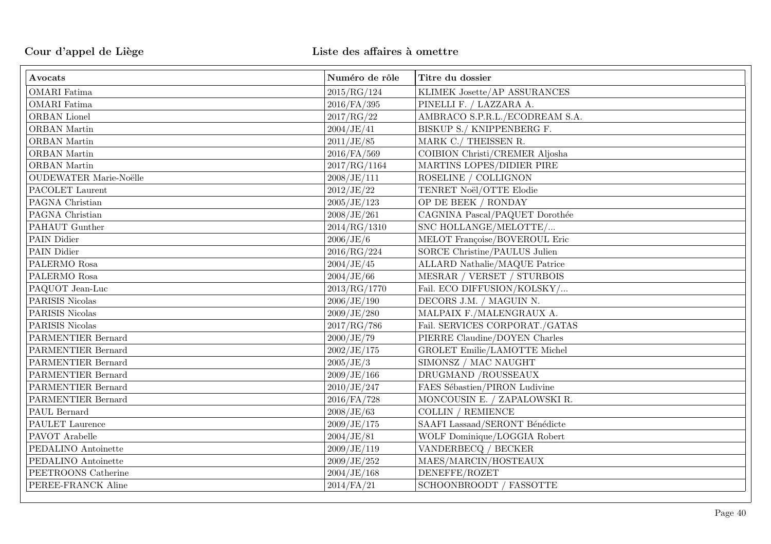| Avocats | Numéro de rôle | Titre du dossier |
|---|---|---|
| OMARI Fatima | 2015/RG/124 | KLIMEK Josette/AP ASSURANCES |
| OMARI Fatima | 2016/FA/395 | PINELLI F. / LAZZARA A. |
| ORBAN Lionel | 2017/RG/22 | AMBRACO S.P.R.L./ECODREAM S.A. |
| ORBAN Martin | 2004/JE/41 | BISKUP S./ KNIPPENBERG F. |
| ORBAN Martin | 2011/JE/85 | MARK C./ THEISSEN R. |
| ORBAN Martin | 2016/FA/569 | COIBION Christi/CREMER Aljosha |
| ORBAN Martin | 2017/RG/1164 | MARTINS LOPES/DIDIER PIRE |
| OUDEWATER Marie-Noëlle | 2008/JE/111 | ROSELINE / COLLIGNON |
| PACOLET Laurent | 2012/JE/22 | TENRET Noël/OTTE Elodie |
| PAGNA Christian | 2005/JE/123 | OP DE BEEK / RONDAY |
| PAGNA Christian | 2008/JE/261 | CAGNINA Pascal/PAQUET Dorothée |
| PAHAUT Gunther | 2014/RG/1310 | SNC HOLLANGE/MELOTTE/... |
| PAIN Didier | 2006/JE/6 | MELOT Françoise/BOVEROUL Eric |
| PAIN Didier | 2016/RG/224 | SORCE Christine/PAULUS Julien |
| PALERMO Rosa | 2004/JE/45 | ALLARD Nathalie/MAQUE Patrice |
| PALERMO Rosa | 2004/JE/66 | MESRAR / VERSET / STURBOIS |
| PAQUOT Jean-Luc | 2013/RG/1770 | Fail. ECO DIFFUSION/KOLSKY/... |
| PARISIS Nicolas | 2006/JE/190 | DECORS J.M. / MAGUIN N. |
| PARISIS Nicolas | 2009/JE/280 | MALPAIX F./MALENGRAUX A. |
| PARISIS Nicolas | 2017/RG/786 | Fail. SERVICES CORPORAT./GATAS |
| PARMENTIER Bernard | 2000/JE/79 | PIERRE Claudine/DOYEN Charles |
| PARMENTIER Bernard | 2002/JE/175 | GROLET Emilie/LAMOTTE Michel |
| PARMENTIER Bernard | 2005/JE/3 | SIMONSZ / MAC NAUGHT |
| PARMENTIER Bernard | 2009/JE/166 | DRUGMAND /ROUSSEAUX |
| PARMENTIER Bernard | 2010/JE/247 | FAES Sébastien/PIRON Ludivine |
| PARMENTIER Bernard | 2016/FA/728 | MONCOUSIN E. / ZAPALOWSKI R. |
| PAUL Bernard | 2008/JE/63 | COLLIN / REMIENCE |
| PAULET Laurence | 2009/JE/175 | SAAFI Lassaad/SERONT Bénédicte |
| PAVOT Arabelle | 2004/JE/81 | WOLF Dominique/LOGGIA Robert |
| PEDALINO Antoinette | 2009/JE/119 | VANDERBECQ / BECKER |
| PEDALINO Antoinette | 2009/JE/252 | MAES/MARCIN/HOSTEAUX |
| PEETROONS Catherine | 2004/JE/168 | DENEFFE/ROZET |
| PEREE-FRANCK Aline | 2014/FA/21 | SCHOONBROODT / FASSOTTE |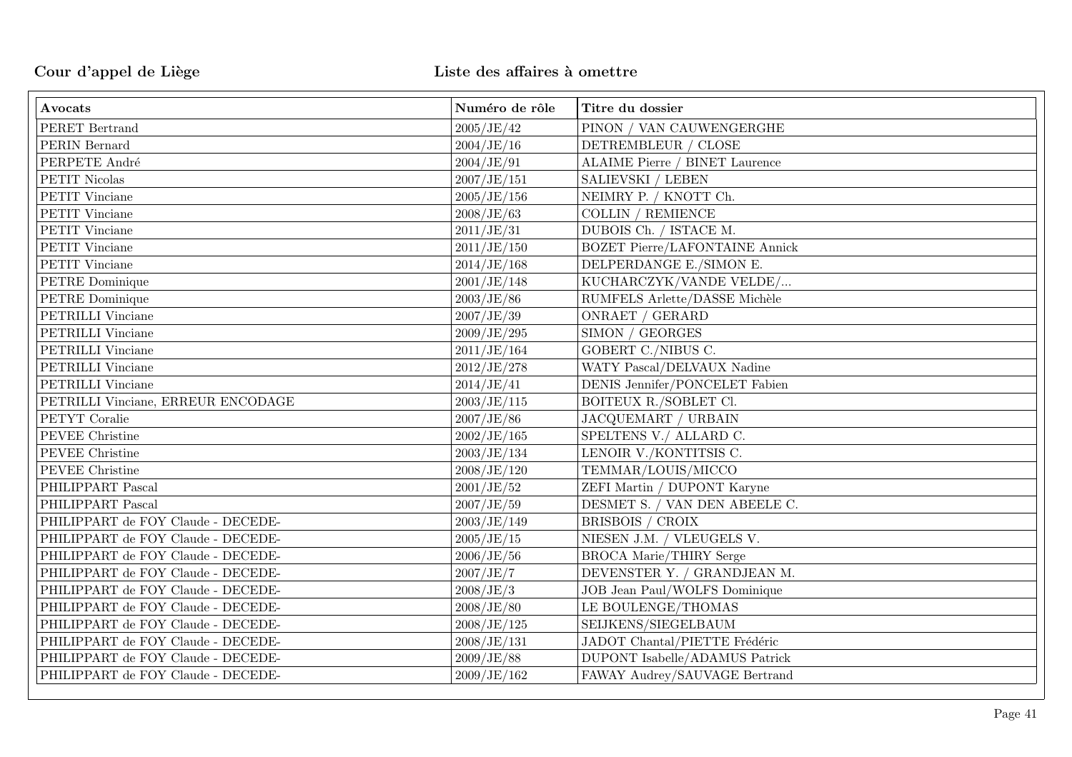| Avocats | Numéro de rôle | Titre du dossier |
|---|---|---|
| PERET Bertrand | 2005/JE/42 | PINON / VAN CAUWENGERGHE |
| PERIN Bernard | 2004/JE/16 | DETREMBLEUR / CLOSE |
| PERPETE André | 2004/JE/91 | ALAIME Pierre / BINET Laurence |
| PETIT Nicolas | 2007/JE/151 | SALIEVSKI / LEBEN |
| PETIT Vinciane | 2005/JE/156 | NEIMRY P. / KNOTT Ch. |
| PETIT Vinciane | 2008/JE/63 | COLLIN / REMIENCE |
| PETIT Vinciane | 2011/JE/31 | DUBOIS Ch. / ISTACE M. |
| PETIT Vinciane | 2011/JE/150 | BOZET Pierre/LAFONTAINE Annick |
| PETIT Vinciane | 2014/JE/168 | DELPERDANGE E./SIMON E. |
| PETRE Dominique | 2001/JE/148 | KUCHARCZYK/VANDE VELDE/... |
| PETRE Dominique | 2003/JE/86 | RUMFELS Arlette/DASSE Michèle |
| PETRILLI Vinciane | 2007/JE/39 | ONRAET / GERARD |
| PETRILLI Vinciane | 2009/JE/295 | SIMON / GEORGES |
| PETRILLI Vinciane | 2011/JE/164 | GOBERT C./NIBUS C. |
| PETRILLI Vinciane | 2012/JE/278 | WATY Pascal/DELVAUX Nadine |
| PETRILLI Vinciane | 2014/JE/41 | DENIS Jennifer/PONCELET Fabien |
| PETRILLI Vinciane, ERREUR ENCODAGE | 2003/JE/115 | BOITEUX R./SOBLET Cl. |
| PETYT Coralie | 2007/JE/86 | JACQUEMART / URBAIN |
| PEVEE Christine | 2002/JE/165 | SPELTENS V./ ALLARD C. |
| PEVEE Christine | 2003/JE/134 | LENOIR V./KONTITSIS C. |
| PEVEE Christine | 2008/JE/120 | TEMMAR/LOUIS/MICCO |
| PHILIPPART Pascal | 2001/JE/52 | ZEFI Martin / DUPONT Karyne |
| PHILIPPART Pascal | 2007/JE/59 | DESMET S. / VAN DEN ABEELE C. |
| PHILIPPART de FOY Claude - DECEDE- | 2003/JE/149 | BRISBOIS / CROIX |
| PHILIPPART de FOY Claude - DECEDE- | 2005/JE/15 | NIESEN J.M. / VLEUGELS V. |
| PHILIPPART de FOY Claude - DECEDE- | 2006/JE/56 | BROCA Marie/THIRY Serge |
| PHILIPPART de FOY Claude - DECEDE- | 2007/JE/7 | DEVENSTER Y. / GRANDJEAN M. |
| PHILIPPART de FOY Claude - DECEDE- | 2008/JE/3 | JOB Jean Paul/WOLFS Dominique |
| PHILIPPART de FOY Claude - DECEDE- | 2008/JE/80 | LE BOULENGE/THOMAS |
| PHILIPPART de FOY Claude - DECEDE- | 2008/JE/125 | SEIJKENS/SIEGELBAUM |
| PHILIPPART de FOY Claude - DECEDE- | 2008/JE/131 | JADOT Chantal/PIETTE Frédéric |
| PHILIPPART de FOY Claude - DECEDE- | 2009/JE/88 | DUPONT Isabelle/ADAMUS Patrick |
| PHILIPPART de FOY Claude - DECEDE- | 2009/JE/162 | FAWAY Audrey/SAUVAGE Bertrand |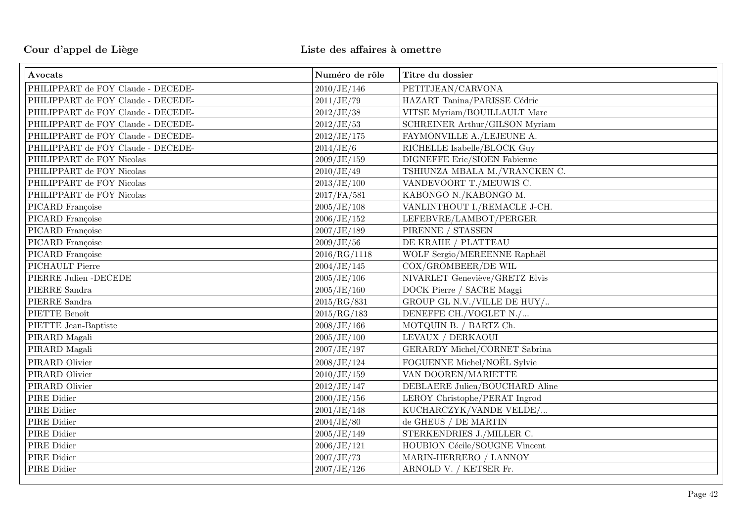**Cour d'appel de Liège** **Liste des affaires à omettre**

| Avocats | Numéro de rôle | Titre du dossier |
|---|---|---|
| PHILIPPART de FOY Claude - DECEDE- | 2010/JE/146 | PETITJEAN/CARVONA |
| PHILIPPART de FOY Claude - DECEDE- | 2011/JE/79 | HAZART Tanina/PARISSE Cédric |
| PHILIPPART de FOY Claude - DECEDE- | 2012/JE/38 | VITSE Myriam/BOUILLAULT Marc |
| PHILIPPART de FOY Claude - DECEDE- | 2012/JE/53 | SCHREINER Arthur/GILSON Myriam |
| PHILIPPART de FOY Claude - DECEDE- | 2012/JE/175 | FAYMONVILLE A./LEJEUNE A. |
| PHILIPPART de FOY Claude - DECEDE- | 2014/JE/6 | RICHELLE Isabelle/BLOCK Guy |
| PHILIPPART de FOY Nicolas | 2009/JE/159 | DIGNEFFE Eric/SIOEN Fabienne |
| PHILIPPART de FOY Nicolas | 2010/JE/49 | TSHIUNZA MBALA M./VRANCKEN C. |
| PHILIPPART de FOY Nicolas | 2013/JE/100 | VANDEVOORT T./MEUWIS C. |
| PHILIPPART de FOY Nicolas | 2017/FA/581 | KABONGO N./KABONGO M. |
| PICARD Françoise | 2005/JE/108 | VANLINTHOUT I./REMACLE J-CH. |
| PICARD Françoise | 2006/JE/152 | LEFEBVRE/LAMBOT/PERGER |
| PICARD Françoise | 2007/JE/189 | PIRENNE / STASSEN |
| PICARD Françoise | 2009/JE/56 | DE KRAHE / PLATTEAU |
| PICARD Françoise | 2016/RG/1118 | WOLF Sergio/MEREENNE Raphaël |
| PICHAULT Pierre | 2004/JE/145 | COX/GROMBEER/DE WIL |
| PIERRE Julien -DECEDE | 2005/JE/106 | NIVARLET Geneviève/GRETZ Elvis |
| PIERRE Sandra | 2005/JE/160 | DOCK Pierre / SACRE Maggi |
| PIERRE Sandra | 2015/RG/831 | GROUP GL N.V./VILLE DE HUY/.. |
| PIETTE Benoît | 2015/RG/183 | DENEFFE CH./VOGLET N./... |
| PIETTE Jean-Baptiste | 2008/JE/166 | MOTQUIN B. / BARTZ Ch. |
| PIRARD Magali | 2005/JE/100 | LEVAUX / DERKAOUI |
| PIRARD Magali | 2007/JE/197 | GERARDY Michel/CORNET Sabrina |
| PIRARD Olivier | 2008/JE/124 | FOGUENNE Michel/NOËL Sylvie |
| PIRARD Olivier | 2010/JE/159 | VAN DOOREN/MARIETTE |
| PIRARD Olivier | 2012/JE/147 | DEBLAERE Julien/BOUCHARD Aline |
| PIRE Didier | 2000/JE/156 | LEROY Christophe/PERAT Ingrod |
| PIRE Didier | 2001/JE/148 | KUCHARCZYK/VANDE VELDE/... |
| PIRE Didier | 2004/JE/80 | de GHEUS / DE MARTIN |
| PIRE Didier | 2005/JE/149 | STERKENDRIES J./MILLER C. |
| PIRE Didier | 2006/JE/121 | HOUBION Cécile/SOUGNE Vincent |
| PIRE Didier | 2007/JE/73 | MARIN-HERRERO / LANNOY |
| PIRE Didier | 2007/JE/126 | ARNOLD V. / KETSER Fr. |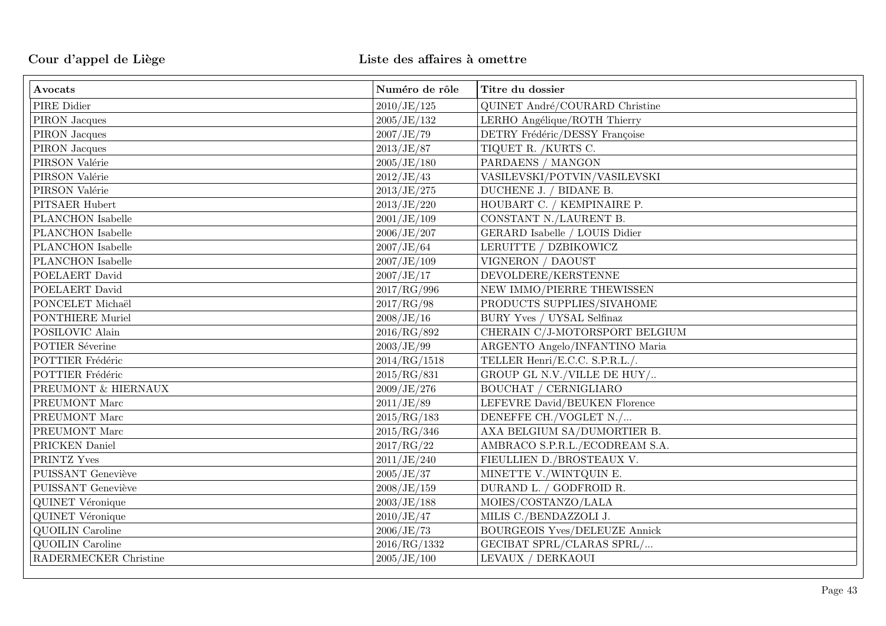**Cour d'appel de Liège** **Liste des affaires à omettre**

| Avocats | Numéro de rôle | Titre du dossier |
|---|---|---|
| PIRE Didier | 2010/JE/125 | QUINET André/COURARD Christine |
| PIRON Jacques | 2005/JE/132 | LERHO Angélique/ROTH Thierry |
| PIRON Jacques | 2007/JE/79 | DETRY Frédéric/DESSY Françoise |
| PIRON Jacques | 2013/JE/87 | TIQUET R. /KURTS C. |
| PIRSON Valérie | 2005/JE/180 | PARDAENS / MANGON |
| PIRSON Valérie | 2012/JE/43 | VASILEVSKI/POTVIN/VASILEVSKI |
| PIRSON Valérie | 2013/JE/275 | DUCHENE J. / BIDANE B. |
| PITSAER Hubert | 2013/JE/220 | HOUBART C. / KEMPINAIRE P. |
| PLANCHON Isabelle | 2001/JE/109 | CONSTANT N./LAURENT B. |
| PLANCHON Isabelle | 2006/JE/207 | GERARD Isabelle / LOUIS Didier |
| PLANCHON Isabelle | 2007/JE/64 | LERUITTE / DZBIKOWICZ |
| PLANCHON Isabelle | 2007/JE/109 | VIGNERON / DAOUST |
| POELAERT David | 2007/JE/17 | DEVOLDERE/KERSTENNE |
| POELAERT David | 2017/RG/996 | NEW IMMO/PIERRE THEWISSEN |
| PONCELET Michaël | 2017/RG/98 | PRODUCTS SUPPLIES/SIVAHOME |
| PONTHIERE Muriel | 2008/JE/16 | BURY Yves / UYSAL Selfinaz |
| POSILOVIC Alain | 2016/RG/892 | CHERAIN C/J-MOTORSPORT BELGIUM |
| POTIER Séverine | 2003/JE/99 | ARGENTO Angelo/INFANTINO Maria |
| POTTIER Frédéric | 2014/RG/1518 | TELLER Henri/E.C.C. S.P.R.L./. |
| POTTIER Frédéric | 2015/RG/831 | GROUP GL N.V./VILLE DE HUY/.. |
| PREUMONT & HIERNAUX | 2009/JE/276 | BOUCHAT / CERNIGLIARO |
| PREUMONT Marc | 2011/JE/89 | LEFEVRE David/BEUKEN Florence |
| PREUMONT Marc | 2015/RG/183 | DENEFFE CH./VOGLET N./... |
| PREUMONT Marc | 2015/RG/346 | AXA BELGIUM SA/DUMORTIER B. |
| PRICKEN Daniel | 2017/RG/22 | AMBRACO S.P.R.L./ECODREAM S.A. |
| PRINTZ Yves | 2011/JE/240 | FIEULLIEN D./BROSTEAUX V. |
| PUISSANT Geneviève | 2005/JE/37 | MINETTE V./WINTQUIN E. |
| PUISSANT Geneviève | 2008/JE/159 | DURAND L. / GODFROID R. |
| QUINET Véronique | 2003/JE/188 | MOIES/COSTANZO/LALA |
| QUINET Véronique | 2010/JE/47 | MILIS C./BENDAZZOLI J. |
| QUOILIN Caroline | 2006/JE/73 | BOURGEOIS Yves/DELEUZE Annick |
| QUOILIN Caroline | 2016/RG/1332 | GECIBAT SPRL/CLARAS SPRL/... |
| RADERMECKER Christine | 2005/JE/100 | LEVAUX / DERKAOUI |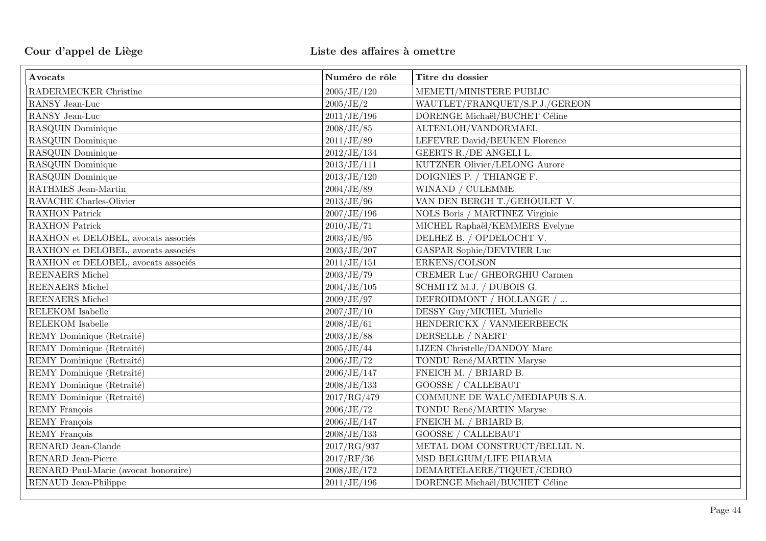**Cour d'appel de Liège** **Liste des affaires à omettre**

| Avocats | Numéro de rôle | Titre du dossier |
|---|---|---|
| RADERMECKER Christine | 2005/JE/120 | MEMETI/MINISTERE PUBLIC |
| RANSY Jean-Luc | 2005/JE/2 | WAUTLET/FRANQUET/S.P.J./GEREON |
| RANSY Jean-Luc | 2011/JE/196 | DORENGE Michaël/BUCHET Céline |
| RASQUIN Dominique | 2008/JE/85 | ALTENLOH/VANDORMAEL |
| RASQUIN Dominique | 2011/JE/89 | LEFEVRE David/BEUKEN Florence |
| RASQUIN Dominique | 2012/JE/134 | GEERTS R./DE ANGELI L. |
| RASQUIN Dominique | 2013/JE/111 | KUTZNER Olivier/LELONG Aurore |
| RASQUIN Dominique | 2013/JE/120 | DOIGNIES P. / THIANGE F. |
| RATHMES Jean-Martin | 2004/JE/89 | WINAND / CULEMME |
| RAVACHE Charles-Olivier | 2013/JE/96 | VAN DEN BERGH T./GEHOULET V. |
| RAXHON Patrick | 2007/JE/196 | NOLS Boris / MARTINEZ Virginie |
| RAXHON Patrick | 2010/JE/71 | MICHEL Raphaël/KEMMERS Evelyne |
| RAXHON et DELOBEL, avocats associés | 2003/JE/95 | DELHEZ B. / OPDELOCHT V. |
| RAXHON et DELOBEL, avocats associés | 2003/JE/207 | GASPAR Sophie/DEVIVIER Luc |
| RAXHON et DELOBEL, avocats associés | 2011/JE/151 | ERKENS/COLSON |
| REENAERS Michel | 2003/JE/79 | CREMER Luc/ GHEORGHIU Carmen |
| REENAERS Michel | 2004/JE/105 | SCHMITZ M.J. / DUBOIS G. |
| REENAERS Michel | 2009/JE/97 | DEFROIDMONT / HOLLANGE / ... |
| RELEKOM Isabelle | 2007/JE/10 | DESSY Guy/MICHEL Murielle |
| RELEKOM Isabelle | 2008/JE/61 | HENDERICKX / VANMEERBEECK |
| REMY Dominique (Retraité) | 2003/JE/88 | DERSELLE / NAERT |
| REMY Dominique (Retraité) | 2005/JE/44 | LIZEN Christelle/DANDOY Marc |
| REMY Dominique (Retraité) | 2006/JE/72 | TONDU René/MARTIN Maryse |
| REMY Dominique (Retraité) | 2006/JE/147 | FNEICH M. / BRIARD B. |
| REMY Dominique (Retraité) | 2008/JE/133 | GOOSSE / CALLEBAUT |
| REMY Dominique (Retraité) | 2017/RG/479 | COMMUNE DE WALC/MEDIAPUB S.A. |
| REMY François | 2006/JE/72 | TONDU René/MARTIN Maryse |
| REMY François | 2006/JE/147 | FNEICH M. / BRIARD B. |
| REMY François | 2008/JE/133 | GOOSSE / CALLEBAUT |
| RENARD Jean-Claude | 2017/RG/937 | METAL DOM CONSTRUCT/BELLIL N. |
| RENARD Jean-Pierre | 2017/RF/36 | MSD BELGIUM/LIFE PHARMA |
| RENARD Paul-Marie (avocat honoraire) | 2008/JE/172 | DEMARTELAERE/TIQUET/CEDRO |
| RENAUD Jean-Philippe | 2011/JE/196 | DORENGE Michaël/BUCHET Céline |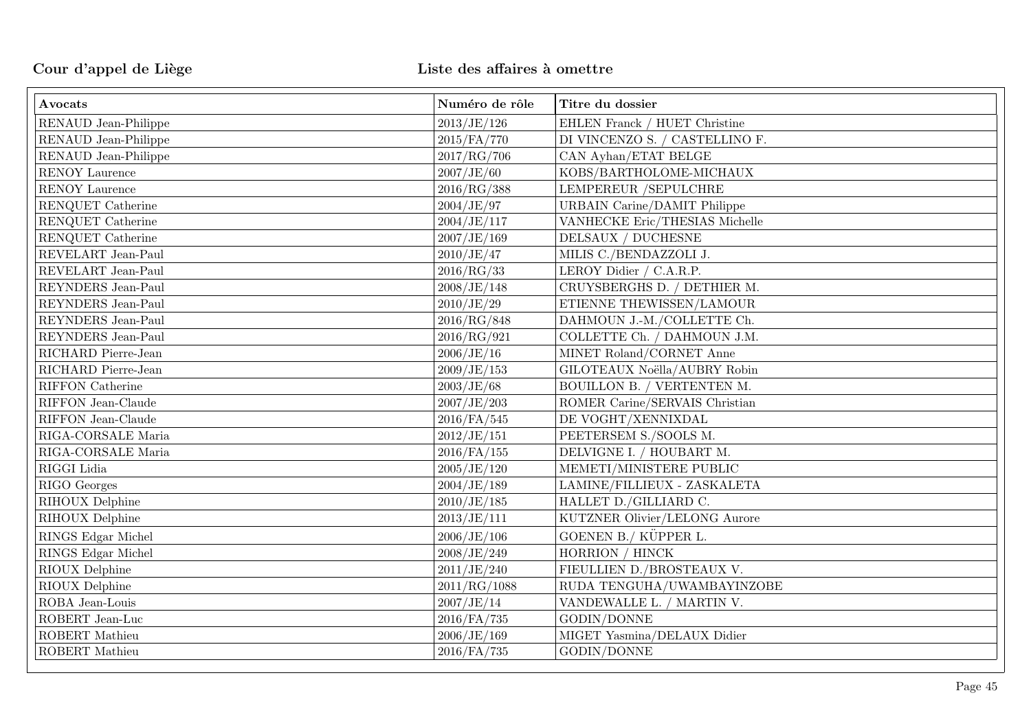Cour d'appel de Liège

**Liste des affaires à omettre**

| Avocats | Numéro de rôle | Titre du dossier |
|---|---|---|
| RENAUD Jean-Philippe | 2013/JE/126 | EHLEN Franck / HUET Christine |
| RENAUD Jean-Philippe | 2015/FA/770 | DI VINCENZO S. / CASTELLINO F. |
| RENAUD Jean-Philippe | 2017/RG/706 | CAN Ayhan/ETAT BELGE |
| RENOY Laurence | 2007/JE/60 | KOBS/BARTHOLOME-MICHAUX |
| RENOY Laurence | 2016/RG/388 | LEMPEREUR /SEPULCHRE |
| RENQUET Catherine | 2004/JE/97 | URBAIN Carine/DAMIT Philippe |
| RENQUET Catherine | 2004/JE/117 | VANHECKE Eric/THESIAS Michelle |
| RENQUET Catherine | 2007/JE/169 | DELSAUX / DUCHESNE |
| REVELART Jean-Paul | 2010/JE/47 | MILIS C./BENDAZZOLI J. |
| REVELART Jean-Paul | 2016/RG/33 | LEROY Didier / C.A.R.P. |
| REYNDERS Jean-Paul | 2008/JE/148 | CRUYSBERGHS D. / DETHIER M. |
| REYNDERS Jean-Paul | 2010/JE/29 | ETIENNE THEWISSEN/LAMOUR |
| REYNDERS Jean-Paul | 2016/RG/848 | DAHMOUN J.-M./COLLETTE Ch. |
| REYNDERS Jean-Paul | 2016/RG/921 | COLLETTE Ch. / DAHMOUN J.M. |
| RICHARD Pierre-Jean | 2006/JE/16 | MINET Roland/CORNET Anne |
| RICHARD Pierre-Jean | 2009/JE/153 | GILOTEAUX Noëlla/AUBRY Robin |
| RIFFON Catherine | 2003/JE/68 | BOUILLON B. / VERTENTEN M. |
| RIFFON Jean-Claude | 2007/JE/203 | ROMER Carine/SERVAIS Christian |
| RIFFON Jean-Claude | 2016/FA/545 | DE VOGHT/XENNIXDAL |
| RIGA-CORSALE Maria | 2012/JE/151 | PEETERSEM S./SOOLS M. |
| RIGA-CORSALE Maria | 2016/FA/155 | DELVIGNE I. / HOUBART M. |
| RIGGI Lidia | 2005/JE/120 | MEMETI/MINISTERE PUBLIC |
| RIGO Georges | 2004/JE/189 | LAMINE/FILLIEUX - ZASKALETA |
| RIHOUX Delphine | 2010/JE/185 | HALLET D./GILLIARD C. |
| RIHOUX Delphine | 2013/JE/111 | KUTZNER Olivier/LELONG Aurore |
| RINGS Edgar Michel | 2006/JE/106 | GOENEN B./ KÜPPER L. |
| RINGS Edgar Michel | 2008/JE/249 | HORRION / HINCK |
| RIOUX Delphine | 2011/JE/240 | FIEULLIEN D./BROSTEAUX V. |
| RIOUX Delphine | 2011/RG/1088 | RUDA TENGUHA/UWAMBAYINZOBE |
| ROBA Jean-Louis | 2007/JE/14 | VANDEWALLE L. / MARTIN V. |
| ROBERT Jean-Luc | 2016/FA/735 | GODIN/DONNE |
| ROBERT Mathieu | 2006/JE/169 | MIGET Yasmina/DELAUX Didier |
| ROBERT Mathieu | 2016/FA/735 | GODIN/DONNE |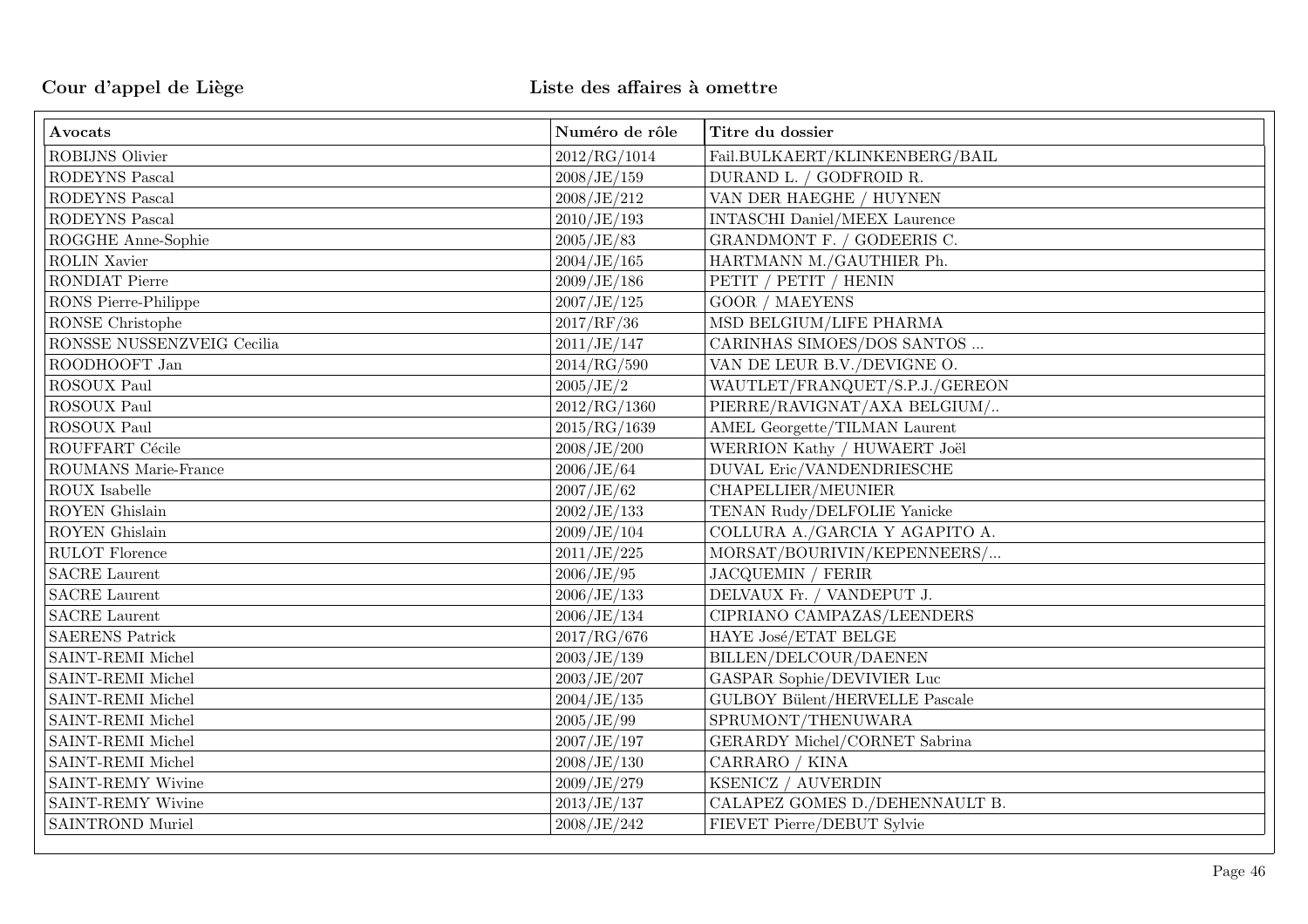| Avocats | Numéro de rôle | Titre du dossier |
|---|---|---|
| ROBIJNS Olivier | 2012/RG/1014 | Fail.BULKAERT/KLINKENBERG/BAIL |
| RODEYNS Pascal | 2008/JE/159 | DURAND L. / GODFROID R. |
| RODEYNS Pascal | 2008/JE/212 | VAN DER HAEGHE / HUYNEN |
| RODEYNS Pascal | 2010/JE/193 | INTASCHI Daniel/MEEX Laurence |
| ROGGHE Anne-Sophie | 2005/JE/83 | GRANDMONT F. / GODEERIS C. |
| ROLIN Xavier | 2004/JE/165 | HARTMANN M./GAUTHIER Ph. |
| RONDIAT Pierre | 2009/JE/186 | PETIT / PETIT / HENIN |
| RONS Pierre-Philippe | 2007/JE/125 | GOOR / MAEYENS |
| RONSE Christophe | 2017/RF/36 | MSD BELGIUM/LIFE PHARMA |
| RONSSE NUSSENZVEIG Cecilia | 2011/JE/147 | CARINHAS SIMOES/DOS SANTOS ... |
| ROODHOOFT Jan | 2014/RG/590 | VAN DE LEUR B.V./DEVIGNE O. |
| ROSOUX Paul | 2005/JE/2 | WAUTLET/FRANQUET/S.P.J./GEREON |
| ROSOUX Paul | 2012/RG/1360 | PIERRE/RAVIGNAT/AXA BELGIUM/.. |
| ROSOUX Paul | 2015/RG/1639 | AMEL Georgette/TILMAN Laurent |
| ROUFFART Cécile | 2008/JE/200 | WERRION Kathy / HUWAERT Joël |
| ROUMANS Marie-France | 2006/JE/64 | DUVAL Eric/VANDENDRIESCHE |
| ROUX Isabelle | 2007/JE/62 | CHAPELLIER/MEUNIER |
| ROYEN Ghislain | 2002/JE/133 | TENAN Rudy/DELFOLIE Yanicke |
| ROYEN Ghislain | 2009/JE/104 | COLLURA A./GARCIA Y AGAPITO A. |
| RULOT Florence | 2011/JE/225 | MORSAT/BOURIVIN/KEPENNEERS/... |
| SACRE Laurent | 2006/JE/95 | JACQUEMIN / FERIR |
| SACRE Laurent | 2006/JE/133 | DELVAUX Fr. / VANDEPUT J. |
| SACRE Laurent | 2006/JE/134 | CIPRIANO CAMPAZAS/LEENDERS |
| SAERENS Patrick | 2017/RG/676 | HAYE José/ETAT BELGE |
| SAINT-REMI Michel | 2003/JE/139 | BILLEN/DELCOUR/DAENEN |
| SAINT-REMI Michel | 2003/JE/207 | GASPAR Sophie/DEVIVIER Luc |
| SAINT-REMI Michel | 2004/JE/135 | GULBOY Bülent/HERVELLE Pascale |
| SAINT-REMI Michel | 2005/JE/99 | SPRUMONT/THENUWARA |
| SAINT-REMI Michel | 2007/JE/197 | GERARDY Michel/CORNET Sabrina |
| SAINT-REMI Michel | 2008/JE/130 | CARRARO / KINA |
| SAINT-REMY Wivine | 2009/JE/279 | KSENICZ / AUVERDIN |
| SAINT-REMY Wivine | 2013/JE/137 | CALAPEZ GOMES D./DEHENNAULT B. |
| SAINTROND Muriel | 2008/JE/242 | FIEVET Pierre/DEBUT Sylvie |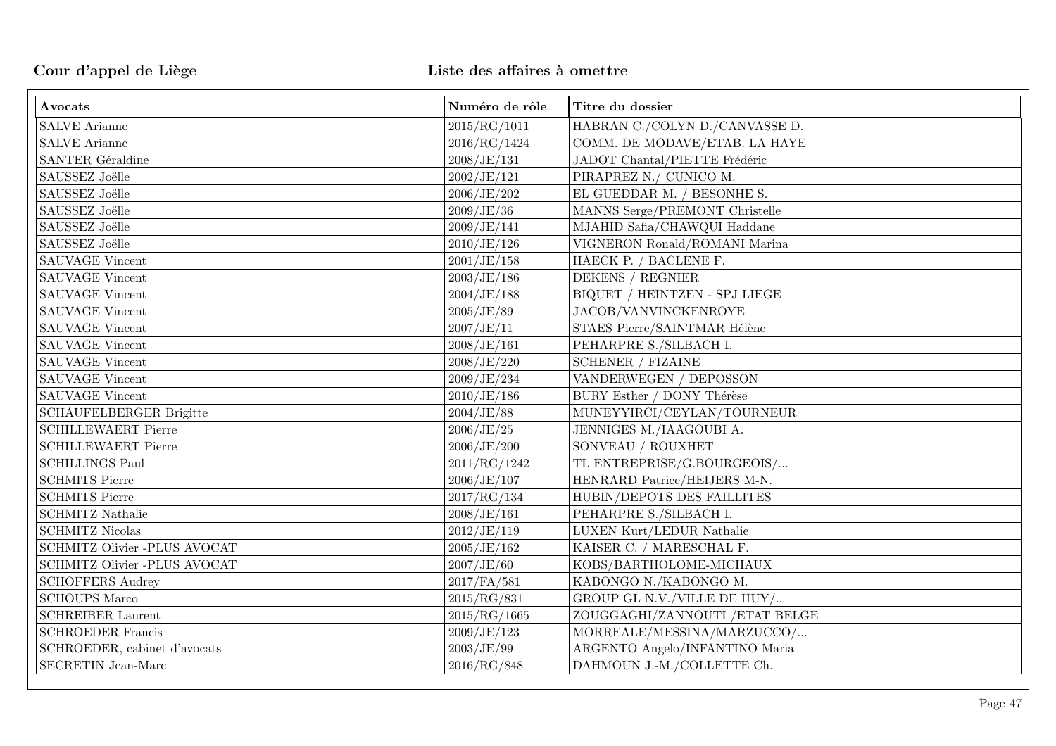**Cour d'appel de Liège** **Liste des affaires à omettre**

| Avocats | Numéro de rôle | Titre du dossier |
|---|---|---|
| SALVE Arianne | 2015/RG/1011 | HABRAN C./COLYN D./CANVASSE D. |
| SALVE Arianne | 2016/RG/1424 | COMM. DE MODAVE/ETAB. LA HAYE |
| SANTER Géraldine | 2008/JE/131 | JADOT Chantal/PIETTE Frédéric |
| SAUSSEZ Joëlle | 2002/JE/121 | PIRAPREZ N./ CUNICO M. |
| SAUSSEZ Joëlle | 2006/JE/202 | EL GUEDDAR M. / BESONHE S. |
| SAUSSEZ Joëlle | 2009/JE/36 | MANNS Serge/PREMONT Christelle |
| SAUSSEZ Joëlle | 2009/JE/141 | MJAHID Safia/CHAWQUI Haddane |
| SAUSSEZ Joëlle | 2010/JE/126 | VIGNERON Ronald/ROMANI Marina |
| SAUVAGE Vincent | 2001/JE/158 | HAECK P. / BACLENE F. |
| SAUVAGE Vincent | 2003/JE/186 | DEKENS / REGNIER |
| SAUVAGE Vincent | 2004/JE/188 | BIQUET / HEINTZEN - SPJ LIEGE |
| SAUVAGE Vincent | 2005/JE/89 | JACOB/VANVINCKENROYE |
| SAUVAGE Vincent | 2007/JE/11 | STAES Pierre/SAINTMAR Hélène |
| SAUVAGE Vincent | 2008/JE/161 | PEHARPRE S./SILBACH I. |
| SAUVAGE Vincent | 2008/JE/220 | SCHENER / FIZAINE |
| SAUVAGE Vincent | 2009/JE/234 | VANDERWEGEN / DEPOSSON |
| SAUVAGE Vincent | 2010/JE/186 | BURY Esther / DONY Thérèse |
| SCHAUFELBERGER Brigitte | 2004/JE/88 | MUNEYYIRCI/CEYLAN/TOURNEUR |
| SCHILLEWAERT Pierre | 2006/JE/25 | JENNIGES M./IAAGOUBI A. |
| SCHILLEWAERT Pierre | 2006/JE/200 | SONVEAU / ROUXHET |
| SCHILLINGS Paul | 2011/RG/1242 | TL ENTREPRISE/G.BOURGEOIS/... |
| SCHMITS Pierre | 2006/JE/107 | HENRARD Patrice/HEIJERS M-N. |
| SCHMITS Pierre | 2017/RG/134 | HUBIN/DEPOTS DES FAILLITES |
| SCHMITZ Nathalie | 2008/JE/161 | PEHARPRE S./SILBACH I. |
| SCHMITZ Nicolas | 2012/JE/119 | LUXEN Kurt/LEDUR Nathalie |
| SCHMITZ Olivier -PLUS AVOCAT | 2005/JE/162 | KAISER C. / MARESCHAL F. |
| SCHMITZ Olivier -PLUS AVOCAT | 2007/JE/60 | KOBS/BARTHOLOME-MICHAUX |
| SCHOFFERS Audrey | 2017/FA/581 | KABONGO N./KABONGO M. |
| SCHOUPS Marco | 2015/RG/831 | GROUP GL N.V./VILLE DE HUY/.. |
| SCHREIBER Laurent | 2015/RG/1665 | ZOUGGAGHI/ZANNOUTI /ETAT BELGE |
| SCHROEDER Francis | 2009/JE/123 | MORREALE/MESSINA/MARZUCCO/... |
| SCHROEDER, cabinet d'avocats | 2003/JE/99 | ARGENTO Angelo/INFANTINO Maria |
| SECRETIN Jean-Marc | 2016/RG/848 | DAHMOUN J.-M./COLLETTE Ch. |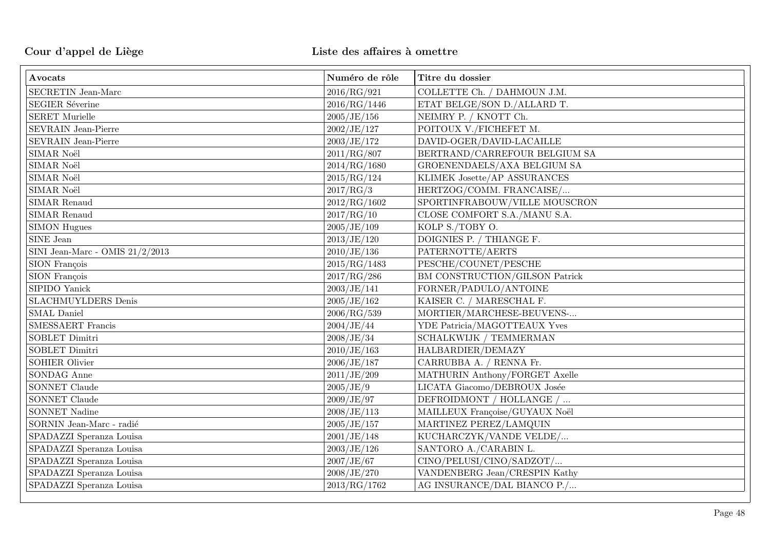**Cour d'appel de Liège** **Liste des affaires à omettre**

| Avocats | Numéro de rôle | Titre du dossier |
|---|---|---|
| SECRETIN Jean-Marc | 2016/RG/921 | COLLETTE Ch. / DAHMOUN J.M. |
| SEGIER Séverine | 2016/RG/1446 | ETAT BELGE/SON D./ALLARD T. |
| SERET Murielle | 2005/JE/156 | NEIMRY P. / KNOTT Ch. |
| SEVRAIN Jean-Pierre | 2002/JE/127 | POITOUX V./FICHEFET M. |
| SEVRAIN Jean-Pierre | 2003/JE/172 | DAVID-OGER/DAVID-LACAILLE |
| SIMAR Noël | 2011/RG/807 | BERTRAND/CARREFOUR BELGIUM SA |
| SIMAR Noël | 2014/RG/1680 | GROENENDAELS/AXA BELGIUM SA |
| SIMAR Noël | 2015/RG/124 | KLIMEK Josette/AP ASSURANCES |
| SIMAR Noël | 2017/RG/3 | HERTZOG/COMM. FRANCAISE/... |
| SIMAR Renaud | 2012/RG/1602 | SPORTINFRABOUW/VILLE MOUSCRON |
| SIMAR Renaud | 2017/RG/10 | CLOSE COMFORT S.A./MANU S.A. |
| SIMON Hugues | 2005/JE/109 | KOLP S./TOBY O. |
| SINE Jean | 2013/JE/120 | DOIGNIES P. / THIANGE F. |
| SINI Jean-Marc - OMIS 21/2/2013 | 2010/JE/136 | PATERNOTTE/AERTS |
| SION François | 2015/RG/1483 | PESCHE/COUNET/PESCHE |
| SION François | 2017/RG/286 | BM CONSTRUCTION/GILSON Patrick |
| SIPIDO Yanick | 2003/JE/141 | FORNER/PADULO/ANTOINE |
| SLACHMUYLDERS Denis | 2005/JE/162 | KAISER C. / MARESCHAL F. |
| SMAL Daniel | 2006/RG/539 | MORTIER/MARCHESE-BEUVENS-... |
| SMESSAERT Francis | 2004/JE/44 | YDE Patricia/MAGOTTEAUX Yves |
| SOBLET Dimitri | 2008/JE/34 | SCHALKWIJK / TEMMERMAN |
| SOBLET Dimitri | 2010/JE/163 | HALBARDIER/DEMAZY |
| SOHIER Olivier | 2006/JE/187 | CARRUBBA A. / RENNA Fr. |
| SONDAG Anne | 2011/JE/209 | MATHURIN Anthony/FORGET Axelle |
| SONNET Claude | 2005/JE/9 | LICATA Giacomo/DEBROUX Josée |
| SONNET Claude | 2009/JE/97 | DEFROIDMONT / HOLLANGE / ... |
| SONNET Nadine | 2008/JE/113 | MAILLEUX Françoise/GUYAUX Noël |
| SORNIN Jean-Marc - radié | 2005/JE/157 | MARTINEZ PEREZ/LAMQUIN |
| SPADAZZI Speranza Louisa | 2001/JE/148 | KUCHARCZYK/VANDE VELDE/... |
| SPADAZZI Speranza Louisa | 2003/JE/126 | SANTORO A./CARABIN L. |
| SPADAZZI Speranza Louisa | 2007/JE/67 | CINO/PELUSI/CINO/SADZOT/... |
| SPADAZZI Speranza Louisa | 2008/JE/270 | VANDENBERG Jean/CRESPIN Kathy |
| SPADAZZI Speranza Louisa | 2013/RG/1762 | AG INSURANCE/DAL BIANCO P./... |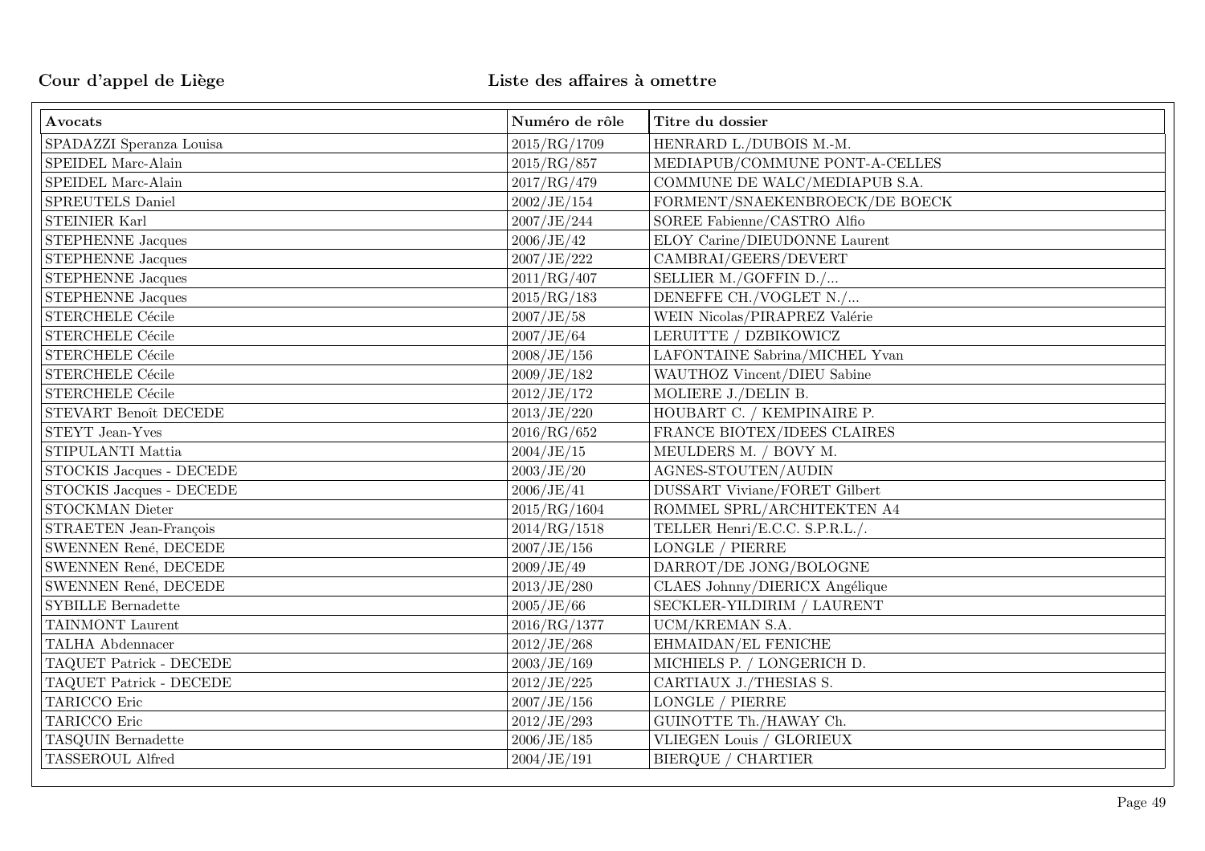**Cour d'appel de Liège** **Liste des affaires à omettre**

| Avocats | Numéro de rôle | Titre du dossier |
|---|---|---|
| SPADAZZI Speranza Louisa | 2015/RG/1709 | HENRARD L./DUBOIS M.-M. |
| SPEIDEL Marc-Alain | 2015/RG/857 | MEDIAPUB/COMMUNE PONT-A-CELLES |
| SPEIDEL Marc-Alain | 2017/RG/479 | COMMUNE DE WALC/MEDIAPUB S.A. |
| SPREUTELS Daniel | 2002/JE/154 | FORMENT/SNAEKENBROECK/DE BOECK |
| STEINIER Karl | 2007/JE/244 | SOREE Fabienne/CASTRO Alfio |
| STEPHENNE Jacques | 2006/JE/42 | ELOY Carine/DIEUDONNE Laurent |
| STEPHENNE Jacques | 2007/JE/222 | CAMBRAI/GEERS/DEVERT |
| STEPHENNE Jacques | 2011/RG/407 | SELLIER M./GOFFIN D./... |
| STEPHENNE Jacques | 2015/RG/183 | DENEFFE CH./VOGLET N./... |
| STERCHELE Cécile | 2007/JE/58 | WEIN Nicolas/PIRAPREZ Valérie |
| STERCHELE Cécile | 2007/JE/64 | LERUITTE / DZBIKOWICZ |
| STERCHELE Cécile | 2008/JE/156 | LAFONTAINE Sabrina/MICHEL Yvan |
| STERCHELE Cécile | 2009/JE/182 | WAUTHOZ Vincent/DIEU Sabine |
| STERCHELE Cécile | 2012/JE/172 | MOLIERE J./DELIN B. |
| STEVART Benoît DECEDE | 2013/JE/220 | HOUBART C. / KEMPINAIRE P. |
| STEYT Jean-Yves | 2016/RG/652 | FRANCE BIOTEX/IDEES CLAIRES |
| STIPULANTI Mattia | 2004/JE/15 | MEULDERS M. / BOVY M. |
| STOCKIS Jacques - DECEDE | 2003/JE/20 | AGNES-STOUTEN/AUDIN |
| STOCKIS Jacques - DECEDE | 2006/JE/41 | DUSSART Viviane/FORET Gilbert |
| STOCKMAN Dieter | 2015/RG/1604 | ROMMEL SPRL/ARCHITEKTEN A4 |
| STRAETEN Jean-François | 2014/RG/1518 | TELLER Henri/E.C.C. S.P.R.L./. |
| SWENNEN René, DECEDE | 2007/JE/156 | LONGLE / PIERRE |
| SWENNEN René, DECEDE | 2009/JE/49 | DARROT/DE JONG/BOLOGNE |
| SWENNEN René, DECEDE | 2013/JE/280 | CLAES Johnny/DIERICX Angélique |
| SYBILLE Bernadette | 2005/JE/66 | SECKLER-YILDIRIM / LAURENT |
| TAINMONT Laurent | 2016/RG/1377 | UCM/KREMAN S.A. |
| TALHA Abdennacer | 2012/JE/268 | EHMAIDAN/EL FENICHE |
| TAQUET Patrick - DECEDE | 2003/JE/169 | MICHIELS P. / LONGERICH D. |
| TAQUET Patrick - DECEDE | 2012/JE/225 | CARTIAUX J./THESIAS S. |
| TARICCO Eric | 2007/JE/156 | LONGLE / PIERRE |
| TARICCO Eric | 2012/JE/293 | GUINOTTE Th./HAWAY Ch. |
| TASQUIN Bernadette | 2006/JE/185 | VLIEGEN Louis / GLORIEUX |
| TASSEROUL Alfred | 2004/JE/191 | BIERQUE / CHARTIER |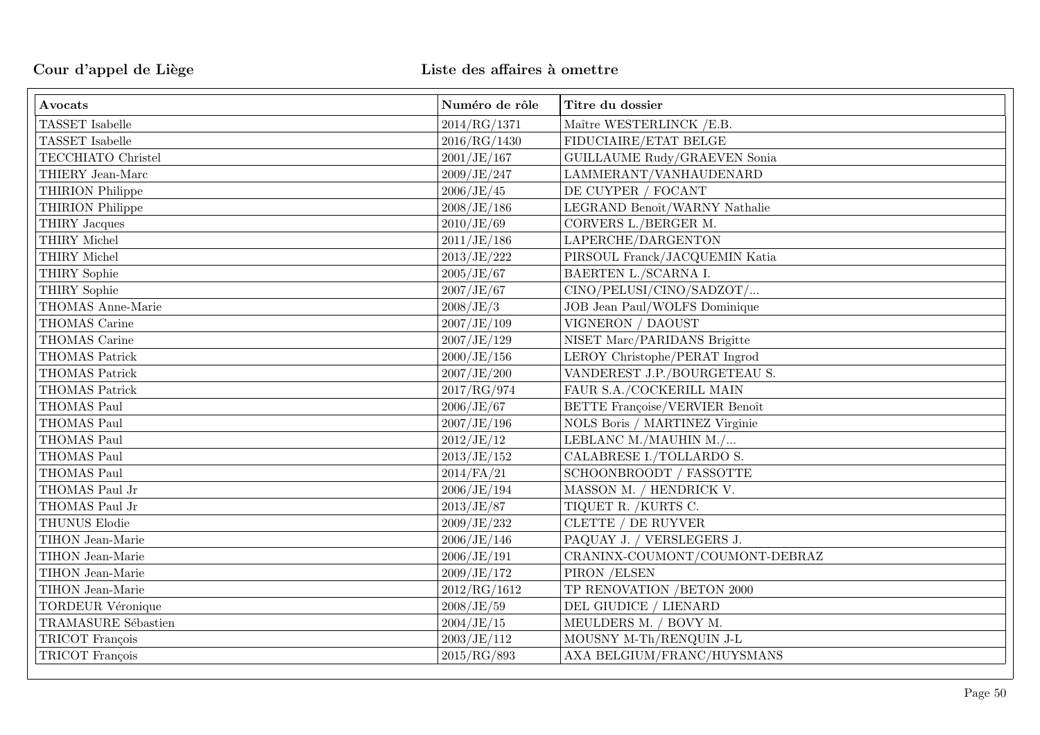**Cour d'appel de Liège** **Liste des affaires à omettre**

| Avocats | Numéro de rôle | Titre du dossier |
|---|---|---|
| TASSET Isabelle | 2014/RG/1371 | Maître WESTERLINCK /E.B. |
| TASSET Isabelle | 2016/RG/1430 | FIDUCIAIRE/ETAT BELGE |
| TECCHIATO Christel | 2001/JE/167 | GUILLAUME Rudy/GRAEVEN Sonia |
| THIERY Jean-Marc | 2009/JE/247 | LAMMERANT/VANHAUDENARD |
| THIRION Philippe | 2006/JE/45 | DE CUYPER / FOCANT |
| THIRION Philippe | 2008/JE/186 | LEGRAND Benoît/WARNY Nathalie |
| THIRY Jacques | 2010/JE/69 | CORVERS L./BERGER M. |
| THIRY Michel | 2011/JE/186 | LAPERCHE/DARGENTON |
| THIRY Michel | 2013/JE/222 | PIRSOUL Franck/JACQUEMIN Katia |
| THIRY Sophie | 2005/JE/67 | BAERTEN L./SCARNA I. |
| THIRY Sophie | 2007/JE/67 | CINO/PELUSI/CINO/SADZOT/... |
| THOMAS Anne-Marie | 2008/JE/3 | JOB Jean Paul/WOLFS Dominique |
| THOMAS Carine | 2007/JE/109 | VIGNERON / DAOUST |
| THOMAS Carine | 2007/JE/129 | NISET Marc/PARIDANS Brigitte |
| THOMAS Patrick | 2000/JE/156 | LEROY Christophe/PERAT Ingrod |
| THOMAS Patrick | 2007/JE/200 | VANDEREST J.P./BOURGETEAU S. |
| THOMAS Patrick | 2017/RG/974 | FAUR S.A./COCKERILL MAIN |
| THOMAS Paul | 2006/JE/67 | BETTE Françoise/VERVIER Benoît |
| THOMAS Paul | 2007/JE/196 | NOLS Boris / MARTINEZ Virginie |
| THOMAS Paul | 2012/JE/12 | LEBLANC M./MAUHIN M./... |
| THOMAS Paul | 2013/JE/152 | CALABRESE I./TOLLARDO S. |
| THOMAS Paul | 2014/FA/21 | SCHOONBROODT / FASSOTTE |
| THOMAS Paul Jr | 2006/JE/194 | MASSON M. / HENDRICK V. |
| THOMAS Paul Jr | 2013/JE/87 | TIQUET R. /KURTS C. |
| THUNUS Elodie | 2009/JE/232 | CLETTE / DE RUYVER |
| TIHON Jean-Marie | 2006/JE/146 | PAQUAY J. / VERSLEGERS J. |
| TIHON Jean-Marie | 2006/JE/191 | CRANINX-COUMONT/COUMONT-DEBRAZ |
| TIHON Jean-Marie | 2009/JE/172 | PIRON /ELSEN |
| TIHON Jean-Marie | 2012/RG/1612 | TP RENOVATION /BETON 2000 |
| TORDEUR Véronique | 2008/JE/59 | DEL GIUDICE / LIENARD |
| TRAMASURE Sébastien | 2004/JE/15 | MEULDERS M. / BOVY M. |
| TRICOT François | 2003/JE/112 | MOUSNY M-Th/RENQUIN J-L |
| TRICOT François | 2015/RG/893 | AXA BELGIUM/FRANC/HUYSMANS |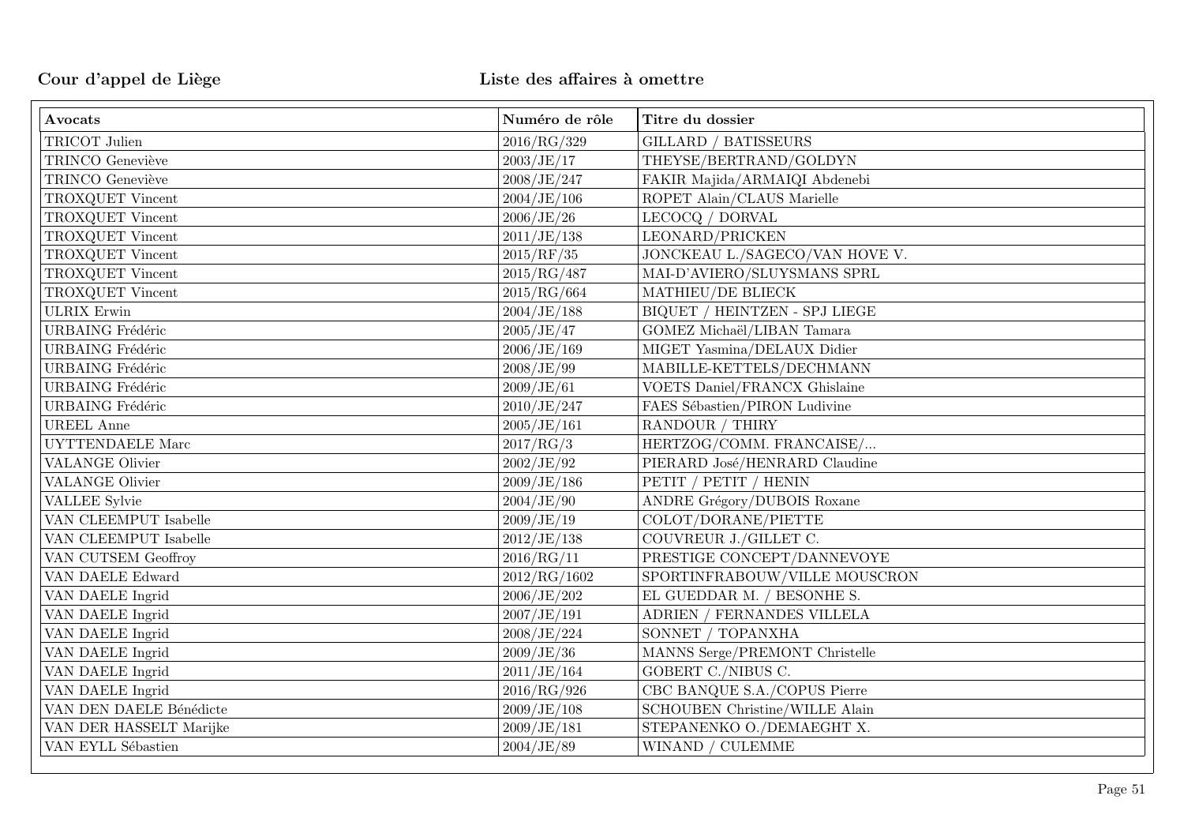**Cour d'appel de Liège** **Liste des affaires à omettre**

| Avocats | Numéro de rôle | Titre du dossier |
|---|---|---|
| TRICOT Julien | 2016/RG/329 | GILLARD / BATISSEURS |
| TRINCO Geneviève | 2003/JE/17 | THEYSE/BERTRAND/GOLDYN |
| TRINCO Geneviève | 2008/JE/247 | FAKIR Majida/ARMAIQI Abdenebi |
| TROXQUET Vincent | 2004/JE/106 | ROPET Alain/CLAUS Marielle |
| TROXQUET Vincent | 2006/JE/26 | LECOCQ / DORVAL |
| TROXQUET Vincent | 2011/JE/138 | LEONARD/PRICKEN |
| TROXQUET Vincent | 2015/RF/35 | JONCKEAU L./SAGECO/VAN HOVE V. |
| TROXQUET Vincent | 2015/RG/487 | MAI-D'AVIERO/SLUYSMANS SPRL |
| TROXQUET Vincent | 2015/RG/664 | MATHIEU/DE BLIECK |
| ULRIX Erwin | 2004/JE/188 | BIQUET / HEINTZEN - SPJ LIEGE |
| URBAING Frédéric | 2005/JE/47 | GOMEZ Michaël/LIBAN Tamara |
| URBAING Frédéric | 2006/JE/169 | MIGET Yasmina/DELAUX Didier |
| URBAING Frédéric | 2008/JE/99 | MABILLE-KETTELS/DECHMANN |
| URBAING Frédéric | 2009/JE/61 | VOETS Daniel/FRANCX Ghislaine |
| URBAING Frédéric | 2010/JE/247 | FAES Sébastien/PIRON Ludivine |
| UREEL Anne | 2005/JE/161 | RANDOUR / THIRY |
| UYTTENDAELE Marc | 2017/RG/3 | HERTZOG/COMM. FRANCAISE/... |
| VALANGE Olivier | 2002/JE/92 | PIERARD José/HENRARD Claudine |
| VALANGE Olivier | 2009/JE/186 | PETIT / PETIT / HENIN |
| VALLEE Sylvie | 2004/JE/90 | ANDRE Grégory/DUBOIS Roxane |
| VAN CLEEMPUT Isabelle | 2009/JE/19 | COLOT/DORANE/PIETTE |
| VAN CLEEMPUT Isabelle | 2012/JE/138 | COUVREUR J./GILLET C. |
| VAN CUTSEM Geoffroy | 2016/RG/11 | PRESTIGE CONCEPT/DANNEVOYE |
| VAN DAELE Edward | 2012/RG/1602 | SPORTINFRABOUW/VILLE MOUSCRON |
| VAN DAELE Ingrid | 2006/JE/202 | EL GUEDDAR M. / BESONHE S. |
| VAN DAELE Ingrid | 2007/JE/191 | ADRIEN / FERNANDES VILLELA |
| VAN DAELE Ingrid | 2008/JE/224 | SONNET / TOPANXHA |
| VAN DAELE Ingrid | 2009/JE/36 | MANNS Serge/PREMONT Christelle |
| VAN DAELE Ingrid | 2011/JE/164 | GOBERT C./NIBUS C. |
| VAN DAELE Ingrid | 2016/RG/926 | CBC BANQUE S.A./COPUS Pierre |
| VAN DEN DAELE Bénédicte | 2009/JE/108 | SCHOUBEN Christine/WILLE Alain |
| VAN DER HASSELT Marijke | 2009/JE/181 | STEPANENKO O./DEMAEGHT X. |
| VAN EYLL Sébastien | 2004/JE/89 | WINAND / CULEMME |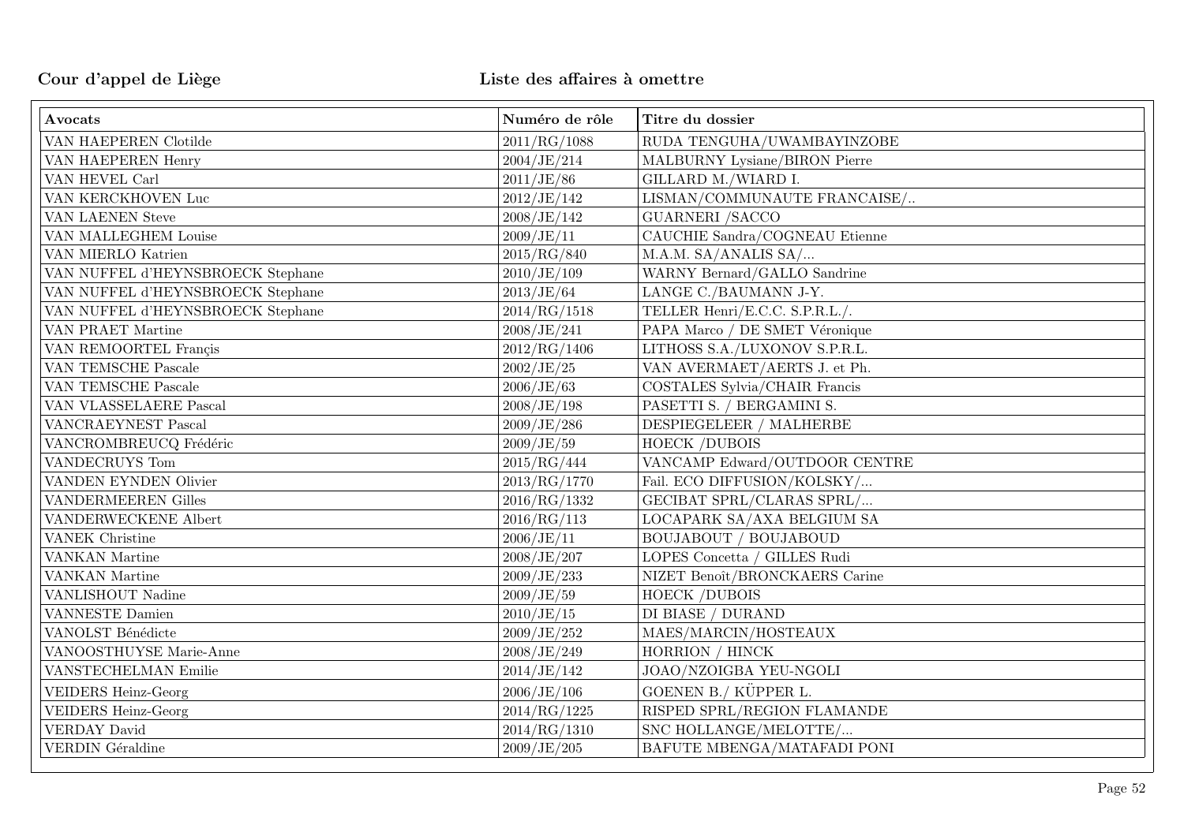Cour d'appel de Liège

Liste des affaires à omettre

| Avocats | Numéro de rôle | Titre du dossier |
|---|---|---|
| VAN HAEPEREN Clotilde | 2011/RG/1088 | RUDA TENGUHA/UWAMBAYINZOBE |
| VAN HAEPEREN Henry | 2004/JE/214 | MALBURNY Lysiane/BIRON Pierre |
| VAN HEVEL Carl | 2011/JE/86 | GILLARD M./WIARD I. |
| VAN KERCKHOVEN Luc | 2012/JE/142 | LISMAN/COMMUNAUTE FRANCAISE/.. |
| VAN LAENEN Steve | 2008/JE/142 | GUARNERI /SACCO |
| VAN MALLEGHEM Louise | 2009/JE/11 | CAUCHIE Sandra/COGNEAU Etienne |
| VAN MIERLO Katrien | 2015/RG/840 | M.A.M. SA/ANALIS SA/... |
| VAN NUFFEL d'HEYNSBROECK Stephane | 2010/JE/109 | WARNY Bernard/GALLO Sandrine |
| VAN NUFFEL d'HEYNSBROECK Stephane | 2013/JE/64 | LANGE C./BAUMANN J-Y. |
| VAN NUFFEL d'HEYNSBROECK Stephane | 2014/RG/1518 | TELLER Henri/E.C.C. S.P.R.L./. |
| VAN PRAET Martine | 2008/JE/241 | PAPA Marco / DE SMET Véronique |
| VAN REMOORTEL Francis | 2012/RG/1406 | LITHOSS S.A./LUXONOV S.P.R.L. |
| VAN TEMSCHE Pascale | 2002/JE/25 | VAN AVERMAET/AERTS J. et Ph. |
| VAN TEMSCHE Pascale | 2006/JE/63 | COSTALES Sylvia/CHAIR Francis |
| VAN VLASSELAERE Pascal | 2008/JE/198 | PASETTI S. / BERGAMINI S. |
| VANCRAEYNEST Pascal | 2009/JE/286 | DESPIEGELEER / MALHERBE |
| VANCROMBREUCQ Frédéric | 2009/JE/59 | HOECK /DUBOIS |
| VANDECRUYS Tom | 2015/RG/444 | VANCAMP Edward/OUTDOOR CENTRE |
| VANDEN EYNDEN Olivier | 2013/RG/1770 | Fail. ECO DIFFUSION/KOLSKY/... |
| VANDERMEEREN Gilles | 2016/RG/1332 | GECIBAT SPRL/CLARAS SPRL/... |
| VANDERWECKENE Albert | 2016/RG/113 | LOCAPARK SA/AXA BELGIUM SA |
| VANEK Christine | 2006/JE/11 | BOUJABOUT / BOUJABOUD |
| VANKAN Martine | 2008/JE/207 | LOPES Concetta / GILLES Rudi |
| VANKAN Martine | 2009/JE/233 | NIZET Benoît/BRONCKAERS Carine |
| VANLISHOUT Nadine | 2009/JE/59 | HOECK /DUBOIS |
| VANNESTE Damien | 2010/JE/15 | DI BIASE / DURAND |
| VANOLST Bénédicte | 2009/JE/252 | MAES/MARCIN/HOSTEAUX |
| VANOOSTHUYSE Marie-Anne | 2008/JE/249 | HORRION / HINCK |
| VANSTECHELMAN Emilie | 2014/JE/142 | JOAO/NZOIGBA YEU-NGOLI |
| VEIDERS Heinz-Georg | 2006/JE/106 | GOENEN B./ KÜPPER L. |
| VEIDERS Heinz-Georg | 2014/RG/1225 | RISPED SPRL/REGION FLAMANDE |
| VERDAY David | 2014/RG/1310 | SNC HOLLANGE/MELOTTE/... |
| VERDIN Géraldine | 2009/JE/205 | BAFUTE MBENGA/MATAFADI PONI |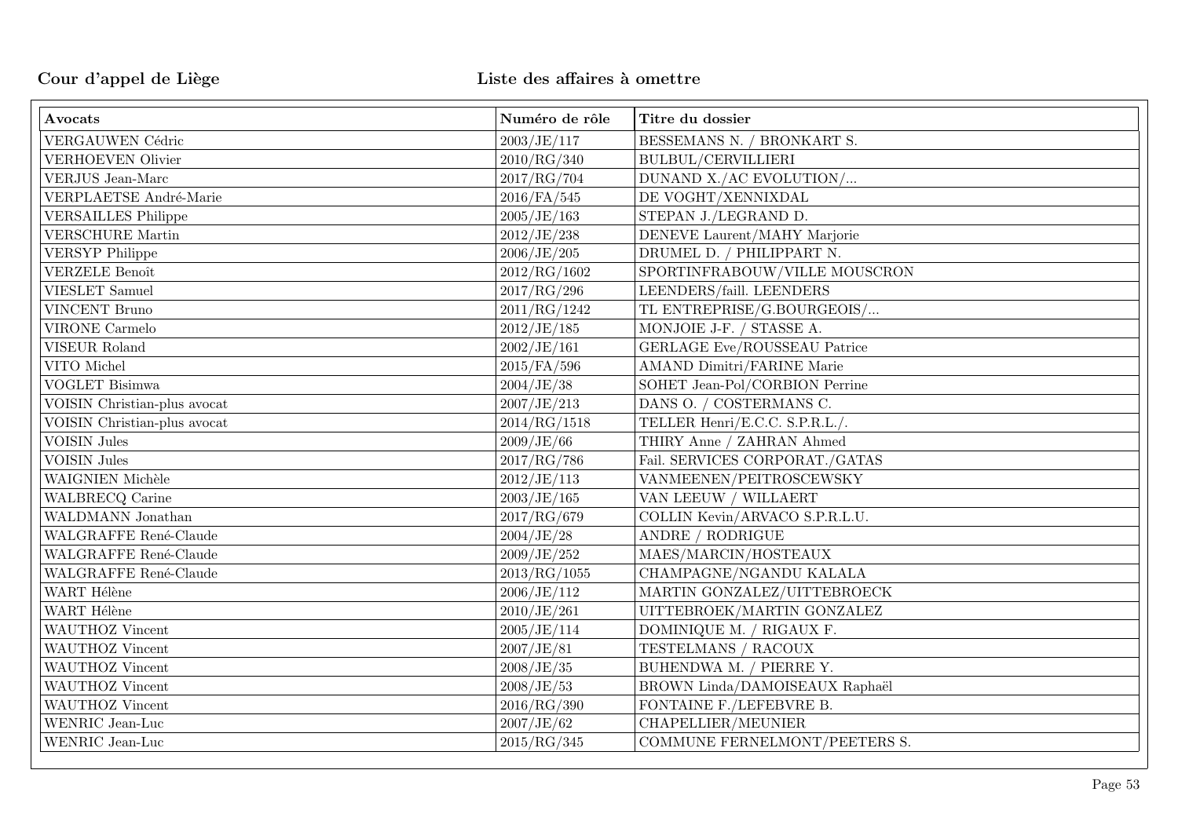| Avocats | Numéro de rôle | Titre du dossier |
|---|---|---|
| VERGAUWEN Cédric | 2003/JE/117 | BESSEMANS N. / BRONKART S. |
| VERHOEVEN Olivier | 2010/RG/340 | BULBUL/CERVILLIERI |
| VERJUS Jean-Marc | 2017/RG/704 | DUNAND X./AC EVOLUTION/... |
| VERPLAETSE André-Marie | 2016/FA/545 | DE VOGHT/XENNIXDAL |
| VERSAILLES Philippe | 2005/JE/163 | STEPAN J./LEGRAND D. |
| VERSCHURE Martin | 2012/JE/238 | DENEVE Laurent/MAHY Marjorie |
| VERSYP Philippe | 2006/JE/205 | DRUMEL D. / PHILIPPART N. |
| VERZELE Benoît | 2012/RG/1602 | SPORTINFRABOUW/VILLE MOUSCRON |
| VIESLET Samuel | 2017/RG/296 | LEENDERS/faill. LEENDERS |
| VINCENT Bruno | 2011/RG/1242 | TL ENTREPRISE/G.BOURGEOIS/... |
| VIRONE Carmelo | 2012/JE/185 | MONJOIE J-F. / STASSE A. |
| VISEUR Roland | 2002/JE/161 | GERLAGE Eve/ROUSSEAU Patrice |
| VITO Michel | 2015/FA/596 | AMAND Dimitri/FARINE Marie |
| VOGLET Bisimwa | 2004/JE/38 | SOHET Jean-Pol/CORBION Perrine |
| VOISIN Christian-plus avocat | 2007/JE/213 | DANS O. / COSTERMANS C. |
| VOISIN Christian-plus avocat | 2014/RG/1518 | TELLER Henri/E.C.C. S.P.R.L./. |
| VOISIN Jules | 2009/JE/66 | THIRY Anne / ZAHRAN Ahmed |
| VOISIN Jules | 2017/RG/786 | Fail. SERVICES CORPORAT./GATAS |
| WAIGNIEN Michèle | 2012/JE/113 | VANMEENEN/PEITROSCEWSKY |
| WALBRECQ Carine | 2003/JE/165 | VAN LEEUW / WILLAERT |
| WALDMANN Jonathan | 2017/RG/679 | COLLIN Kevin/ARVACO S.P.R.L.U. |
| WALGRAFFE René-Claude | 2004/JE/28 | ANDRE / RODRIGUE |
| WALGRAFFE René-Claude | 2009/JE/252 | MAES/MARCIN/HOSTEAUX |
| WALGRAFFE René-Claude | 2013/RG/1055 | CHAMPAGNE/NGANDU KALALA |
| WART Hélène | 2006/JE/112 | MARTIN GONZALEZ/UITTEBROECK |
| WART Hélène | 2010/JE/261 | UITTEBROEK/MARTIN GONZALEZ |
| WAUTHOZ Vincent | 2005/JE/114 | DOMINIQUE M. / RIGAUX F. |
| WAUTHOZ Vincent | 2007/JE/81 | TESTELMANS / RACOUX |
| WAUTHOZ Vincent | 2008/JE/35 | BUHENDWA M. / PIERRE Y. |
| WAUTHOZ Vincent | 2008/JE/53 | BROWN Linda/DAMOISEAUX Raphaël |
| WAUTHOZ Vincent | 2016/RG/390 | FONTAINE F./LEFEBVRE B. |
| WENRIC Jean-Luc | 2007/JE/62 | CHAPELLIER/MEUNIER |
| WENRIC Jean-Luc | 2015/RG/345 | COMMUNE FERNELMONT/PEETERS S. |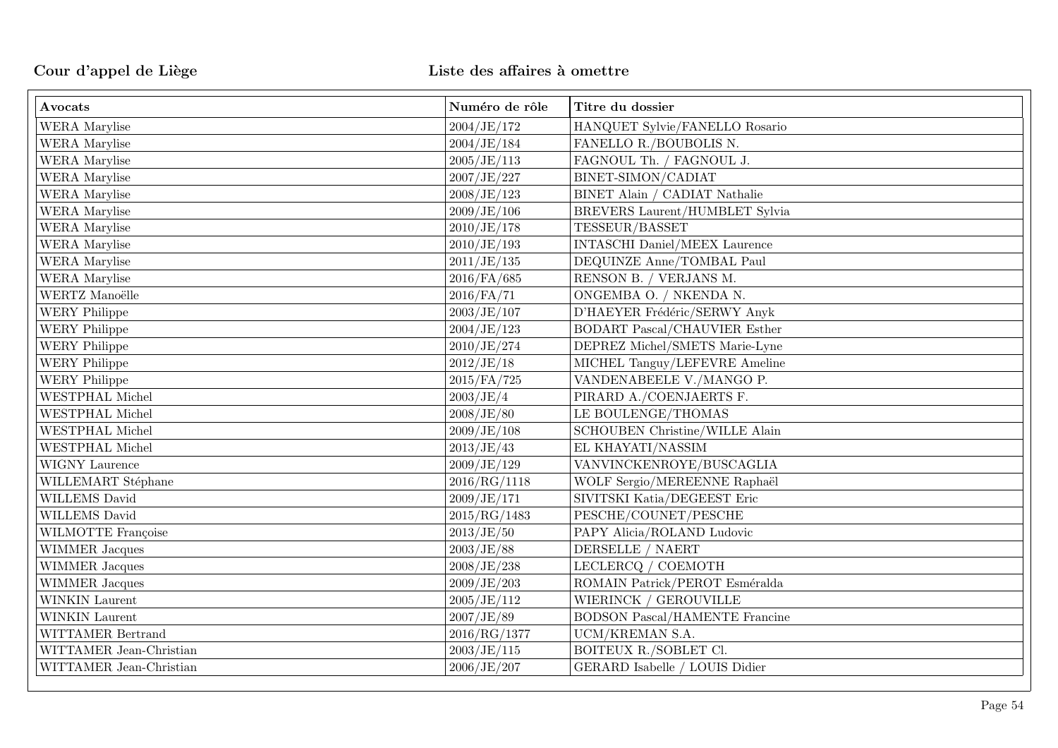| Avocats | Numéro de rôle | Titre du dossier |
|---|---|---|
| WERA Marylise | 2004/JE/172 | HANQUET Sylvie/FANELLO Rosario |
| WERA Marylise | 2004/JE/184 | FANELLO R./BOUBOLIS N. |
| WERA Marylise | 2005/JE/113 | FAGNOUL Th. / FAGNOUL J. |
| WERA Marylise | 2007/JE/227 | BINET-SIMON/CADIAT |
| WERA Marylise | 2008/JE/123 | BINET Alain / CADIAT Nathalie |
| WERA Marylise | 2009/JE/106 | BREVERS Laurent/HUMBLET Sylvia |
| WERA Marylise | 2010/JE/178 | TESSEUR/BASSET |
| WERA Marylise | 2010/JE/193 | INTASCHI Daniel/MEEX Laurence |
| WERA Marylise | 2011/JE/135 | DEQUINZE Anne/TOMBAL Paul |
| WERA Marylise | 2016/FA/685 | RENSON B. / VERJANS M. |
| WERTZ Manoëlle | 2016/FA/71 | ONGEMBA O. / NKENDA N. |
| WERY Philippe | 2003/JE/107 | D'HAEYER Frédéric/SERWY Anyk |
| WERY Philippe | 2004/JE/123 | BODART Pascal/CHAUVIER Esther |
| WERY Philippe | 2010/JE/274 | DEPREZ Michel/SMETS Marie-Lyne |
| WERY Philippe | 2012/JE/18 | MICHEL Tanguy/LEFEVRE Ameline |
| WERY Philippe | 2015/FA/725 | VANDENABEELE V./MANGO P. |
| WESTPHAL Michel | 2003/JE/4 | PIRARD A./COENJAERTS F. |
| WESTPHAL Michel | 2008/JE/80 | LE BOULENGE/THOMAS |
| WESTPHAL Michel | 2009/JE/108 | SCHOUBEN Christine/WILLE Alain |
| WESTPHAL Michel | 2013/JE/43 | EL KHAYATI/NASSIM |
| WIGNY Laurence | 2009/JE/129 | VANVINCKENROYE/BUSCAGLIA |
| WILLEMART Stéphane | 2016/RG/1118 | WOLF Sergio/MEREENNE Raphaël |
| WILLEMS David | 2009/JE/171 | SIVITSKI Katia/DEGEEST Eric |
| WILLEMS David | 2015/RG/1483 | PESCHE/COUNET/PESCHE |
| WILMOTTE Françoise | 2013/JE/50 | PAPY Alicia/ROLAND Ludovic |
| WIMMER Jacques | 2003/JE/88 | DERSELLE / NAERT |
| WIMMER Jacques | 2008/JE/238 | LECLERCQ / COEMOTH |
| WIMMER Jacques | 2009/JE/203 | ROMAIN Patrick/PEROT Esméralda |
| WINKIN Laurent | 2005/JE/112 | WIERINCK / GEROUVILLE |
| WINKIN Laurent | 2007/JE/89 | BODSON Pascal/HAMENTE Francine |
| WITTAMER Bertrand | 2016/RG/1377 | UCM/KREMAN S.A. |
| WITTAMER Jean-Christian | 2003/JE/115 | BOITEUX R./SOBLET Cl. |
| WITTAMER Jean-Christian | 2006/JE/207 | GERARD Isabelle / LOUIS Didier |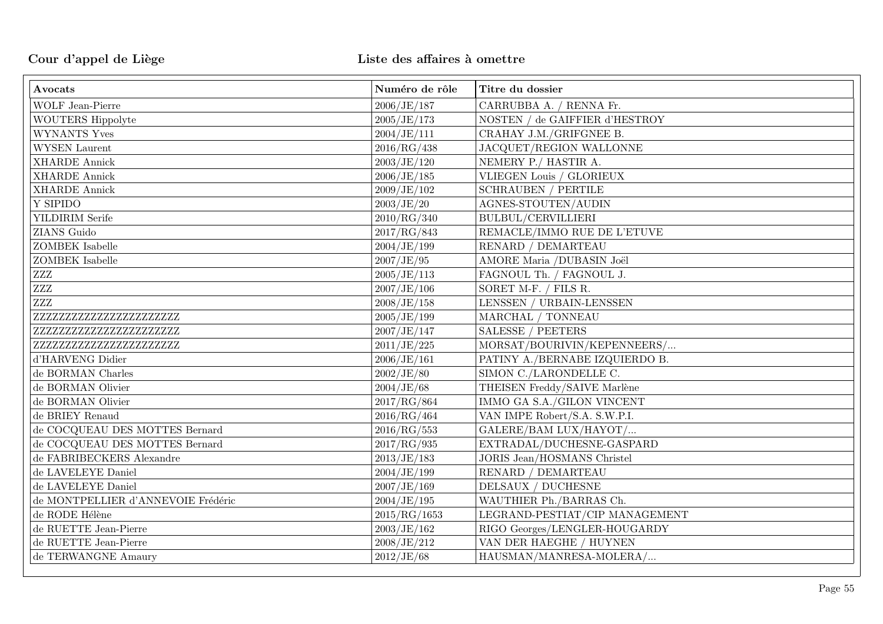**Cour d'appel de Liège** **Liste des affaires à omettre**

| Avocats | Numéro de rôle | Titre du dossier |
|---|---|---|
| WOLF Jean-Pierre | 2006/JE/187 | CARRUBBA A. / RENNA Fr. |
| WOUTERS Hippolyte | 2005/JE/173 | NOSTEN / de GAIFFIER d'HESTROY |
| WYNANTS Yves | 2004/JE/111 | CRAHAY J.M./GRIFGNEE B. |
| WYSEN Laurent | 2016/RG/438 | JACQUET/REGION WALLONNE |
| XHARDE Annick | 2003/JE/120 | NEMERY P./ HASTIR A. |
| XHARDE Annick | 2006/JE/185 | VLIEGEN Louis / GLORIEUX |
| XHARDE Annick | 2009/JE/102 | SCHRAUBEN / PERTILE |
| Y SIPIDO | 2003/JE/20 | AGNES-STOUTEN/AUDIN |
| YILDIRIM Serife | 2010/RG/340 | BULBUL/CERVILLIERI |
| ZIANS Guido | 2017/RG/843 | REMACLE/IMMO RUE DE L'ETUVE |
| ZOMBEK Isabelle | 2004/JE/199 | RENARD / DEMARTEAU |
| ZOMBEK Isabelle | 2007/JE/95 | AMORE Maria /DUBASIN Joël |
| ZZZ | 2005/JE/113 | FAGNOUL Th. / FAGNOUL J. |
| ZZZ | 2007/JE/106 | SORET M-F. / FILS R. |
| ZZZ | 2008/JE/158 | LENSSEN / URBAIN-LENSSEN |
| ZZZZZZZZZZZZZZZZZZZZZZZ | 2005/JE/199 | MARCHAL / TONNEAU |
| ZZZZZZZZZZZZZZZZZZZZZZZ | 2007/JE/147 | SALESSE / PEETERS |
| ZZZZZZZZZZZZZZZZZZZZZZZ | 2011/JE/225 | MORSAT/BOURIVIN/KEPENNEERS/... |
| d'HARVENG Didier | 2006/JE/161 | PATINY A./BERNABE IZQUIERDO B. |
| de BORMAN Charles | 2002/JE/80 | SIMON C./LARONDELLE C. |
| de BORMAN Olivier | 2004/JE/68 | THEISEN Freddy/SAIVE Marlène |
| de BORMAN Olivier | 2017/RG/864 | IMMO GA S.A./GILON VINCENT |
| de BRIEY Renaud | 2016/RG/464 | VAN IMPE Robert/S.A. S.W.P.I. |
| de COCQUEAU DES MOTTES Bernard | 2016/RG/553 | GALERE/BAM LUX/HAYOT/... |
| de COCQUEAU DES MOTTES Bernard | 2017/RG/935 | EXTRADAL/DUCHESNE-GASPARD |
| de FABRIBECKERS Alexandre | 2013/JE/183 | JORIS Jean/HOSMANS Christel |
| de LAVELEYE Daniel | 2004/JE/199 | RENARD / DEMARTEAU |
| de LAVELEYE Daniel | 2007/JE/169 | DELSAUX / DUCHESNE |
| de MONTPELLIER d'ANNEVOIE Frédéric | 2004/JE/195 | WAUTHIER Ph./BARRAS Ch. |
| de RODE Hélène | 2015/RG/1653 | LEGRAND-PESTIAT/CIP MANAGEMENT |
| de RUETTE Jean-Pierre | 2003/JE/162 | RIGO Georges/LENGLER-HOUGARDY |
| de RUETTE Jean-Pierre | 2008/JE/212 | VAN DER HAEGHE / HUYNEN |
| de TERWANGNE Amaury | 2012/JE/68 | HAUSMAN/MANRESA-MOLERA/... |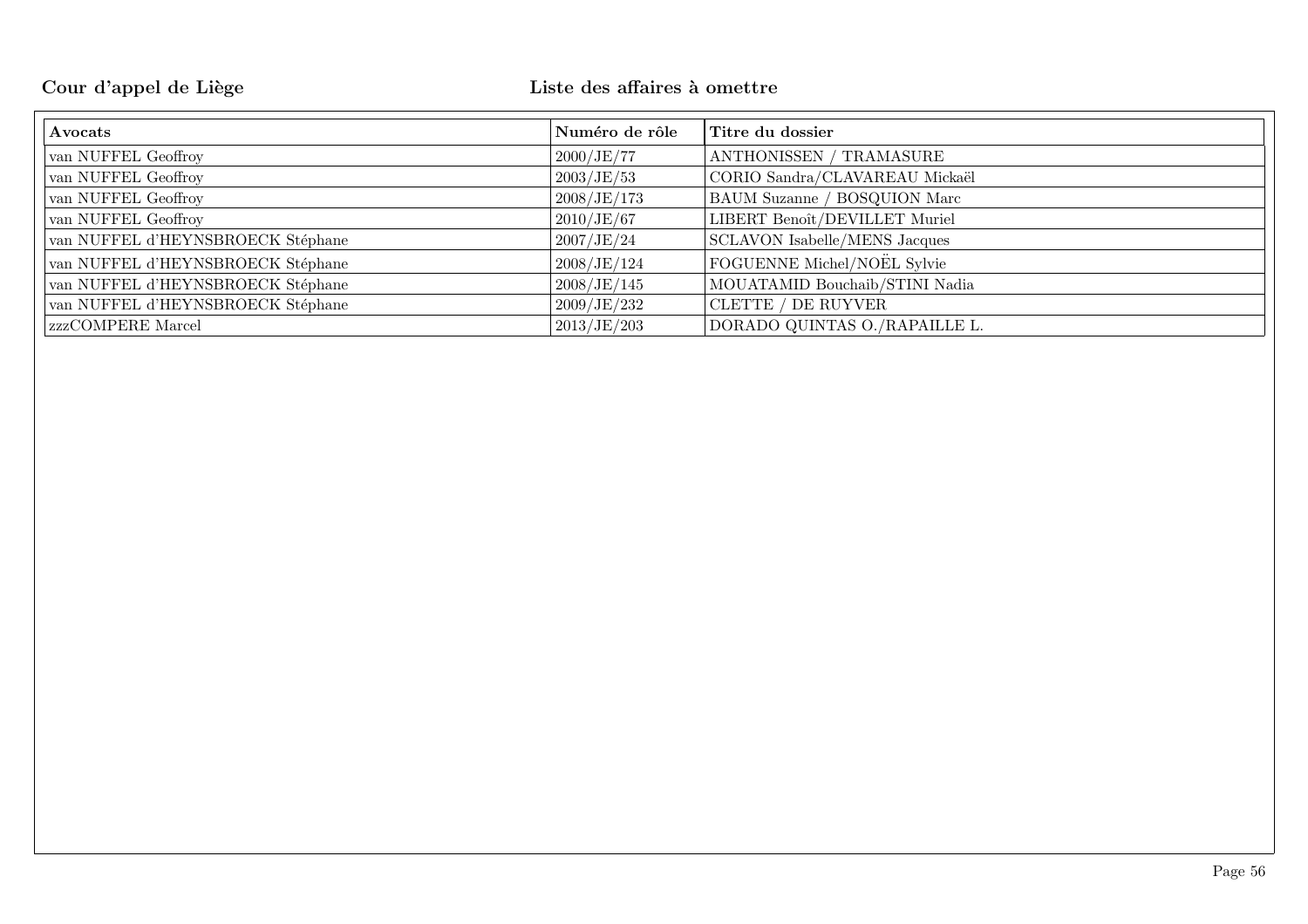**Cour d'appel de Liège** **Liste des affaires à omettre**

| Avocats | Numéro de rôle | Titre du dossier |
|---|---|---|
| van NUFFEL Geoffroy | 2000/JE/77 | ANTHONISSEN / TRAMASURE |
| van NUFFEL Geoffroy | 2003/JE/53 | CORIO Sandra/CLAVAREAU Mickaël |
| van NUFFEL Geoffroy | 2008/JE/173 | BAUM Suzanne / BOSQUION Marc |
| van NUFFEL Geoffroy | 2010/JE/67 | LIBERT Benoît/DEVILLET Muriel |
| van NUFFEL d'HEYNSBROECK Stéphane | 2007/JE/24 | SCLAVON Isabelle/MENS Jacques |
| van NUFFEL d'HEYNSBROECK Stéphane | 2008/JE/124 | FOGUENNE Michel/NOËL Sylvie |
| van NUFFEL d'HEYNSBROECK Stéphane | 2008/JE/145 | MOUATAMID Bouchaib/STINI Nadia |
| van NUFFEL d'HEYNSBROECK Stéphane | 2009/JE/232 | CLETTE / DE RUYVER |
| zzzCOMPERE Marcel | 2013/JE/203 | DORADO QUINTAS O./RAPAILLE L. |